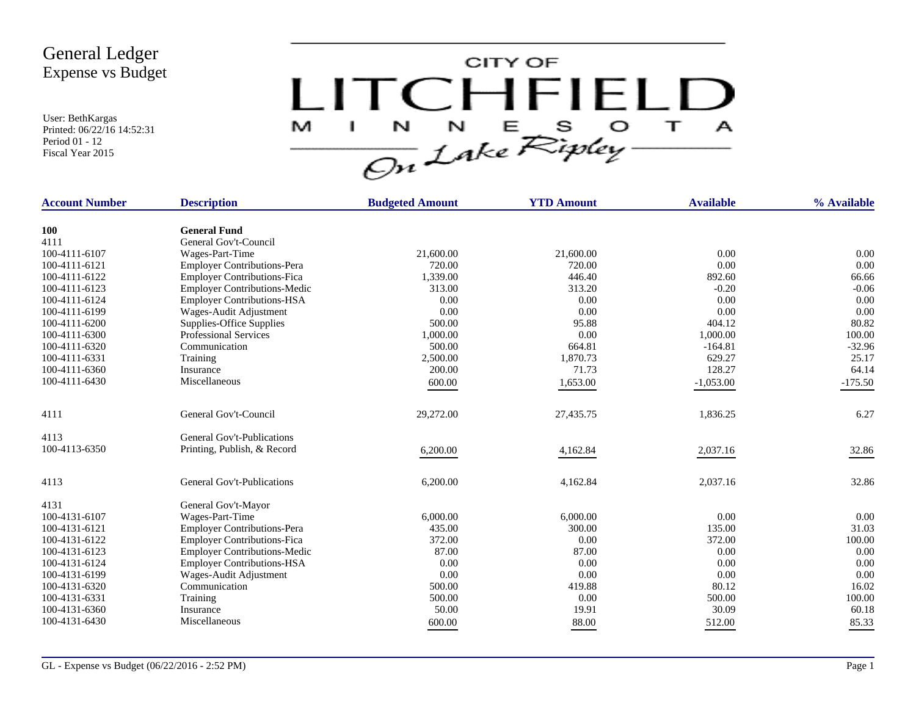# General Ledger
## Expense vs Budget

User: BethKargas
Printed: 06/22/16 14:52:31
Period 01 - 12
Fiscal Year 2015

CITY OF LITCHFIELD MINNESOTA On Lake Ripley

| Account Number | Description | Budgeted Amount | YTD Amount | Available | % Available |
|---|---|---|---|---|---|
| **100** | **General Fund** | | | | |
| 4111 | General Gov't-Council | | | | |
| 100-4111-6107 | Wages-Part-Time | 21,600.00 | 21,600.00 | 0.00 | 0.00 |
| 100-4111-6121 | Employer Contributions-Pera | 720.00 | 720.00 | 0.00 | 0.00 |
| 100-4111-6122 | Employer Contributions-Fica | 1,339.00 | 446.40 | 892.60 | 66.66 |
| 100-4111-6123 | Employer Contributions-Medic | 313.00 | 313.20 | -0.20 | -0.06 |
| 100-4111-6124 | Employer Contributions-HSA | 0.00 | 0.00 | 0.00 | 0.00 |
| 100-4111-6199 | Wages-Audit Adjustment | 0.00 | 0.00 | 0.00 | 0.00 |
| 100-4111-6200 | Supplies-Office Supplies | 500.00 | 95.88 | 404.12 | 80.82 |
| 100-4111-6300 | Professional Services | 1,000.00 | 0.00 | 1,000.00 | 100.00 |
| 100-4111-6320 | Communication | 500.00 | 664.81 | -164.81 | -32.96 |
| 100-4111-6331 | Training | 2,500.00 | 1,870.73 | 629.27 | 25.17 |
| 100-4111-6360 | Insurance | 200.00 | 71.73 | 128.27 | 64.14 |
| 100-4111-6430 | Miscellaneous | 600.00 | 1,653.00 | -1,053.00 | -175.50 |
| 4111 | General Gov't-Council | 29,272.00 | 27,435.75 | 1,836.25 | 6.27 |
| 4113 | General Gov't-Publications | | | | |
| 100-4113-6350 | Printing, Publish, & Record | 6,200.00 | 4,162.84 | 2,037.16 | 32.86 |
| 4113 | General Gov't-Publications | 6,200.00 | 4,162.84 | 2,037.16 | 32.86 |
| 4131 | General Gov't-Mayor | | | | |
| 100-4131-6107 | Wages-Part-Time | 6,000.00 | 6,000.00 | 0.00 | 0.00 |
| 100-4131-6121 | Employer Contributions-Pera | 435.00 | 300.00 | 135.00 | 31.03 |
| 100-4131-6122 | Employer Contributions-Fica | 372.00 | 0.00 | 372.00 | 100.00 |
| 100-4131-6123 | Employer Contributions-Medic | 87.00 | 87.00 | 0.00 | 0.00 |
| 100-4131-6124 | Employer Contributions-HSA | 0.00 | 0.00 | 0.00 | 0.00 |
| 100-4131-6199 | Wages-Audit Adjustment | 0.00 | 0.00 | 0.00 | 0.00 |
| 100-4131-6320 | Communication | 500.00 | 419.88 | 80.12 | 16.02 |
| 100-4131-6331 | Training | 500.00 | 0.00 | 500.00 | 100.00 |
| 100-4131-6360 | Insurance | 50.00 | 19.91 | 30.09 | 60.18 |
| 100-4131-6430 | Miscellaneous | 600.00 | 88.00 | 512.00 | 85.33 |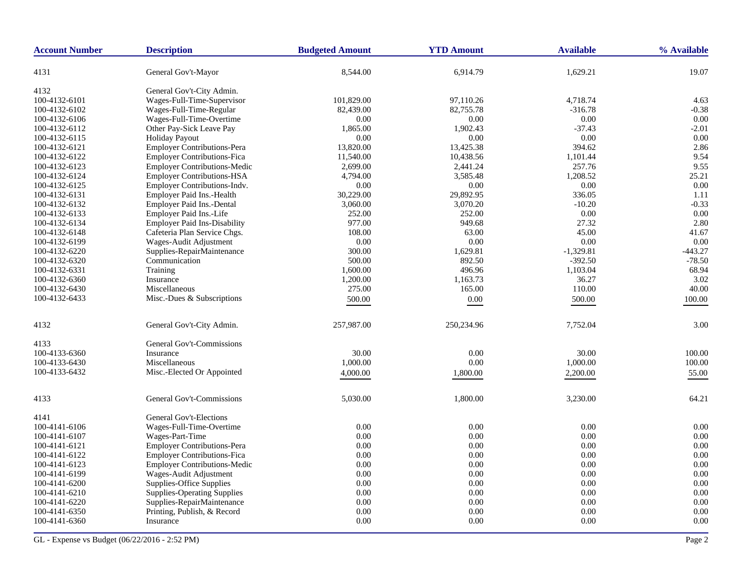| Account Number | Description | Budgeted Amount | YTD Amount | Available | % Available |
|---|---|---|---|---|---|
| 4131 | General Gov't-Mayor | 8,544.00 | 6,914.79 | 1,629.21 | 19.07 |
| 4132 | General Gov't-City Admin. | | | | |
| 100-4132-6101 | Wages-Full-Time-Supervisor | 101,829.00 | 97,110.26 | 4,718.74 | 4.63 |
| 100-4132-6102 | Wages-Full-Time-Regular | 82,439.00 | 82,755.78 | -316.78 | -0.38 |
| 100-4132-6106 | Wages-Full-Time-Overtime | 0.00 | 0.00 | 0.00 | 0.00 |
| 100-4132-6112 | Other Pay-Sick Leave Pay | 1,865.00 | 1,902.43 | -37.43 | -2.01 |
| 100-4132-6115 | Holiday Payout | 0.00 | 0.00 | 0.00 | 0.00 |
| 100-4132-6121 | Employer Contributions-Pera | 13,820.00 | 13,425.38 | 394.62 | 2.86 |
| 100-4132-6122 | Employer Contributions-Fica | 11,540.00 | 10,438.56 | 1,101.44 | 9.54 |
| 100-4132-6123 | Employer Contributions-Medic | 2,699.00 | 2,441.24 | 257.76 | 9.55 |
| 100-4132-6124 | Employer Contributions-HSA | 4,794.00 | 3,585.48 | 1,208.52 | 25.21 |
| 100-4132-6125 | Employer Contributions-Indv. | 0.00 | 0.00 | 0.00 | 0.00 |
| 100-4132-6131 | Employer Paid Ins.-Health | 30,229.00 | 29,892.95 | 336.05 | 1.11 |
| 100-4132-6132 | Employer Paid Ins.-Dental | 3,060.00 | 3,070.20 | -10.20 | -0.33 |
| 100-4132-6133 | Employer Paid Ins.-Life | 252.00 | 252.00 | 0.00 | 0.00 |
| 100-4132-6134 | Employer Paid Ins-Disability | 977.00 | 949.68 | 27.32 | 2.80 |
| 100-4132-6148 | Cafeteria Plan Service Chgs. | 108.00 | 63.00 | 45.00 | 41.67 |
| 100-4132-6199 | Wages-Audit Adjustment | 0.00 | 0.00 | 0.00 | 0.00 |
| 100-4132-6220 | Supplies-RepairMaintenance | 300.00 | 1,629.81 | -1,329.81 | -443.27 |
| 100-4132-6320 | Communication | 500.00 | 892.50 | -392.50 | -78.50 |
| 100-4132-6331 | Training | 1,600.00 | 496.96 | 1,103.04 | 68.94 |
| 100-4132-6360 | Insurance | 1,200.00 | 1,163.73 | 36.27 | 3.02 |
| 100-4132-6430 | Miscellaneous | 275.00 | 165.00 | 110.00 | 40.00 |
| 100-4132-6433 | Misc.-Dues & Subscriptions | 500.00 | 0.00 | 500.00 | 100.00 |
| 4132 | General Gov't-City Admin. | 257,987.00 | 250,234.96 | 7,752.04 | 3.00 |
| 4133 | General Gov't-Commissions | | | | |
| 100-4133-6360 | Insurance | 30.00 | 0.00 | 30.00 | 100.00 |
| 100-4133-6430 | Miscellaneous | 1,000.00 | 0.00 | 1,000.00 | 100.00 |
| 100-4133-6432 | Misc.-Elected Or Appointed | 4,000.00 | 1,800.00 | 2,200.00 | 55.00 |
| 4133 | General Gov't-Commissions | 5,030.00 | 1,800.00 | 3,230.00 | 64.21 |
| 4141 | General Gov't-Elections | | | | |
| 100-4141-6106 | Wages-Full-Time-Overtime | 0.00 | 0.00 | 0.00 | 0.00 |
| 100-4141-6107 | Wages-Part-Time | 0.00 | 0.00 | 0.00 | 0.00 |
| 100-4141-6121 | Employer Contributions-Pera | 0.00 | 0.00 | 0.00 | 0.00 |
| 100-4141-6122 | Employer Contributions-Fica | 0.00 | 0.00 | 0.00 | 0.00 |
| 100-4141-6123 | Employer Contributions-Medic | 0.00 | 0.00 | 0.00 | 0.00 |
| 100-4141-6199 | Wages-Audit Adjustment | 0.00 | 0.00 | 0.00 | 0.00 |
| 100-4141-6200 | Supplies-Office Supplies | 0.00 | 0.00 | 0.00 | 0.00 |
| 100-4141-6210 | Supplies-Operating Supplies | 0.00 | 0.00 | 0.00 | 0.00 |
| 100-4141-6220 | Supplies-RepairMaintenance | 0.00 | 0.00 | 0.00 | 0.00 |
| 100-4141-6350 | Printing, Publish, & Record | 0.00 | 0.00 | 0.00 | 0.00 |
| 100-4141-6360 | Insurance | 0.00 | 0.00 | 0.00 | 0.00 |

GL - Expense vs Budget (06/22/2016 - 2:52 PM)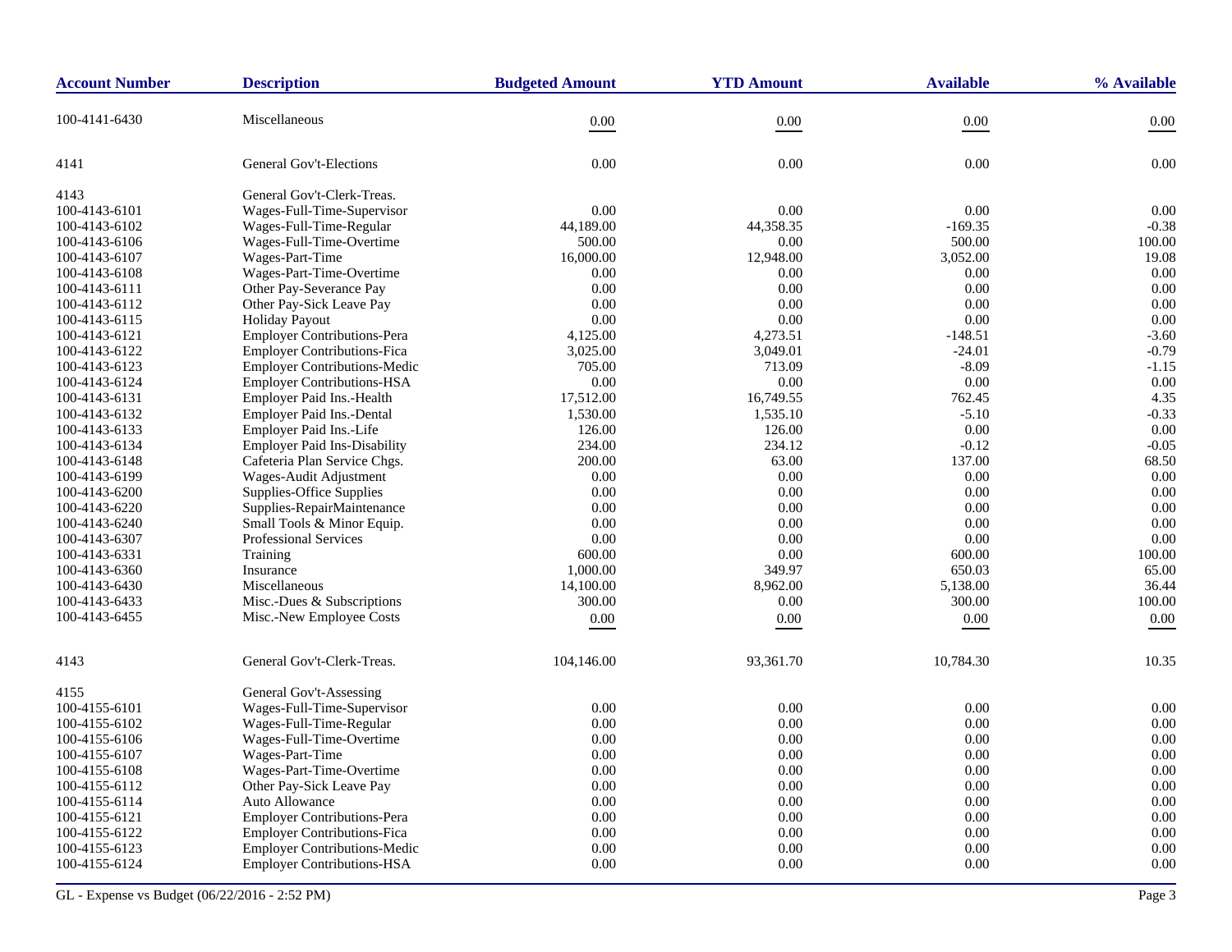| Account Number | Description | Budgeted Amount | YTD Amount | Available | % Available |
|---|---|---|---|---|---|
| 100-4141-6430 | Miscellaneous | 0.00 | 0.00 | 0.00 | 0.00 |
| 4141 | General Gov't-Elections | 0.00 | 0.00 | 0.00 | 0.00 |
| 4143 | General Gov't-Clerk-Treas. | | | | |
| 100-4143-6101 | Wages-Full-Time-Supervisor | 0.00 | 0.00 | 0.00 | 0.00 |
| 100-4143-6102 | Wages-Full-Time-Regular | 44,189.00 | 44,358.35 | -169.35 | -0.38 |
| 100-4143-6106 | Wages-Full-Time-Overtime | 500.00 | 0.00 | 500.00 | 100.00 |
| 100-4143-6107 | Wages-Part-Time | 16,000.00 | 12,948.00 | 3,052.00 | 19.08 |
| 100-4143-6108 | Wages-Part-Time-Overtime | 0.00 | 0.00 | 0.00 | 0.00 |
| 100-4143-6111 | Other Pay-Severance Pay | 0.00 | 0.00 | 0.00 | 0.00 |
| 100-4143-6112 | Other Pay-Sick Leave Pay | 0.00 | 0.00 | 0.00 | 0.00 |
| 100-4143-6115 | Holiday Payout | 0.00 | 0.00 | 0.00 | 0.00 |
| 100-4143-6121 | Employer Contributions-Pera | 4,125.00 | 4,273.51 | -148.51 | -3.60 |
| 100-4143-6122 | Employer Contributions-Fica | 3,025.00 | 3,049.01 | -24.01 | -0.79 |
| 100-4143-6123 | Employer Contributions-Medic | 705.00 | 713.09 | -8.09 | -1.15 |
| 100-4143-6124 | Employer Contributions-HSA | 0.00 | 0.00 | 0.00 | 0.00 |
| 100-4143-6131 | Employer Paid Ins.-Health | 17,512.00 | 16,749.55 | 762.45 | 4.35 |
| 100-4143-6132 | Employer Paid Ins.-Dental | 1,530.00 | 1,535.10 | -5.10 | -0.33 |
| 100-4143-6133 | Employer Paid Ins.-Life | 126.00 | 126.00 | 0.00 | 0.00 |
| 100-4143-6134 | Employer Paid Ins-Disability | 234.00 | 234.12 | -0.12 | -0.05 |
| 100-4143-6148 | Cafeteria Plan Service Chgs. | 200.00 | 63.00 | 137.00 | 68.50 |
| 100-4143-6199 | Wages-Audit Adjustment | 0.00 | 0.00 | 0.00 | 0.00 |
| 100-4143-6200 | Supplies-Office Supplies | 0.00 | 0.00 | 0.00 | 0.00 |
| 100-4143-6220 | Supplies-RepairMaintenance | 0.00 | 0.00 | 0.00 | 0.00 |
| 100-4143-6240 | Small Tools & Minor Equip. | 0.00 | 0.00 | 0.00 | 0.00 |
| 100-4143-6307 | Professional Services | 0.00 | 0.00 | 0.00 | 0.00 |
| 100-4143-6331 | Training | 600.00 | 0.00 | 600.00 | 100.00 |
| 100-4143-6360 | Insurance | 1,000.00 | 349.97 | 650.03 | 65.00 |
| 100-4143-6430 | Miscellaneous | 14,100.00 | 8,962.00 | 5,138.00 | 36.44 |
| 100-4143-6433 | Misc.-Dues & Subscriptions | 300.00 | 0.00 | 300.00 | 100.00 |
| 100-4143-6455 | Misc.-New Employee Costs | 0.00 | 0.00 | 0.00 | 0.00 |
| 4143 | General Gov't-Clerk-Treas. | 104,146.00 | 93,361.70 | 10,784.30 | 10.35 |
| 4155 | General Gov't-Assessing | | | | |
| 100-4155-6101 | Wages-Full-Time-Supervisor | 0.00 | 0.00 | 0.00 | 0.00 |
| 100-4155-6102 | Wages-Full-Time-Regular | 0.00 | 0.00 | 0.00 | 0.00 |
| 100-4155-6106 | Wages-Full-Time-Overtime | 0.00 | 0.00 | 0.00 | 0.00 |
| 100-4155-6107 | Wages-Part-Time | 0.00 | 0.00 | 0.00 | 0.00 |
| 100-4155-6108 | Wages-Part-Time-Overtime | 0.00 | 0.00 | 0.00 | 0.00 |
| 100-4155-6112 | Other Pay-Sick Leave Pay | 0.00 | 0.00 | 0.00 | 0.00 |
| 100-4155-6114 | Auto Allowance | 0.00 | 0.00 | 0.00 | 0.00 |
| 100-4155-6121 | Employer Contributions-Pera | 0.00 | 0.00 | 0.00 | 0.00 |
| 100-4155-6122 | Employer Contributions-Fica | 0.00 | 0.00 | 0.00 | 0.00 |
| 100-4155-6123 | Employer Contributions-Medic | 0.00 | 0.00 | 0.00 | 0.00 |
| 100-4155-6124 | Employer Contributions-HSA | 0.00 | 0.00 | 0.00 | 0.00 |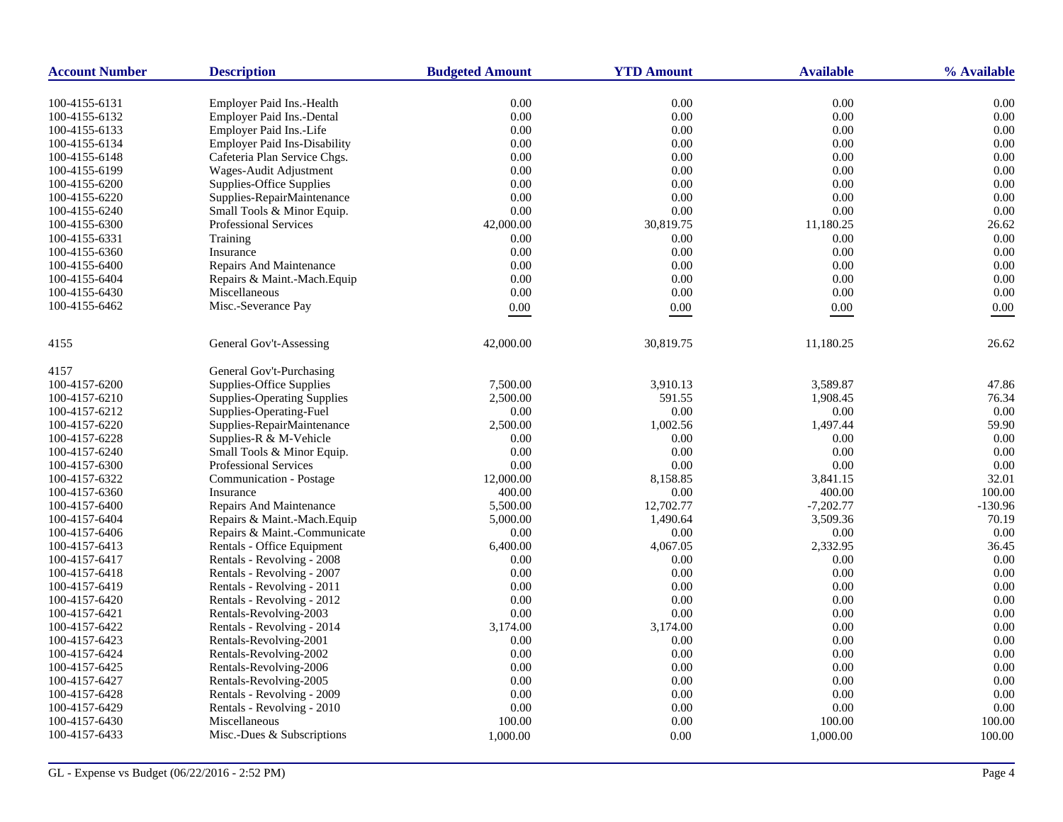| Account Number | Description | Budgeted Amount | YTD Amount | Available | % Available |
|---|---|---|---|---|---|
| 100-4155-6131 | Employer Paid Ins.-Health | 0.00 | 0.00 | 0.00 | 0.00 |
| 100-4155-6132 | Employer Paid Ins.-Dental | 0.00 | 0.00 | 0.00 | 0.00 |
| 100-4155-6133 | Employer Paid Ins.-Life | 0.00 | 0.00 | 0.00 | 0.00 |
| 100-4155-6134 | Employer Paid Ins-Disability | 0.00 | 0.00 | 0.00 | 0.00 |
| 100-4155-6148 | Cafeteria Plan Service Chgs. | 0.00 | 0.00 | 0.00 | 0.00 |
| 100-4155-6199 | Wages-Audit Adjustment | 0.00 | 0.00 | 0.00 | 0.00 |
| 100-4155-6200 | Supplies-Office Supplies | 0.00 | 0.00 | 0.00 | 0.00 |
| 100-4155-6220 | Supplies-RepairMaintenance | 0.00 | 0.00 | 0.00 | 0.00 |
| 100-4155-6240 | Small Tools & Minor Equip. | 0.00 | 0.00 | 0.00 | 0.00 |
| 100-4155-6300 | Professional Services | 42,000.00 | 30,819.75 | 11,180.25 | 26.62 |
| 100-4155-6331 | Training | 0.00 | 0.00 | 0.00 | 0.00 |
| 100-4155-6360 | Insurance | 0.00 | 0.00 | 0.00 | 0.00 |
| 100-4155-6400 | Repairs And Maintenance | 0.00 | 0.00 | 0.00 | 0.00 |
| 100-4155-6404 | Repairs & Maint.-Mach.Equip | 0.00 | 0.00 | 0.00 | 0.00 |
| 100-4155-6430 | Miscellaneous | 0.00 | 0.00 | 0.00 | 0.00 |
| 100-4155-6462 | Misc.-Severance Pay | 0.00 | 0.00 | 0.00 | 0.00 |
| 4155 | General Gov't-Assessing | 42,000.00 | 30,819.75 | 11,180.25 | 26.62 |
| 4157 | General Gov't-Purchasing | | | | |
| 100-4157-6200 | Supplies-Office Supplies | 7,500.00 | 3,910.13 | 3,589.87 | 47.86 |
| 100-4157-6210 | Supplies-Operating Supplies | 2,500.00 | 591.55 | 1,908.45 | 76.34 |
| 100-4157-6212 | Supplies-Operating-Fuel | 0.00 | 0.00 | 0.00 | 0.00 |
| 100-4157-6220 | Supplies-RepairMaintenance | 2,500.00 | 1,002.56 | 1,497.44 | 59.90 |
| 100-4157-6228 | Supplies-R & M-Vehicle | 0.00 | 0.00 | 0.00 | 0.00 |
| 100-4157-6240 | Small Tools & Minor Equip. | 0.00 | 0.00 | 0.00 | 0.00 |
| 100-4157-6300 | Professional Services | 0.00 | 0.00 | 0.00 | 0.00 |
| 100-4157-6322 | Communication - Postage | 12,000.00 | 8,158.85 | 3,841.15 | 32.01 |
| 100-4157-6360 | Insurance | 400.00 | 0.00 | 400.00 | 100.00 |
| 100-4157-6400 | Repairs And Maintenance | 5,500.00 | 12,702.77 | -7,202.77 | -130.96 |
| 100-4157-6404 | Repairs & Maint.-Mach.Equip | 5,000.00 | 1,490.64 | 3,509.36 | 70.19 |
| 100-4157-6406 | Repairs & Maint.-Communicate | 0.00 | 0.00 | 0.00 | 0.00 |
| 100-4157-6413 | Rentals - Office Equipment | 6,400.00 | 4,067.05 | 2,332.95 | 36.45 |
| 100-4157-6417 | Rentals - Revolving - 2008 | 0.00 | 0.00 | 0.00 | 0.00 |
| 100-4157-6418 | Rentals - Revolving - 2007 | 0.00 | 0.00 | 0.00 | 0.00 |
| 100-4157-6419 | Rentals - Revolving - 2011 | 0.00 | 0.00 | 0.00 | 0.00 |
| 100-4157-6420 | Rentals - Revolving - 2012 | 0.00 | 0.00 | 0.00 | 0.00 |
| 100-4157-6421 | Rentals-Revolving-2003 | 0.00 | 0.00 | 0.00 | 0.00 |
| 100-4157-6422 | Rentals - Revolving - 2014 | 3,174.00 | 3,174.00 | 0.00 | 0.00 |
| 100-4157-6423 | Rentals-Revolving-2001 | 0.00 | 0.00 | 0.00 | 0.00 |
| 100-4157-6424 | Rentals-Revolving-2002 | 0.00 | 0.00 | 0.00 | 0.00 |
| 100-4157-6425 | Rentals-Revolving-2006 | 0.00 | 0.00 | 0.00 | 0.00 |
| 100-4157-6427 | Rentals-Revolving-2005 | 0.00 | 0.00 | 0.00 | 0.00 |
| 100-4157-6428 | Rentals - Revolving - 2009 | 0.00 | 0.00 | 0.00 | 0.00 |
| 100-4157-6429 | Rentals - Revolving - 2010 | 0.00 | 0.00 | 0.00 | 0.00 |
| 100-4157-6430 | Miscellaneous | 100.00 | 0.00 | 100.00 | 100.00 |
| 100-4157-6433 | Misc.-Dues & Subscriptions | 1,000.00 | 0.00 | 1,000.00 | 100.00 |

GL - Expense vs Budget (06/22/2016 - 2:52 PM)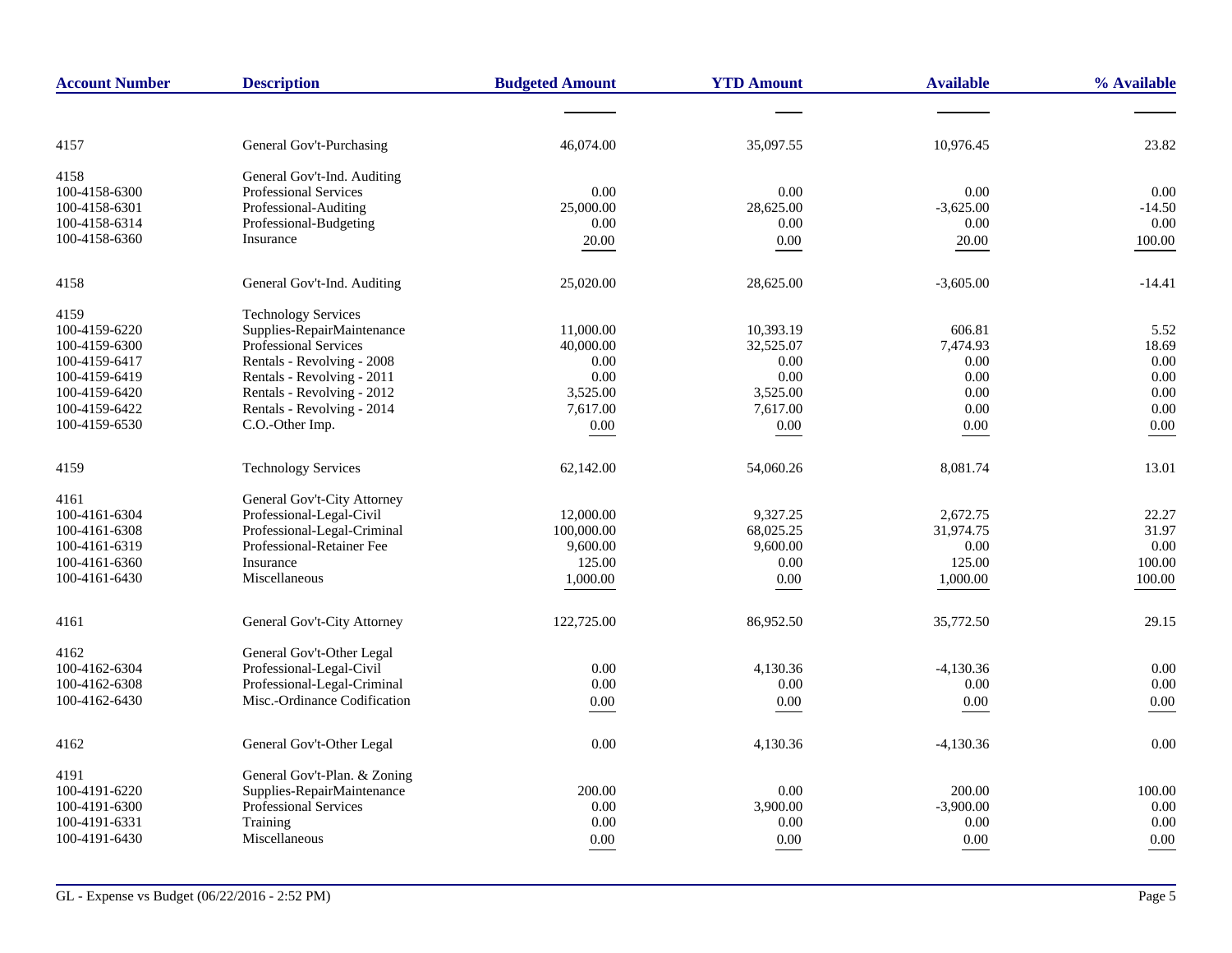| Account Number | Description | Budgeted Amount | YTD Amount | Available | % Available |
|---|---|---|---|---|---|
| 4157 | General Gov't-Purchasing | 46,074.00 | 35,097.55 | 10,976.45 | 23.82 |
| 4158 | General Gov't-Ind. Auditing | | | | |
| 100-4158-6300 | Professional Services | 0.00 | 0.00 | 0.00 | 0.00 |
| 100-4158-6301 | Professional-Auditing | 25,000.00 | 28,625.00 | -3,625.00 | -14.50 |
| 100-4158-6314 | Professional-Budgeting | 0.00 | 0.00 | 0.00 | 0.00 |
| 100-4158-6360 | Insurance | 20.00 | 0.00 | 20.00 | 100.00 |
| 4158 | General Gov't-Ind. Auditing | 25,020.00 | 28,625.00 | -3,605.00 | -14.41 |
| 4159 | Technology Services | | | | |
| 100-4159-6220 | Supplies-RepairMaintenance | 11,000.00 | 10,393.19 | 606.81 | 5.52 |
| 100-4159-6300 | Professional Services | 40,000.00 | 32,525.07 | 7,474.93 | 18.69 |
| 100-4159-6417 | Rentals - Revolving - 2008 | 0.00 | 0.00 | 0.00 | 0.00 |
| 100-4159-6419 | Rentals - Revolving - 2011 | 0.00 | 0.00 | 0.00 | 0.00 |
| 100-4159-6420 | Rentals - Revolving - 2012 | 3,525.00 | 3,525.00 | 0.00 | 0.00 |
| 100-4159-6422 | Rentals - Revolving - 2014 | 7,617.00 | 7,617.00 | 0.00 | 0.00 |
| 100-4159-6530 | C.O.-Other Imp. | 0.00 | 0.00 | 0.00 | 0.00 |
| 4159 | Technology Services | 62,142.00 | 54,060.26 | 8,081.74 | 13.01 |
| 4161 | General Gov't-City Attorney | | | | |
| 100-4161-6304 | Professional-Legal-Civil | 12,000.00 | 9,327.25 | 2,672.75 | 22.27 |
| 100-4161-6308 | Professional-Legal-Criminal | 100,000.00 | 68,025.25 | 31,974.75 | 31.97 |
| 100-4161-6319 | Professional-Retainer Fee | 9,600.00 | 9,600.00 | 0.00 | 0.00 |
| 100-4161-6360 | Insurance | 125.00 | 0.00 | 125.00 | 100.00 |
| 100-4161-6430 | Miscellaneous | 1,000.00 | 0.00 | 1,000.00 | 100.00 |
| 4161 | General Gov't-City Attorney | 122,725.00 | 86,952.50 | 35,772.50 | 29.15 |
| 4162 | General Gov't-Other Legal | | | | |
| 100-4162-6304 | Professional-Legal-Civil | 0.00 | 4,130.36 | -4,130.36 | 0.00 |
| 100-4162-6308 | Professional-Legal-Criminal | 0.00 | 0.00 | 0.00 | 0.00 |
| 100-4162-6430 | Misc.-Ordinance Codification | 0.00 | 0.00 | 0.00 | 0.00 |
| 4162 | General Gov't-Other Legal | 0.00 | 4,130.36 | -4,130.36 | 0.00 |
| 4191 | General Gov't-Plan. & Zoning | | | | |
| 100-4191-6220 | Supplies-RepairMaintenance | 200.00 | 0.00 | 200.00 | 100.00 |
| 100-4191-6300 | Professional Services | 0.00 | 3,900.00 | -3,900.00 | 0.00 |
| 100-4191-6331 | Training | 0.00 | 0.00 | 0.00 | 0.00 |
| 100-4191-6430 | Miscellaneous | 0.00 | 0.00 | 0.00 | 0.00 |

GL - Expense vs Budget (06/22/2016 - 2:52 PM)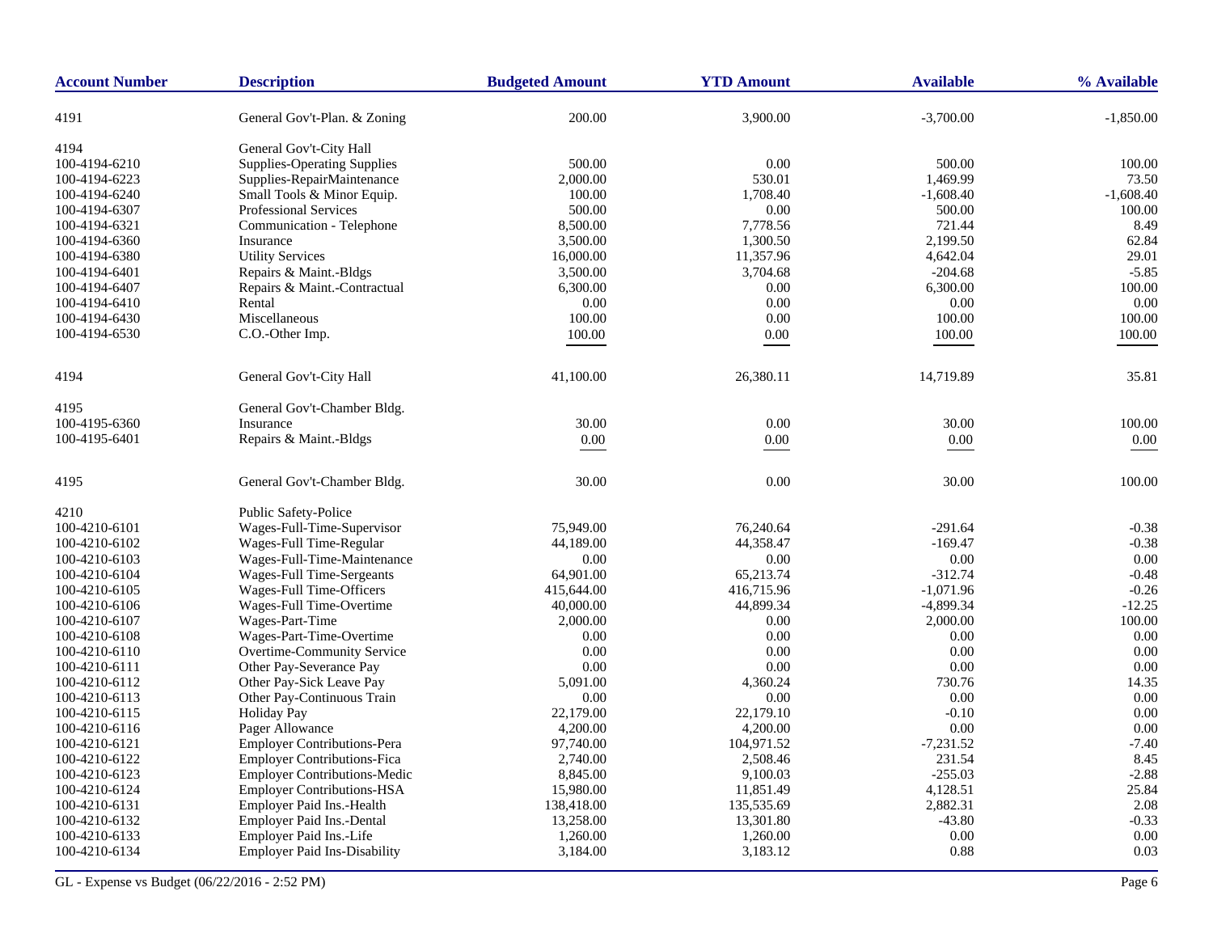| Account Number | Description | Budgeted Amount | YTD Amount | Available | % Available |
|---|---|---|---|---|---|
| 4191 | General Gov't-Plan. & Zoning | 200.00 | 3,900.00 | -3,700.00 | -1,850.00 |
| 4194 | General Gov't-City Hall | | | | |
| 100-4194-6210 | Supplies-Operating Supplies | 500.00 | 0.00 | 500.00 | 100.00 |
| 100-4194-6223 | Supplies-RepairMaintenance | 2,000.00 | 530.01 | 1,469.99 | 73.50 |
| 100-4194-6240 | Small Tools & Minor Equip. | 100.00 | 1,708.40 | -1,608.40 | -1,608.40 |
| 100-4194-6307 | Professional Services | 500.00 | 0.00 | 500.00 | 100.00 |
| 100-4194-6321 | Communication - Telephone | 8,500.00 | 7,778.56 | 721.44 | 8.49 |
| 100-4194-6360 | Insurance | 3,500.00 | 1,300.50 | 2,199.50 | 62.84 |
| 100-4194-6380 | Utility Services | 16,000.00 | 11,357.96 | 4,642.04 | 29.01 |
| 100-4194-6401 | Repairs & Maint.-Bldgs | 3,500.00 | 3,704.68 | -204.68 | -5.85 |
| 100-4194-6407 | Repairs & Maint.-Contractual | 6,300.00 | 0.00 | 6,300.00 | 100.00 |
| 100-4194-6410 | Rental | 0.00 | 0.00 | 0.00 | 0.00 |
| 100-4194-6430 | Miscellaneous | 100.00 | 0.00 | 100.00 | 100.00 |
| 100-4194-6530 | C.O.-Other Imp. | 100.00 | 0.00 | 100.00 | 100.00 |
| 4194 | General Gov't-City Hall | 41,100.00 | 26,380.11 | 14,719.89 | 35.81 |
| 4195 | General Gov't-Chamber Bldg. | | | | |
| 100-4195-6360 | Insurance | 30.00 | 0.00 | 30.00 | 100.00 |
| 100-4195-6401 | Repairs & Maint.-Bldgs | 0.00 | 0.00 | 0.00 | 0.00 |
| 4195 | General Gov't-Chamber Bldg. | 30.00 | 0.00 | 30.00 | 100.00 |
| 4210 | Public Safety-Police | | | | |
| 100-4210-6101 | Wages-Full-Time-Supervisor | 75,949.00 | 76,240.64 | -291.64 | -0.38 |
| 100-4210-6102 | Wages-Full Time-Regular | 44,189.00 | 44,358.47 | -169.47 | -0.38 |
| 100-4210-6103 | Wages-Full-Time-Maintenance | 0.00 | 0.00 | 0.00 | 0.00 |
| 100-4210-6104 | Wages-Full Time-Sergeants | 64,901.00 | 65,213.74 | -312.74 | -0.48 |
| 100-4210-6105 | Wages-Full Time-Officers | 415,644.00 | 416,715.96 | -1,071.96 | -0.26 |
| 100-4210-6106 | Wages-Full Time-Overtime | 40,000.00 | 44,899.34 | -4,899.34 | -12.25 |
| 100-4210-6107 | Wages-Part-Time | 2,000.00 | 0.00 | 2,000.00 | 100.00 |
| 100-4210-6108 | Wages-Part-Time-Overtime | 0.00 | 0.00 | 0.00 | 0.00 |
| 100-4210-6110 | Overtime-Community Service | 0.00 | 0.00 | 0.00 | 0.00 |
| 100-4210-6111 | Other Pay-Severance Pay | 0.00 | 0.00 | 0.00 | 0.00 |
| 100-4210-6112 | Other Pay-Sick Leave Pay | 5,091.00 | 4,360.24 | 730.76 | 14.35 |
| 100-4210-6113 | Other Pay-Continuous Train | 0.00 | 0.00 | 0.00 | 0.00 |
| 100-4210-6115 | Holiday Pay | 22,179.00 | 22,179.10 | -0.10 | 0.00 |
| 100-4210-6116 | Pager Allowance | 4,200.00 | 4,200.00 | 0.00 | 0.00 |
| 100-4210-6121 | Employer Contributions-Pera | 97,740.00 | 104,971.52 | -7,231.52 | -7.40 |
| 100-4210-6122 | Employer Contributions-Fica | 2,740.00 | 2,508.46 | 231.54 | 8.45 |
| 100-4210-6123 | Employer Contributions-Medic | 8,845.00 | 9,100.03 | -255.03 | -2.88 |
| 100-4210-6124 | Employer Contributions-HSA | 15,980.00 | 11,851.49 | 4,128.51 | 25.84 |
| 100-4210-6131 | Employer Paid Ins.-Health | 138,418.00 | 135,535.69 | 2,882.31 | 2.08 |
| 100-4210-6132 | Employer Paid Ins.-Dental | 13,258.00 | 13,301.80 | -43.80 | -0.33 |
| 100-4210-6133 | Employer Paid Ins.-Life | 1,260.00 | 1,260.00 | 0.00 | 0.00 |
| 100-4210-6134 | Employer Paid Ins-Disability | 3,184.00 | 3,183.12 | 0.88 | 0.03 |

GL - Expense vs Budget (06/22/2016 - 2:52 PM)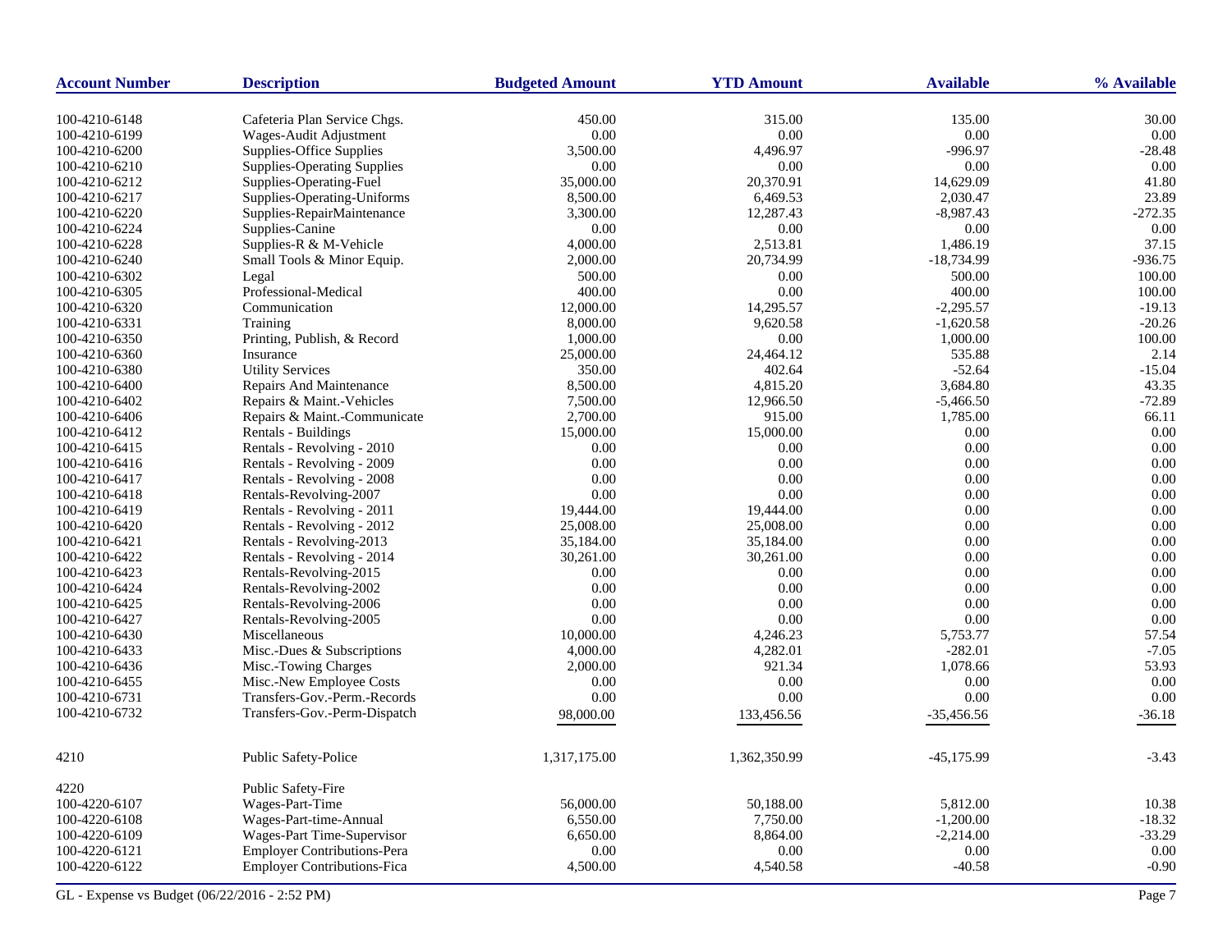| Account Number | Description | Budgeted Amount | YTD Amount | Available | % Available |
|---|---|---|---|---|---|
| 100-4210-6148 | Cafeteria Plan Service Chgs. | 450.00 | 315.00 | 135.00 | 30.00 |
| 100-4210-6199 | Wages-Audit Adjustment | 0.00 | 0.00 | 0.00 | 0.00 |
| 100-4210-6200 | Supplies-Office Supplies | 3,500.00 | 4,496.97 | -996.97 | -28.48 |
| 100-4210-6210 | Supplies-Operating Supplies | 0.00 | 0.00 | 0.00 | 0.00 |
| 100-4210-6212 | Supplies-Operating-Fuel | 35,000.00 | 20,370.91 | 14,629.09 | 41.80 |
| 100-4210-6217 | Supplies-Operating-Uniforms | 8,500.00 | 6,469.53 | 2,030.47 | 23.89 |
| 100-4210-6220 | Supplies-RepairMaintenance | 3,300.00 | 12,287.43 | -8,987.43 | -272.35 |
| 100-4210-6224 | Supplies-Canine | 0.00 | 0.00 | 0.00 | 0.00 |
| 100-4210-6228 | Supplies-R & M-Vehicle | 4,000.00 | 2,513.81 | 1,486.19 | 37.15 |
| 100-4210-6240 | Small Tools & Minor Equip. | 2,000.00 | 20,734.99 | -18,734.99 | -936.75 |
| 100-4210-6302 | Legal | 500.00 | 0.00 | 500.00 | 100.00 |
| 100-4210-6305 | Professional-Medical | 400.00 | 0.00 | 400.00 | 100.00 |
| 100-4210-6320 | Communication | 12,000.00 | 14,295.57 | -2,295.57 | -19.13 |
| 100-4210-6331 | Training | 8,000.00 | 9,620.58 | -1,620.58 | -20.26 |
| 100-4210-6350 | Printing, Publish, & Record | 1,000.00 | 0.00 | 1,000.00 | 100.00 |
| 100-4210-6360 | Insurance | 25,000.00 | 24,464.12 | 535.88 | 2.14 |
| 100-4210-6380 | Utility Services | 350.00 | 402.64 | -52.64 | -15.04 |
| 100-4210-6400 | Repairs And Maintenance | 8,500.00 | 4,815.20 | 3,684.80 | 43.35 |
| 100-4210-6402 | Repairs & Maint.-Vehicles | 7,500.00 | 12,966.50 | -5,466.50 | -72.89 |
| 100-4210-6406 | Repairs & Maint.-Communicate | 2,700.00 | 915.00 | 1,785.00 | 66.11 |
| 100-4210-6412 | Rentals - Buildings | 15,000.00 | 15,000.00 | 0.00 | 0.00 |
| 100-4210-6415 | Rentals - Revolving - 2010 | 0.00 | 0.00 | 0.00 | 0.00 |
| 100-4210-6416 | Rentals - Revolving - 2009 | 0.00 | 0.00 | 0.00 | 0.00 |
| 100-4210-6417 | Rentals - Revolving - 2008 | 0.00 | 0.00 | 0.00 | 0.00 |
| 100-4210-6418 | Rentals-Revolving-2007 | 0.00 | 0.00 | 0.00 | 0.00 |
| 100-4210-6419 | Rentals - Revolving - 2011 | 19,444.00 | 19,444.00 | 0.00 | 0.00 |
| 100-4210-6420 | Rentals - Revolving - 2012 | 25,008.00 | 25,008.00 | 0.00 | 0.00 |
| 100-4210-6421 | Rentals - Revolving-2013 | 35,184.00 | 35,184.00 | 0.00 | 0.00 |
| 100-4210-6422 | Rentals - Revolving - 2014 | 30,261.00 | 30,261.00 | 0.00 | 0.00 |
| 100-4210-6423 | Rentals-Revolving-2015 | 0.00 | 0.00 | 0.00 | 0.00 |
| 100-4210-6424 | Rentals-Revolving-2002 | 0.00 | 0.00 | 0.00 | 0.00 |
| 100-4210-6425 | Rentals-Revolving-2006 | 0.00 | 0.00 | 0.00 | 0.00 |
| 100-4210-6427 | Rentals-Revolving-2005 | 0.00 | 0.00 | 0.00 | 0.00 |
| 100-4210-6430 | Miscellaneous | 10,000.00 | 4,246.23 | 5,753.77 | 57.54 |
| 100-4210-6433 | Misc.-Dues & Subscriptions | 4,000.00 | 4,282.01 | -282.01 | -7.05 |
| 100-4210-6436 | Misc.-Towing Charges | 2,000.00 | 921.34 | 1,078.66 | 53.93 |
| 100-4210-6455 | Misc.-New Employee Costs | 0.00 | 0.00 | 0.00 | 0.00 |
| 100-4210-6731 | Transfers-Gov.-Perm.-Records | 0.00 | 0.00 | 0.00 | 0.00 |
| 100-4210-6732 | Transfers-Gov.-Perm-Dispatch | 98,000.00 | 133,456.56 | -35,456.56 | -36.18 |
| 4210 | Public Safety-Police | 1,317,175.00 | 1,362,350.99 | -45,175.99 | -3.43 |
| 4220 | Public Safety-Fire | | | | |
| 100-4220-6107 | Wages-Part-Time | 56,000.00 | 50,188.00 | 5,812.00 | 10.38 |
| 100-4220-6108 | Wages-Part-time-Annual | 6,550.00 | 7,750.00 | -1,200.00 | -18.32 |
| 100-4220-6109 | Wages-Part Time-Supervisor | 6,650.00 | 8,864.00 | -2,214.00 | -33.29 |
| 100-4220-6121 | Employer Contributions-Pera | 0.00 | 0.00 | 0.00 | 0.00 |
| 100-4220-6122 | Employer Contributions-Fica | 4,500.00 | 4,540.58 | -40.58 | -0.90 |

GL - Expense vs Budget (06/22/2016 - 2:52 PM)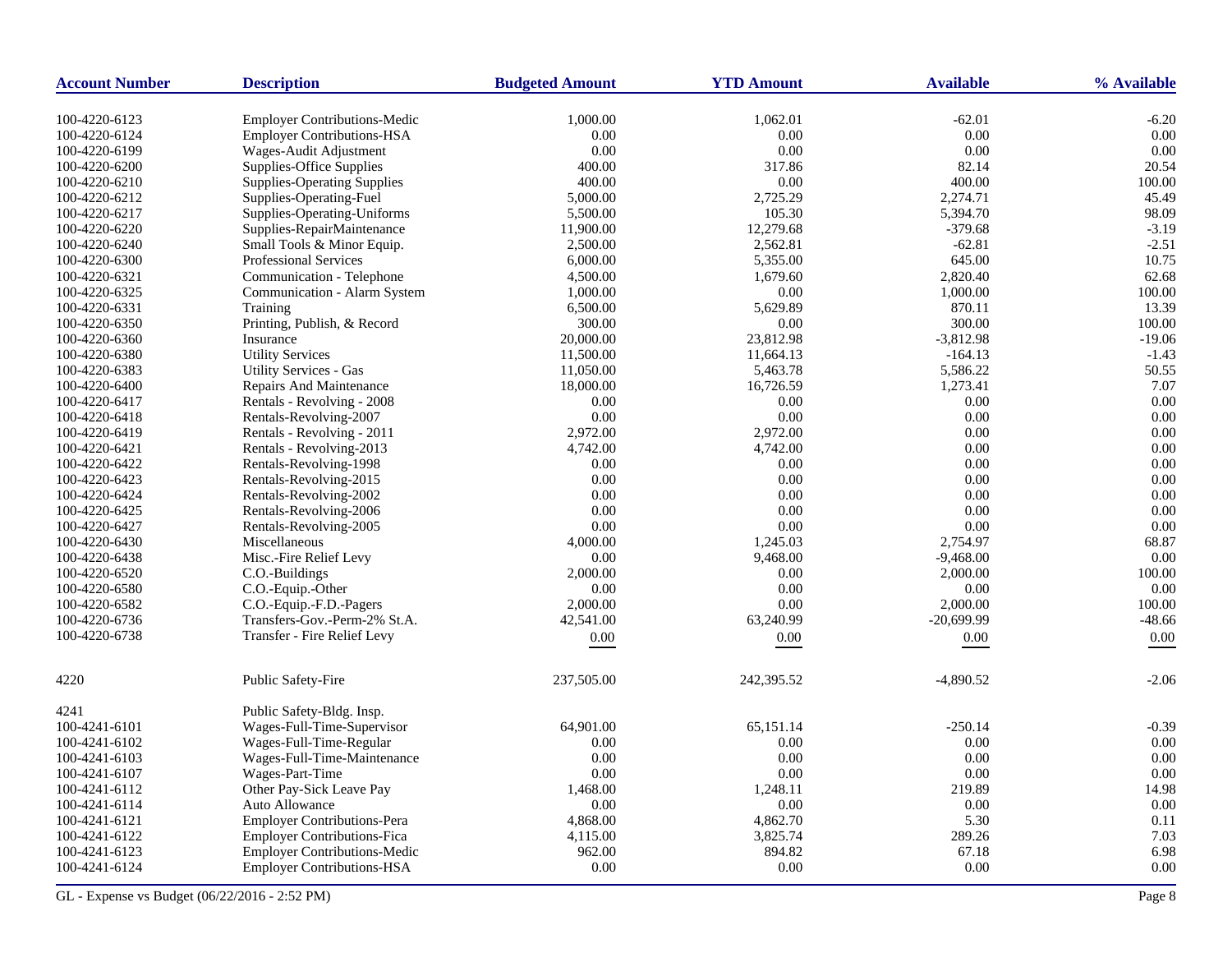| Account Number | Description | Budgeted Amount | YTD Amount | Available | % Available |
|---|---|---|---|---|---|
| 100-4220-6123 | Employer Contributions-Medic | 1,000.00 | 1,062.01 | -62.01 | -6.20 |
| 100-4220-6124 | Employer Contributions-HSA | 0.00 | 0.00 | 0.00 | 0.00 |
| 100-4220-6199 | Wages-Audit Adjustment | 0.00 | 0.00 | 0.00 | 0.00 |
| 100-4220-6200 | Supplies-Office Supplies | 400.00 | 317.86 | 82.14 | 20.54 |
| 100-4220-6210 | Supplies-Operating Supplies | 400.00 | 0.00 | 400.00 | 100.00 |
| 100-4220-6212 | Supplies-Operating-Fuel | 5,000.00 | 2,725.29 | 2,274.71 | 45.49 |
| 100-4220-6217 | Supplies-Operating-Uniforms | 5,500.00 | 105.30 | 5,394.70 | 98.09 |
| 100-4220-6220 | Supplies-RepairMaintenance | 11,900.00 | 12,279.68 | -379.68 | -3.19 |
| 100-4220-6240 | Small Tools & Minor Equip. | 2,500.00 | 2,562.81 | -62.81 | -2.51 |
| 100-4220-6300 | Professional Services | 6,000.00 | 5,355.00 | 645.00 | 10.75 |
| 100-4220-6321 | Communication - Telephone | 4,500.00 | 1,679.60 | 2,820.40 | 62.68 |
| 100-4220-6325 | Communication - Alarm System | 1,000.00 | 0.00 | 1,000.00 | 100.00 |
| 100-4220-6331 | Training | 6,500.00 | 5,629.89 | 870.11 | 13.39 |
| 100-4220-6350 | Printing, Publish, & Record | 300.00 | 0.00 | 300.00 | 100.00 |
| 100-4220-6360 | Insurance | 20,000.00 | 23,812.98 | -3,812.98 | -19.06 |
| 100-4220-6380 | Utility Services | 11,500.00 | 11,664.13 | -164.13 | -1.43 |
| 100-4220-6383 | Utility Services - Gas | 11,050.00 | 5,463.78 | 5,586.22 | 50.55 |
| 100-4220-6400 | Repairs And Maintenance | 18,000.00 | 16,726.59 | 1,273.41 | 7.07 |
| 100-4220-6417 | Rentals - Revolving - 2008 | 0.00 | 0.00 | 0.00 | 0.00 |
| 100-4220-6418 | Rentals-Revolving-2007 | 0.00 | 0.00 | 0.00 | 0.00 |
| 100-4220-6419 | Rentals - Revolving - 2011 | 2,972.00 | 2,972.00 | 0.00 | 0.00 |
| 100-4220-6421 | Rentals - Revolving-2013 | 4,742.00 | 4,742.00 | 0.00 | 0.00 |
| 100-4220-6422 | Rentals-Revolving-1998 | 0.00 | 0.00 | 0.00 | 0.00 |
| 100-4220-6423 | Rentals-Revolving-2015 | 0.00 | 0.00 | 0.00 | 0.00 |
| 100-4220-6424 | Rentals-Revolving-2002 | 0.00 | 0.00 | 0.00 | 0.00 |
| 100-4220-6425 | Rentals-Revolving-2006 | 0.00 | 0.00 | 0.00 | 0.00 |
| 100-4220-6427 | Rentals-Revolving-2005 | 0.00 | 0.00 | 0.00 | 0.00 |
| 100-4220-6430 | Miscellaneous | 4,000.00 | 1,245.03 | 2,754.97 | 68.87 |
| 100-4220-6438 | Misc.-Fire Relief Levy | 0.00 | 9,468.00 | -9,468.00 | 0.00 |
| 100-4220-6520 | C.O.-Buildings | 2,000.00 | 0.00 | 2,000.00 | 100.00 |
| 100-4220-6580 | C.O.-Equip.-Other | 0.00 | 0.00 | 0.00 | 0.00 |
| 100-4220-6582 | C.O.-Equip.-F.D.-Pagers | 2,000.00 | 0.00 | 2,000.00 | 100.00 |
| 100-4220-6736 | Transfers-Gov.-Perm-2% St.A. | 42,541.00 | 63,240.99 | -20,699.99 | -48.66 |
| 100-4220-6738 | Transfer - Fire Relief Levy | 0.00 | 0.00 | 0.00 | 0.00 |
| 4220 | Public Safety-Fire | 237,505.00 | 242,395.52 | -4,890.52 | -2.06 |
| 4241 | Public Safety-Bldg. Insp. | | | | |
| 100-4241-6101 | Wages-Full-Time-Supervisor | 64,901.00 | 65,151.14 | -250.14 | -0.39 |
| 100-4241-6102 | Wages-Full-Time-Regular | 0.00 | 0.00 | 0.00 | 0.00 |
| 100-4241-6103 | Wages-Full-Time-Maintenance | 0.00 | 0.00 | 0.00 | 0.00 |
| 100-4241-6107 | Wages-Part-Time | 0.00 | 0.00 | 0.00 | 0.00 |
| 100-4241-6112 | Other Pay-Sick Leave Pay | 1,468.00 | 1,248.11 | 219.89 | 14.98 |
| 100-4241-6114 | Auto Allowance | 0.00 | 0.00 | 0.00 | 0.00 |
| 100-4241-6121 | Employer Contributions-Pera | 4,868.00 | 4,862.70 | 5.30 | 0.11 |
| 100-4241-6122 | Employer Contributions-Fica | 4,115.00 | 3,825.74 | 289.26 | 7.03 |
| 100-4241-6123 | Employer Contributions-Medic | 962.00 | 894.82 | 67.18 | 6.98 |
| 100-4241-6124 | Employer Contributions-HSA | 0.00 | 0.00 | 0.00 | 0.00 |

GL - Expense vs Budget (06/22/2016 - 2:52 PM)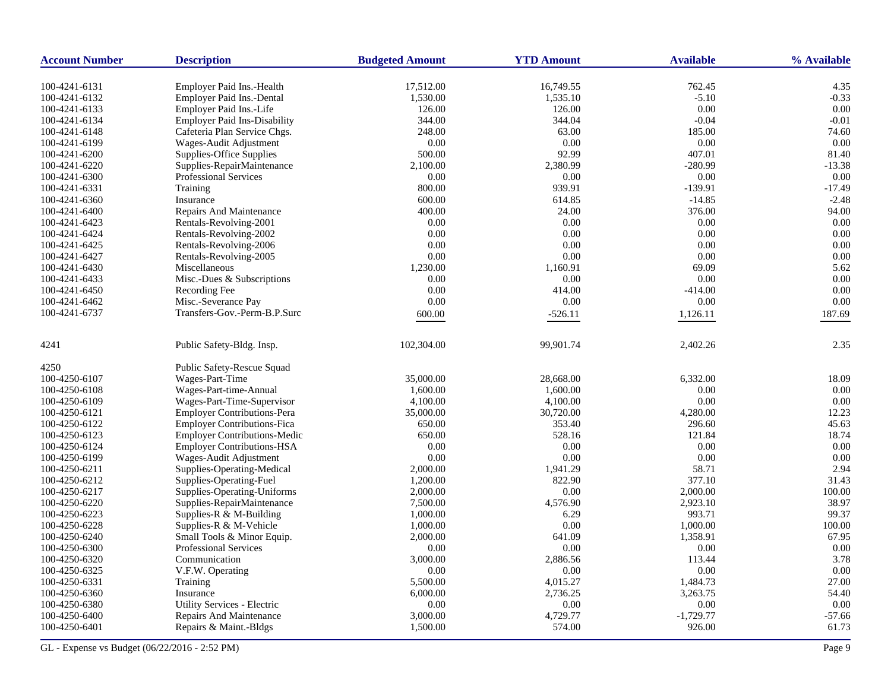| Account Number | Description | Budgeted Amount | YTD Amount | Available | % Available |
|---|---|---|---|---|---|
| 100-4241-6131 | Employer Paid Ins.-Health | 17,512.00 | 16,749.55 | 762.45 | 4.35 |
| 100-4241-6132 | Employer Paid Ins.-Dental | 1,530.00 | 1,535.10 | -5.10 | -0.33 |
| 100-4241-6133 | Employer Paid Ins.-Life | 126.00 | 126.00 | 0.00 | 0.00 |
| 100-4241-6134 | Employer Paid Ins-Disability | 344.00 | 344.04 | -0.04 | -0.01 |
| 100-4241-6148 | Cafeteria Plan Service Chgs. | 248.00 | 63.00 | 185.00 | 74.60 |
| 100-4241-6199 | Wages-Audit Adjustment | 0.00 | 0.00 | 0.00 | 0.00 |
| 100-4241-6200 | Supplies-Office Supplies | 500.00 | 92.99 | 407.01 | 81.40 |
| 100-4241-6220 | Supplies-RepairMaintenance | 2,100.00 | 2,380.99 | -280.99 | -13.38 |
| 100-4241-6300 | Professional Services | 0.00 | 0.00 | 0.00 | 0.00 |
| 100-4241-6331 | Training | 800.00 | 939.91 | -139.91 | -17.49 |
| 100-4241-6360 | Insurance | 600.00 | 614.85 | -14.85 | -2.48 |
| 100-4241-6400 | Repairs And Maintenance | 400.00 | 24.00 | 376.00 | 94.00 |
| 100-4241-6423 | Rentals-Revolving-2001 | 0.00 | 0.00 | 0.00 | 0.00 |
| 100-4241-6424 | Rentals-Revolving-2002 | 0.00 | 0.00 | 0.00 | 0.00 |
| 100-4241-6425 | Rentals-Revolving-2006 | 0.00 | 0.00 | 0.00 | 0.00 |
| 100-4241-6427 | Rentals-Revolving-2005 | 0.00 | 0.00 | 0.00 | 0.00 |
| 100-4241-6430 | Miscellaneous | 1,230.00 | 1,160.91 | 69.09 | 5.62 |
| 100-4241-6433 | Misc.-Dues & Subscriptions | 0.00 | 0.00 | 0.00 | 0.00 |
| 100-4241-6450 | Recording Fee | 0.00 | 414.00 | -414.00 | 0.00 |
| 100-4241-6462 | Misc.-Severance Pay | 0.00 | 0.00 | 0.00 | 0.00 |
| 100-4241-6737 | Transfers-Gov.-Perm-B.P.Surc | 600.00 | -526.11 | 1,126.11 | 187.69 |
| 4241 | Public Safety-Bldg. Insp. | 102,304.00 | 99,901.74 | 2,402.26 | 2.35 |
| 4250 | Public Safety-Rescue Squad | | | | |
| 100-4250-6107 | Wages-Part-Time | 35,000.00 | 28,668.00 | 6,332.00 | 18.09 |
| 100-4250-6108 | Wages-Part-time-Annual | 1,600.00 | 1,600.00 | 0.00 | 0.00 |
| 100-4250-6109 | Wages-Part-Time-Supervisor | 4,100.00 | 4,100.00 | 0.00 | 0.00 |
| 100-4250-6121 | Employer Contributions-Pera | 35,000.00 | 30,720.00 | 4,280.00 | 12.23 |
| 100-4250-6122 | Employer Contributions-Fica | 650.00 | 353.40 | 296.60 | 45.63 |
| 100-4250-6123 | Employer Contributions-Medic | 650.00 | 528.16 | 121.84 | 18.74 |
| 100-4250-6124 | Employer Contributions-HSA | 0.00 | 0.00 | 0.00 | 0.00 |
| 100-4250-6199 | Wages-Audit Adjustment | 0.00 | 0.00 | 0.00 | 0.00 |
| 100-4250-6211 | Supplies-Operating-Medical | 2,000.00 | 1,941.29 | 58.71 | 2.94 |
| 100-4250-6212 | Supplies-Operating-Fuel | 1,200.00 | 822.90 | 377.10 | 31.43 |
| 100-4250-6217 | Supplies-Operating-Uniforms | 2,000.00 | 0.00 | 2,000.00 | 100.00 |
| 100-4250-6220 | Supplies-RepairMaintenance | 7,500.00 | 4,576.90 | 2,923.10 | 38.97 |
| 100-4250-6223 | Supplies-R & M-Building | 1,000.00 | 6.29 | 993.71 | 99.37 |
| 100-4250-6228 | Supplies-R & M-Vehicle | 1,000.00 | 0.00 | 1,000.00 | 100.00 |
| 100-4250-6240 | Small Tools & Minor Equip. | 2,000.00 | 641.09 | 1,358.91 | 67.95 |
| 100-4250-6300 | Professional Services | 0.00 | 0.00 | 0.00 | 0.00 |
| 100-4250-6320 | Communication | 3,000.00 | 2,886.56 | 113.44 | 3.78 |
| 100-4250-6325 | V.F.W. Operating | 0.00 | 0.00 | 0.00 | 0.00 |
| 100-4250-6331 | Training | 5,500.00 | 4,015.27 | 1,484.73 | 27.00 |
| 100-4250-6360 | Insurance | 6,000.00 | 2,736.25 | 3,263.75 | 54.40 |
| 100-4250-6380 | Utility Services - Electric | 0.00 | 0.00 | 0.00 | 0.00 |
| 100-4250-6400 | Repairs And Maintenance | 3,000.00 | 4,729.77 | -1,729.77 | -57.66 |
| 100-4250-6401 | Repairs & Maint.-Bldgs | 1,500.00 | 574.00 | 926.00 | 61.73 |

GL - Expense vs Budget (06/22/2016 - 2:52 PM)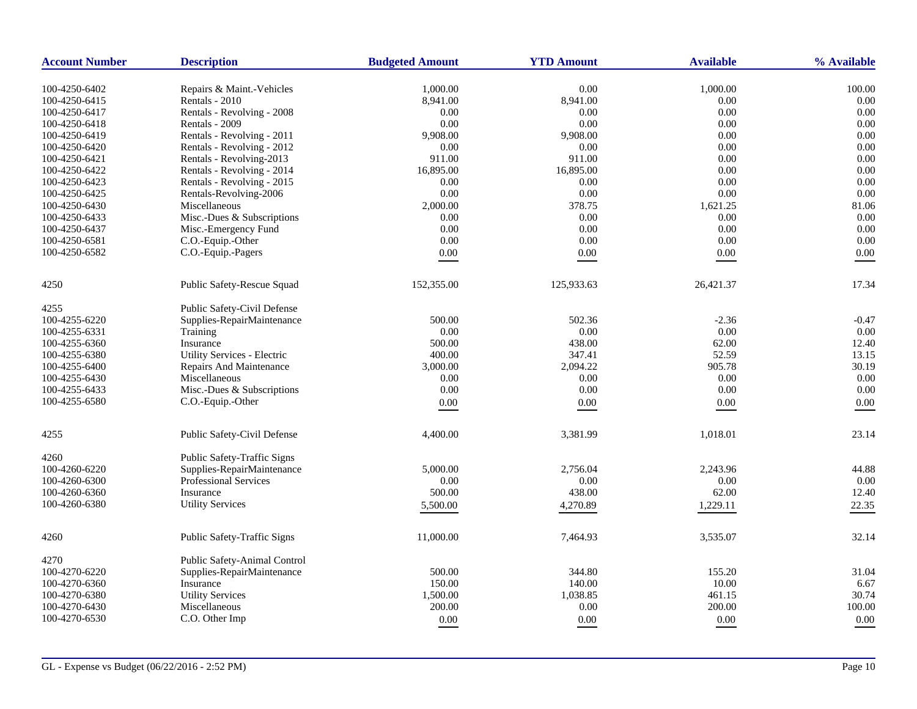| Account Number | Description | Budgeted Amount | YTD Amount | Available | % Available |
|---|---|---|---|---|---|
| 100-4250-6402 | Repairs & Maint.-Vehicles | 1,000.00 | 0.00 | 1,000.00 | 100.00 |
| 100-4250-6415 | Rentals - 2010 | 8,941.00 | 8,941.00 | 0.00 | 0.00 |
| 100-4250-6417 | Rentals - Revolving - 2008 | 0.00 | 0.00 | 0.00 | 0.00 |
| 100-4250-6418 | Rentals - 2009 | 0.00 | 0.00 | 0.00 | 0.00 |
| 100-4250-6419 | Rentals - Revolving - 2011 | 9,908.00 | 9,908.00 | 0.00 | 0.00 |
| 100-4250-6420 | Rentals - Revolving - 2012 | 0.00 | 0.00 | 0.00 | 0.00 |
| 100-4250-6421 | Rentals - Revolving-2013 | 911.00 | 911.00 | 0.00 | 0.00 |
| 100-4250-6422 | Rentals - Revolving - 2014 | 16,895.00 | 16,895.00 | 0.00 | 0.00 |
| 100-4250-6423 | Rentals - Revolving - 2015 | 0.00 | 0.00 | 0.00 | 0.00 |
| 100-4250-6425 | Rentals-Revolving-2006 | 0.00 | 0.00 | 0.00 | 0.00 |
| 100-4250-6430 | Miscellaneous | 2,000.00 | 378.75 | 1,621.25 | 81.06 |
| 100-4250-6433 | Misc.-Dues & Subscriptions | 0.00 | 0.00 | 0.00 | 0.00 |
| 100-4250-6437 | Misc.-Emergency Fund | 0.00 | 0.00 | 0.00 | 0.00 |
| 100-4250-6581 | C.O.-Equip.-Other | 0.00 | 0.00 | 0.00 | 0.00 |
| 100-4250-6582 | C.O.-Equip.-Pagers | 0.00 | 0.00 | 0.00 | 0.00 |
| 4250 | Public Safety-Rescue Squad | 152,355.00 | 125,933.63 | 26,421.37 | 17.34 |
| 4255 | Public Safety-Civil Defense | | | | |
| 100-4255-6220 | Supplies-RepairMaintenance | 500.00 | 502.36 | -2.36 | -0.47 |
| 100-4255-6331 | Training | 0.00 | 0.00 | 0.00 | 0.00 |
| 100-4255-6360 | Insurance | 500.00 | 438.00 | 62.00 | 12.40 |
| 100-4255-6380 | Utility Services - Electric | 400.00 | 347.41 | 52.59 | 13.15 |
| 100-4255-6400 | Repairs And Maintenance | 3,000.00 | 2,094.22 | 905.78 | 30.19 |
| 100-4255-6430 | Miscellaneous | 0.00 | 0.00 | 0.00 | 0.00 |
| 100-4255-6433 | Misc.-Dues & Subscriptions | 0.00 | 0.00 | 0.00 | 0.00 |
| 100-4255-6580 | C.O.-Equip.-Other | 0.00 | 0.00 | 0.00 | 0.00 |
| 4255 | Public Safety-Civil Defense | 4,400.00 | 3,381.99 | 1,018.01 | 23.14 |
| 4260 | Public Safety-Traffic Signs | | | | |
| 100-4260-6220 | Supplies-RepairMaintenance | 5,000.00 | 2,756.04 | 2,243.96 | 44.88 |
| 100-4260-6300 | Professional Services | 0.00 | 0.00 | 0.00 | 0.00 |
| 100-4260-6360 | Insurance | 500.00 | 438.00 | 62.00 | 12.40 |
| 100-4260-6380 | Utility Services | 5,500.00 | 4,270.89 | 1,229.11 | 22.35 |
| 4260 | Public Safety-Traffic Signs | 11,000.00 | 7,464.93 | 3,535.07 | 32.14 |
| 4270 | Public Safety-Animal Control | | | | |
| 100-4270-6220 | Supplies-RepairMaintenance | 500.00 | 344.80 | 155.20 | 31.04 |
| 100-4270-6360 | Insurance | 150.00 | 140.00 | 10.00 | 6.67 |
| 100-4270-6380 | Utility Services | 1,500.00 | 1,038.85 | 461.15 | 30.74 |
| 100-4270-6430 | Miscellaneous | 200.00 | 0.00 | 200.00 | 100.00 |
| 100-4270-6530 | C.O. Other Imp | 0.00 | 0.00 | 0.00 | 0.00 |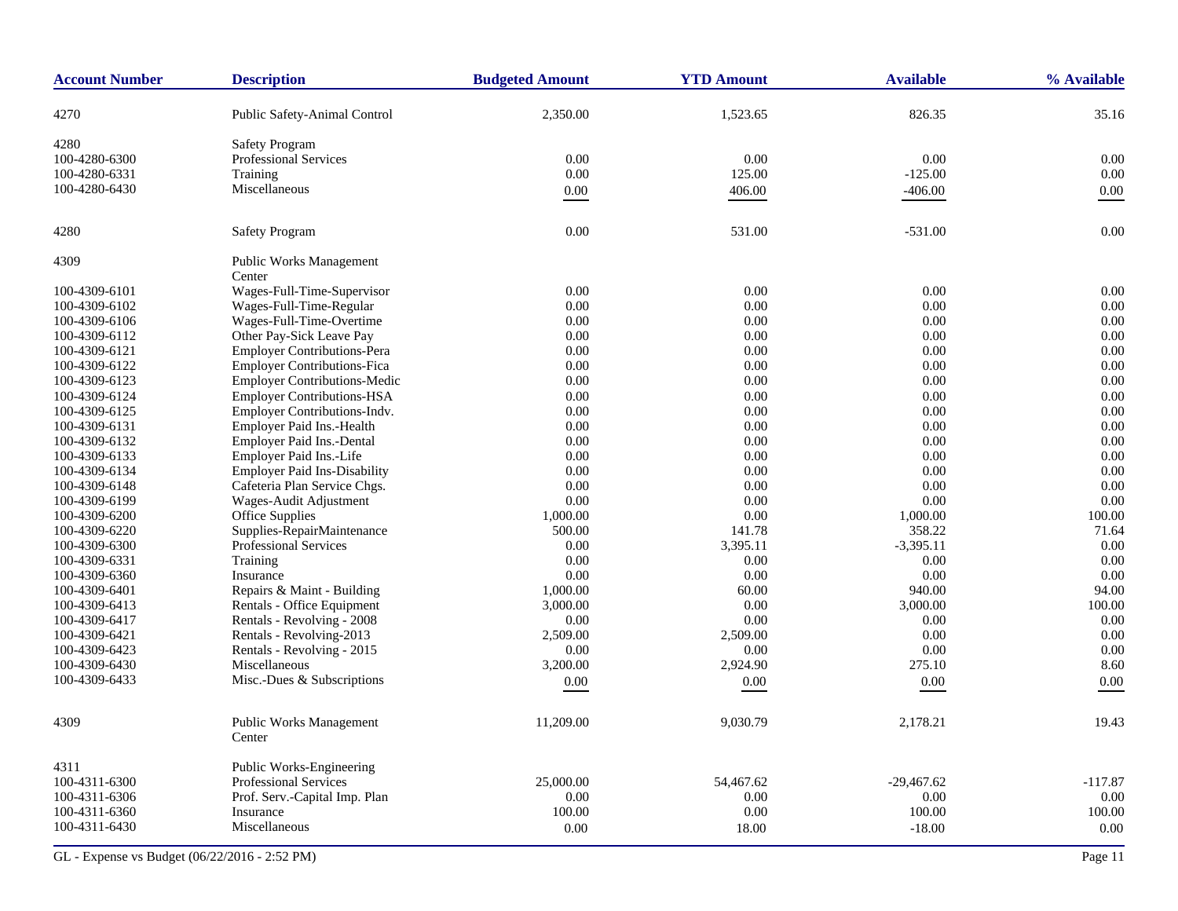| Account Number | Description | Budgeted Amount | YTD Amount | Available | % Available |
|---|---|---|---|---|---|
| 4270 | Public Safety-Animal Control | 2,350.00 | 1,523.65 | 826.35 | 35.16 |
| 4280 | Safety Program | | | | |
| 100-4280-6300 | Professional Services | 0.00 | 0.00 | 0.00 | 0.00 |
| 100-4280-6331 | Training | 0.00 | 125.00 | -125.00 | 0.00 |
| 100-4280-6430 | Miscellaneous | 0.00 | 406.00 | -406.00 | 0.00 |
| 4280 | Safety Program | 0.00 | 531.00 | -531.00 | 0.00 |
| 4309 | Public Works Management Center | | | | |
| 100-4309-6101 | Wages-Full-Time-Supervisor | 0.00 | 0.00 | 0.00 | 0.00 |
| 100-4309-6102 | Wages-Full-Time-Regular | 0.00 | 0.00 | 0.00 | 0.00 |
| 100-4309-6106 | Wages-Full-Time-Overtime | 0.00 | 0.00 | 0.00 | 0.00 |
| 100-4309-6112 | Other Pay-Sick Leave Pay | 0.00 | 0.00 | 0.00 | 0.00 |
| 100-4309-6121 | Employer Contributions-Pera | 0.00 | 0.00 | 0.00 | 0.00 |
| 100-4309-6122 | Employer Contributions-Fica | 0.00 | 0.00 | 0.00 | 0.00 |
| 100-4309-6123 | Employer Contributions-Medic | 0.00 | 0.00 | 0.00 | 0.00 |
| 100-4309-6124 | Employer Contributions-HSA | 0.00 | 0.00 | 0.00 | 0.00 |
| 100-4309-6125 | Employer Contributions-Indv. | 0.00 | 0.00 | 0.00 | 0.00 |
| 100-4309-6131 | Employer Paid Ins.-Health | 0.00 | 0.00 | 0.00 | 0.00 |
| 100-4309-6132 | Employer Paid Ins.-Dental | 0.00 | 0.00 | 0.00 | 0.00 |
| 100-4309-6133 | Employer Paid Ins.-Life | 0.00 | 0.00 | 0.00 | 0.00 |
| 100-4309-6134 | Employer Paid Ins-Disability | 0.00 | 0.00 | 0.00 | 0.00 |
| 100-4309-6148 | Cafeteria Plan Service Chgs. | 0.00 | 0.00 | 0.00 | 0.00 |
| 100-4309-6199 | Wages-Audit Adjustment | 0.00 | 0.00 | 0.00 | 0.00 |
| 100-4309-6200 | Office Supplies | 1,000.00 | 0.00 | 1,000.00 | 100.00 |
| 100-4309-6220 | Supplies-RepairMaintenance | 500.00 | 141.78 | 358.22 | 71.64 |
| 100-4309-6300 | Professional Services | 0.00 | 3,395.11 | -3,395.11 | 0.00 |
| 100-4309-6331 | Training | 0.00 | 0.00 | 0.00 | 0.00 |
| 100-4309-6360 | Insurance | 0.00 | 0.00 | 0.00 | 0.00 |
| 100-4309-6401 | Repairs & Maint - Building | 1,000.00 | 60.00 | 940.00 | 94.00 |
| 100-4309-6413 | Rentals - Office Equipment | 3,000.00 | 0.00 | 3,000.00 | 100.00 |
| 100-4309-6417 | Rentals - Revolving - 2008 | 0.00 | 0.00 | 0.00 | 0.00 |
| 100-4309-6421 | Rentals - Revolving-2013 | 2,509.00 | 2,509.00 | 0.00 | 0.00 |
| 100-4309-6423 | Rentals - Revolving - 2015 | 0.00 | 0.00 | 0.00 | 0.00 |
| 100-4309-6430 | Miscellaneous | 3,200.00 | 2,924.90 | 275.10 | 8.60 |
| 100-4309-6433 | Misc.-Dues & Subscriptions | 0.00 | 0.00 | 0.00 | 0.00 |
| 4309 | Public Works Management Center | 11,209.00 | 9,030.79 | 2,178.21 | 19.43 |
| 4311 | Public Works-Engineering | | | | |
| 100-4311-6300 | Professional Services | 25,000.00 | 54,467.62 | -29,467.62 | -117.87 |
| 100-4311-6306 | Prof. Serv.-Capital Imp. Plan | 0.00 | 0.00 | 0.00 | 0.00 |
| 100-4311-6360 | Insurance | 100.00 | 0.00 | 100.00 | 100.00 |
| 100-4311-6430 | Miscellaneous | 0.00 | 18.00 | -18.00 | 0.00 |

GL - Expense vs Budget (06/22/2016 - 2:52 PM)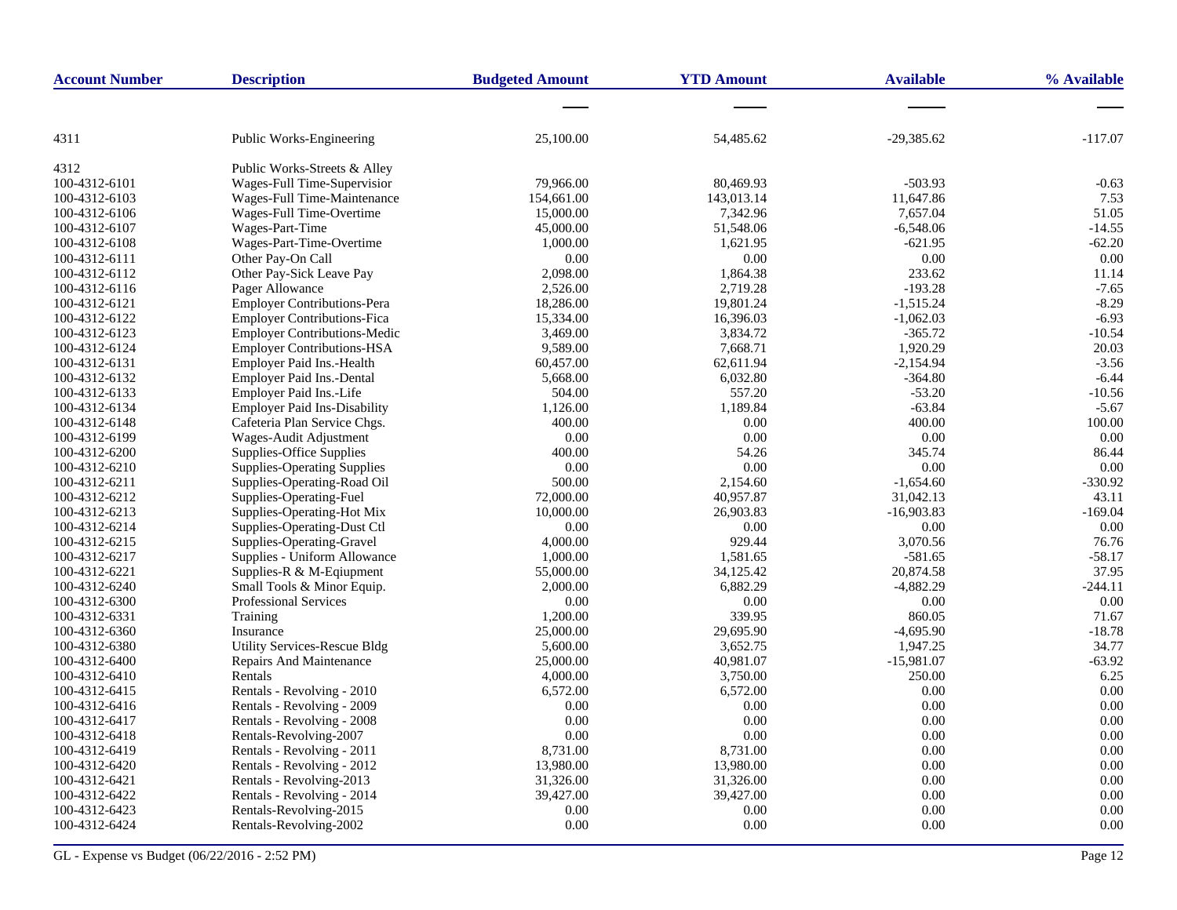| Account Number | Description | Budgeted Amount | YTD Amount | Available | % Available |
|---|---|---|---|---|---|
| 4311 | Public Works-Engineering | 25,100.00 | 54,485.62 | -29,385.62 | -117.07 |
| 4312 | Public Works-Streets & Alley | | | | |
| 100-4312-6101 | Wages-Full Time-Supervisior | 79,966.00 | 80,469.93 | -503.93 | -0.63 |
| 100-4312-6103 | Wages-Full Time-Maintenance | 154,661.00 | 143,013.14 | 11,647.86 | 7.53 |
| 100-4312-6106 | Wages-Full Time-Overtime | 15,000.00 | 7,342.96 | 7,657.04 | 51.05 |
| 100-4312-6107 | Wages-Part-Time | 45,000.00 | 51,548.06 | -6,548.06 | -14.55 |
| 100-4312-6108 | Wages-Part-Time-Overtime | 1,000.00 | 1,621.95 | -621.95 | -62.20 |
| 100-4312-6111 | Other Pay-On Call | 0.00 | 0.00 | 0.00 | 0.00 |
| 100-4312-6112 | Other Pay-Sick Leave Pay | 2,098.00 | 1,864.38 | 233.62 | 11.14 |
| 100-4312-6116 | Pager Allowance | 2,526.00 | 2,719.28 | -193.28 | -7.65 |
| 100-4312-6121 | Employer Contributions-Pera | 18,286.00 | 19,801.24 | -1,515.24 | -8.29 |
| 100-4312-6122 | Employer Contributions-Fica | 15,334.00 | 16,396.03 | -1,062.03 | -6.93 |
| 100-4312-6123 | Employer Contributions-Medic | 3,469.00 | 3,834.72 | -365.72 | -10.54 |
| 100-4312-6124 | Employer Contributions-HSA | 9,589.00 | 7,668.71 | 1,920.29 | 20.03 |
| 100-4312-6131 | Employer Paid Ins.-Health | 60,457.00 | 62,611.94 | -2,154.94 | -3.56 |
| 100-4312-6132 | Employer Paid Ins.-Dental | 5,668.00 | 6,032.80 | -364.80 | -6.44 |
| 100-4312-6133 | Employer Paid Ins.-Life | 504.00 | 557.20 | -53.20 | -10.56 |
| 100-4312-6134 | Employer Paid Ins-Disability | 1,126.00 | 1,189.84 | -63.84 | -5.67 |
| 100-4312-6148 | Cafeteria Plan Service Chgs. | 400.00 | 0.00 | 400.00 | 100.00 |
| 100-4312-6199 | Wages-Audit Adjustment | 0.00 | 0.00 | 0.00 | 0.00 |
| 100-4312-6200 | Supplies-Office Supplies | 400.00 | 54.26 | 345.74 | 86.44 |
| 100-4312-6210 | Supplies-Operating Supplies | 0.00 | 0.00 | 0.00 | 0.00 |
| 100-4312-6211 | Supplies-Operating-Road Oil | 500.00 | 2,154.60 | -1,654.60 | -330.92 |
| 100-4312-6212 | Supplies-Operating-Fuel | 72,000.00 | 40,957.87 | 31,042.13 | 43.11 |
| 100-4312-6213 | Supplies-Operating-Hot Mix | 10,000.00 | 26,903.83 | -16,903.83 | -169.04 |
| 100-4312-6214 | Supplies-Operating-Dust Ctl | 0.00 | 0.00 | 0.00 | 0.00 |
| 100-4312-6215 | Supplies-Operating-Gravel | 4,000.00 | 929.44 | 3,070.56 | 76.76 |
| 100-4312-6217 | Supplies - Uniform Allowance | 1,000.00 | 1,581.65 | -581.65 | -58.17 |
| 100-4312-6221 | Supplies-R & M-Eqiupment | 55,000.00 | 34,125.42 | 20,874.58 | 37.95 |
| 100-4312-6240 | Small Tools & Minor Equip. | 2,000.00 | 6,882.29 | -4,882.29 | -244.11 |
| 100-4312-6300 | Professional Services | 0.00 | 0.00 | 0.00 | 0.00 |
| 100-4312-6331 | Training | 1,200.00 | 339.95 | 860.05 | 71.67 |
| 100-4312-6360 | Insurance | 25,000.00 | 29,695.90 | -4,695.90 | -18.78 |
| 100-4312-6380 | Utility Services-Rescue Bldg | 5,600.00 | 3,652.75 | 1,947.25 | 34.77 |
| 100-4312-6400 | Repairs And Maintenance | 25,000.00 | 40,981.07 | -15,981.07 | -63.92 |
| 100-4312-6410 | Rentals | 4,000.00 | 3,750.00 | 250.00 | 6.25 |
| 100-4312-6415 | Rentals - Revolving - 2010 | 6,572.00 | 6,572.00 | 0.00 | 0.00 |
| 100-4312-6416 | Rentals - Revolving - 2009 | 0.00 | 0.00 | 0.00 | 0.00 |
| 100-4312-6417 | Rentals - Revolving - 2008 | 0.00 | 0.00 | 0.00 | 0.00 |
| 100-4312-6418 | Rentals-Revolving-2007 | 0.00 | 0.00 | 0.00 | 0.00 |
| 100-4312-6419 | Rentals - Revolving - 2011 | 8,731.00 | 8,731.00 | 0.00 | 0.00 |
| 100-4312-6420 | Rentals - Revolving - 2012 | 13,980.00 | 13,980.00 | 0.00 | 0.00 |
| 100-4312-6421 | Rentals - Revolving-2013 | 31,326.00 | 31,326.00 | 0.00 | 0.00 |
| 100-4312-6422 | Rentals - Revolving - 2014 | 39,427.00 | 39,427.00 | 0.00 | 0.00 |
| 100-4312-6423 | Rentals-Revolving-2015 | 0.00 | 0.00 | 0.00 | 0.00 |
| 100-4312-6424 | Rentals-Revolving-2002 | 0.00 | 0.00 | 0.00 | 0.00 |

GL - Expense vs Budget (06/22/2016 - 2:52 PM)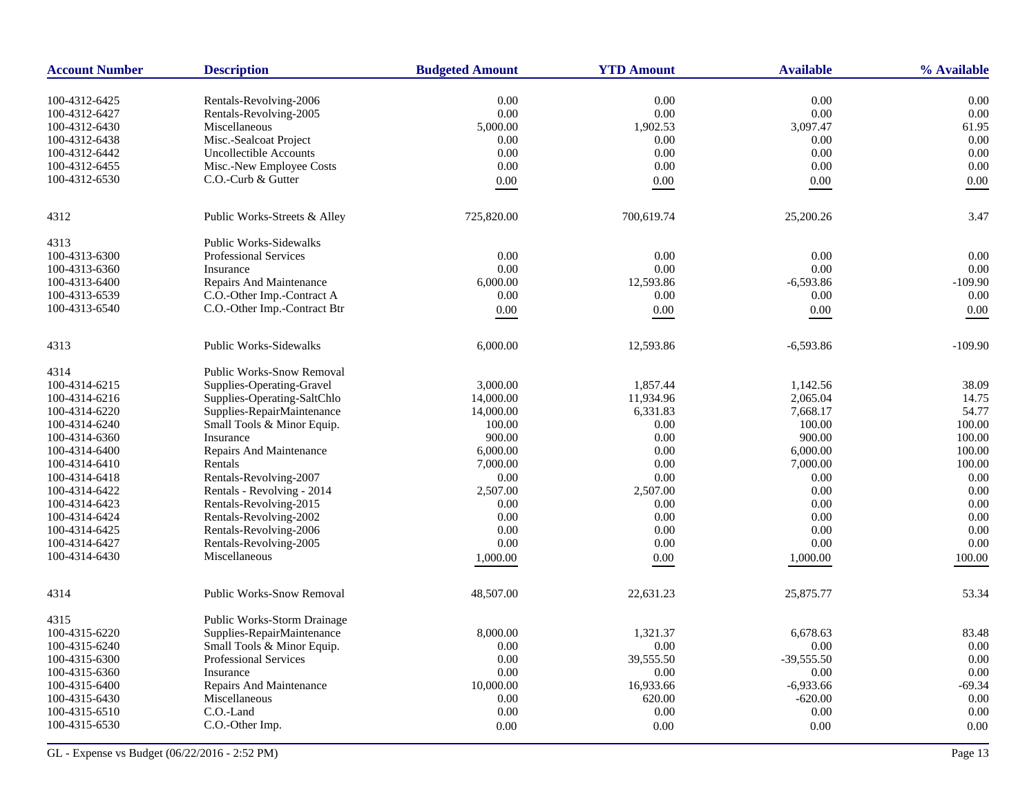| Account Number | Description | Budgeted Amount | YTD Amount | Available | % Available |
|---|---|---|---|---|---|
| 100-4312-6425 | Rentals-Revolving-2006 | 0.00 | 0.00 | 0.00 | 0.00 |
| 100-4312-6427 | Rentals-Revolving-2005 | 0.00 | 0.00 | 0.00 | 0.00 |
| 100-4312-6430 | Miscellaneous | 5,000.00 | 1,902.53 | 3,097.47 | 61.95 |
| 100-4312-6438 | Misc.-Sealcoat Project | 0.00 | 0.00 | 0.00 | 0.00 |
| 100-4312-6442 | Uncollectible Accounts | 0.00 | 0.00 | 0.00 | 0.00 |
| 100-4312-6455 | Misc.-New Employee Costs | 0.00 | 0.00 | 0.00 | 0.00 |
| 100-4312-6530 | C.O.-Curb & Gutter | 0.00 | 0.00 | 0.00 | 0.00 |
| 4312 | Public Works-Streets & Alley | 725,820.00 | 700,619.74 | 25,200.26 | 3.47 |
| 4313 | Public Works-Sidewalks | | | | |
| 100-4313-6300 | Professional Services | 0.00 | 0.00 | 0.00 | 0.00 |
| 100-4313-6360 | Insurance | 0.00 | 0.00 | 0.00 | 0.00 |
| 100-4313-6400 | Repairs And Maintenance | 6,000.00 | 12,593.86 | -6,593.86 | -109.90 |
| 100-4313-6539 | C.O.-Other Imp.-Contract A | 0.00 | 0.00 | 0.00 | 0.00 |
| 100-4313-6540 | C.O.-Other Imp.-Contract Btr | 0.00 | 0.00 | 0.00 | 0.00 |
| 4313 | Public Works-Sidewalks | 6,000.00 | 12,593.86 | -6,593.86 | -109.90 |
| 4314 | Public Works-Snow Removal | | | | |
| 100-4314-6215 | Supplies-Operating-Gravel | 3,000.00 | 1,857.44 | 1,142.56 | 38.09 |
| 100-4314-6216 | Supplies-Operating-SaltChlo | 14,000.00 | 11,934.96 | 2,065.04 | 14.75 |
| 100-4314-6220 | Supplies-RepairMaintenance | 14,000.00 | 6,331.83 | 7,668.17 | 54.77 |
| 100-4314-6240 | Small Tools & Minor Equip. | 100.00 | 0.00 | 100.00 | 100.00 |
| 100-4314-6360 | Insurance | 900.00 | 0.00 | 900.00 | 100.00 |
| 100-4314-6400 | Repairs And Maintenance | 6,000.00 | 0.00 | 6,000.00 | 100.00 |
| 100-4314-6410 | Rentals | 7,000.00 | 0.00 | 7,000.00 | 100.00 |
| 100-4314-6418 | Rentals-Revolving-2007 | 0.00 | 0.00 | 0.00 | 0.00 |
| 100-4314-6422 | Rentals - Revolving - 2014 | 2,507.00 | 2,507.00 | 0.00 | 0.00 |
| 100-4314-6423 | Rentals-Revolving-2015 | 0.00 | 0.00 | 0.00 | 0.00 |
| 100-4314-6424 | Rentals-Revolving-2002 | 0.00 | 0.00 | 0.00 | 0.00 |
| 100-4314-6425 | Rentals-Revolving-2006 | 0.00 | 0.00 | 0.00 | 0.00 |
| 100-4314-6427 | Rentals-Revolving-2005 | 0.00 | 0.00 | 0.00 | 0.00 |
| 100-4314-6430 | Miscellaneous | 1,000.00 | 0.00 | 1,000.00 | 100.00 |
| 4314 | Public Works-Snow Removal | 48,507.00 | 22,631.23 | 25,875.77 | 53.34 |
| 4315 | Public Works-Storm Drainage | | | | |
| 100-4315-6220 | Supplies-RepairMaintenance | 8,000.00 | 1,321.37 | 6,678.63 | 83.48 |
| 100-4315-6240 | Small Tools & Minor Equip. | 0.00 | 0.00 | 0.00 | 0.00 |
| 100-4315-6300 | Professional Services | 0.00 | 39,555.50 | -39,555.50 | 0.00 |
| 100-4315-6360 | Insurance | 0.00 | 0.00 | 0.00 | 0.00 |
| 100-4315-6400 | Repairs And Maintenance | 10,000.00 | 16,933.66 | -6,933.66 | -69.34 |
| 100-4315-6430 | Miscellaneous | 0.00 | 620.00 | -620.00 | 0.00 |
| 100-4315-6510 | C.O.-Land | 0.00 | 0.00 | 0.00 | 0.00 |
| 100-4315-6530 | C.O.-Other Imp. | 0.00 | 0.00 | 0.00 | 0.00 |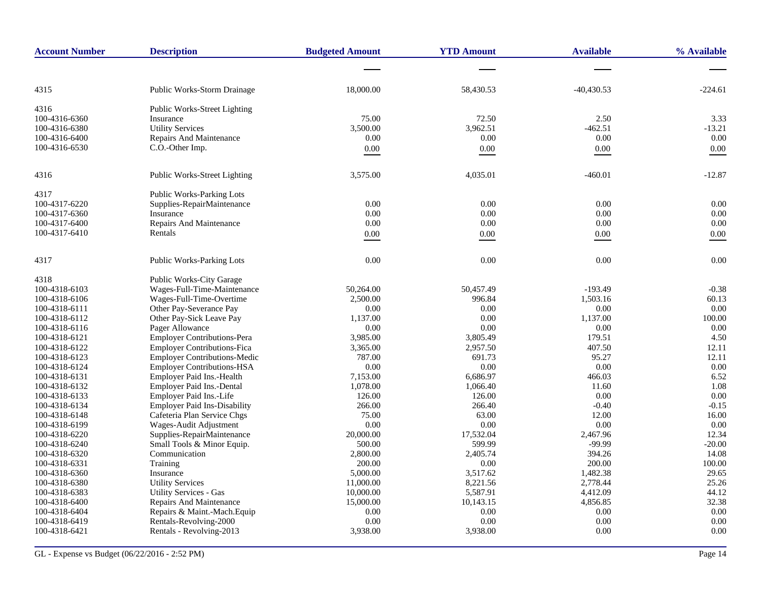| Account Number | Description | Budgeted Amount | YTD Amount | Available | % Available |
|---|---|---|---|---|---|
| 4315 | Public Works-Storm Drainage | 18,000.00 | 58,430.53 | -40,430.53 | -224.61 |
| 4316 | Public Works-Street Lighting | | | | |
| 100-4316-6360 | Insurance | 75.00 | 72.50 | 2.50 | 3.33 |
| 100-4316-6380 | Utility Services | 3,500.00 | 3,962.51 | -462.51 | -13.21 |
| 100-4316-6400 | Repairs And Maintenance | 0.00 | 0.00 | 0.00 | 0.00 |
| 100-4316-6530 | C.O.-Other Imp. | 0.00 | 0.00 | 0.00 | 0.00 |
| 4316 | Public Works-Street Lighting | 3,575.00 | 4,035.01 | -460.01 | -12.87 |
| 4317 | Public Works-Parking Lots | | | | |
| 100-4317-6220 | Supplies-RepairMaintenance | 0.00 | 0.00 | 0.00 | 0.00 |
| 100-4317-6360 | Insurance | 0.00 | 0.00 | 0.00 | 0.00 |
| 100-4317-6400 | Repairs And Maintenance | 0.00 | 0.00 | 0.00 | 0.00 |
| 100-4317-6410 | Rentals | 0.00 | 0.00 | 0.00 | 0.00 |
| 4317 | Public Works-Parking Lots | 0.00 | 0.00 | 0.00 | 0.00 |
| 4318 | Public Works-City Garage | | | | |
| 100-4318-6103 | Wages-Full-Time-Maintenance | 50,264.00 | 50,457.49 | -193.49 | -0.38 |
| 100-4318-6106 | Wages-Full-Time-Overtime | 2,500.00 | 996.84 | 1,503.16 | 60.13 |
| 100-4318-6111 | Other Pay-Severance Pay | 0.00 | 0.00 | 0.00 | 0.00 |
| 100-4318-6112 | Other Pay-Sick Leave Pay | 1,137.00 | 0.00 | 1,137.00 | 100.00 |
| 100-4318-6116 | Pager Allowance | 0.00 | 0.00 | 0.00 | 0.00 |
| 100-4318-6121 | Employer Contributions-Pera | 3,985.00 | 3,805.49 | 179.51 | 4.50 |
| 100-4318-6122 | Employer Contributions-Fica | 3,365.00 | 2,957.50 | 407.50 | 12.11 |
| 100-4318-6123 | Employer Contributions-Medic | 787.00 | 691.73 | 95.27 | 12.11 |
| 100-4318-6124 | Employer Contributions-HSA | 0.00 | 0.00 | 0.00 | 0.00 |
| 100-4318-6131 | Employer Paid Ins.-Health | 7,153.00 | 6,686.97 | 466.03 | 6.52 |
| 100-4318-6132 | Employer Paid Ins.-Dental | 1,078.00 | 1,066.40 | 11.60 | 1.08 |
| 100-4318-6133 | Employer Paid Ins.-Life | 126.00 | 126.00 | 0.00 | 0.00 |
| 100-4318-6134 | Employer Paid Ins-Disability | 266.00 | 266.40 | -0.40 | -0.15 |
| 100-4318-6148 | Cafeteria Plan Service Chgs | 75.00 | 63.00 | 12.00 | 16.00 |
| 100-4318-6199 | Wages-Audit Adjustment | 0.00 | 0.00 | 0.00 | 0.00 |
| 100-4318-6220 | Supplies-RepairMaintenance | 20,000.00 | 17,532.04 | 2,467.96 | 12.34 |
| 100-4318-6240 | Small Tools & Minor Equip. | 500.00 | 599.99 | -99.99 | -20.00 |
| 100-4318-6320 | Communication | 2,800.00 | 2,405.74 | 394.26 | 14.08 |
| 100-4318-6331 | Training | 200.00 | 0.00 | 200.00 | 100.00 |
| 100-4318-6360 | Insurance | 5,000.00 | 3,517.62 | 1,482.38 | 29.65 |
| 100-4318-6380 | Utility Services | 11,000.00 | 8,221.56 | 2,778.44 | 25.26 |
| 100-4318-6383 | Utility Services - Gas | 10,000.00 | 5,587.91 | 4,412.09 | 44.12 |
| 100-4318-6400 | Repairs And Maintenance | 15,000.00 | 10,143.15 | 4,856.85 | 32.38 |
| 100-4318-6404 | Repairs & Maint.-Mach.Equip | 0.00 | 0.00 | 0.00 | 0.00 |
| 100-4318-6419 | Rentals-Revolving-2000 | 0.00 | 0.00 | 0.00 | 0.00 |
| 100-4318-6421 | Rentals - Revolving-2013 | 3,938.00 | 3,938.00 | 0.00 | 0.00 |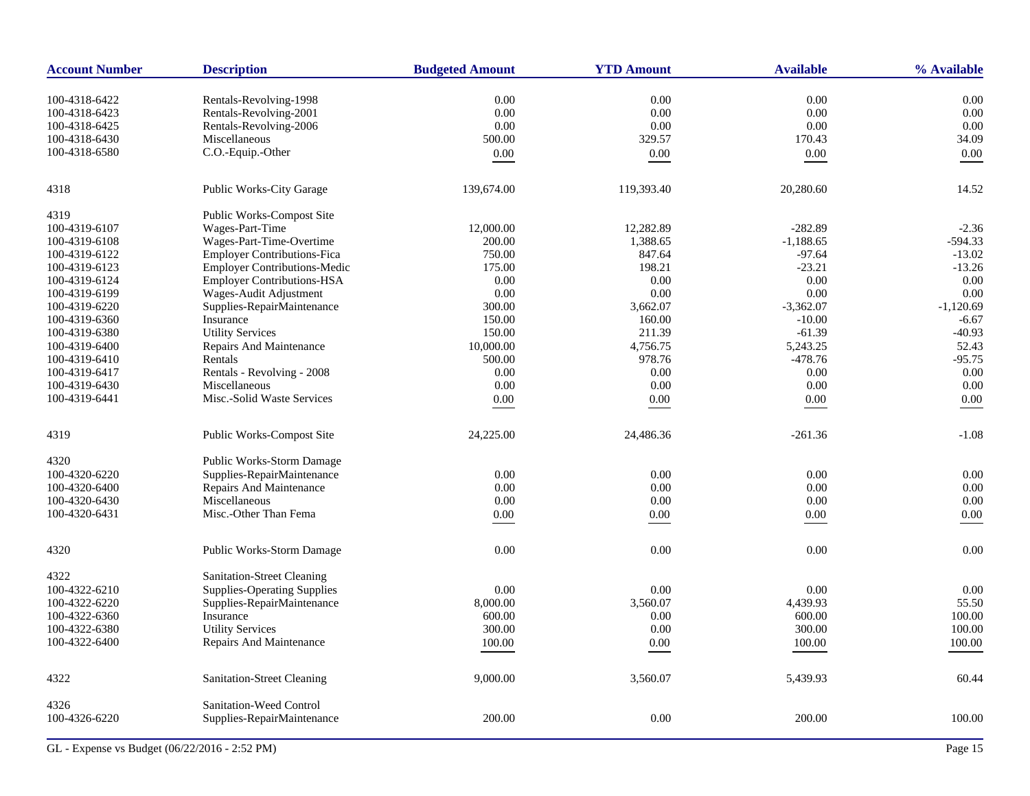| Account Number | Description | Budgeted Amount | YTD Amount | Available | % Available |
|---|---|---|---|---|---|
| 100-4318-6422 | Rentals-Revolving-1998 | 0.00 | 0.00 | 0.00 | 0.00 |
| 100-4318-6423 | Rentals-Revolving-2001 | 0.00 | 0.00 | 0.00 | 0.00 |
| 100-4318-6425 | Rentals-Revolving-2006 | 0.00 | 0.00 | 0.00 | 0.00 |
| 100-4318-6430 | Miscellaneous | 500.00 | 329.57 | 170.43 | 34.09 |
| 100-4318-6580 | C.O.-Equip.-Other | 0.00 | 0.00 | 0.00 | 0.00 |
| 4318 | Public Works-City Garage | 139,674.00 | 119,393.40 | 20,280.60 | 14.52 |
| 4319 | Public Works-Compost Site | | | | |
| 100-4319-6107 | Wages-Part-Time | 12,000.00 | 12,282.89 | -282.89 | -2.36 |
| 100-4319-6108 | Wages-Part-Time-Overtime | 200.00 | 1,388.65 | -1,188.65 | -594.33 |
| 100-4319-6122 | Employer Contributions-Fica | 750.00 | 847.64 | -97.64 | -13.02 |
| 100-4319-6123 | Employer Contributions-Medic | 175.00 | 198.21 | -23.21 | -13.26 |
| 100-4319-6124 | Employer Contributions-HSA | 0.00 | 0.00 | 0.00 | 0.00 |
| 100-4319-6199 | Wages-Audit Adjustment | 0.00 | 0.00 | 0.00 | 0.00 |
| 100-4319-6220 | Supplies-RepairMaintenance | 300.00 | 3,662.07 | -3,362.07 | -1,120.69 |
| 100-4319-6360 | Insurance | 150.00 | 160.00 | -10.00 | -6.67 |
| 100-4319-6380 | Utility Services | 150.00 | 211.39 | -61.39 | -40.93 |
| 100-4319-6400 | Repairs And Maintenance | 10,000.00 | 4,756.75 | 5,243.25 | 52.43 |
| 100-4319-6410 | Rentals | 500.00 | 978.76 | -478.76 | -95.75 |
| 100-4319-6417 | Rentals - Revolving - 2008 | 0.00 | 0.00 | 0.00 | 0.00 |
| 100-4319-6430 | Miscellaneous | 0.00 | 0.00 | 0.00 | 0.00 |
| 100-4319-6441 | Misc.-Solid Waste Services | 0.00 | 0.00 | 0.00 | 0.00 |
| 4319 | Public Works-Compost Site | 24,225.00 | 24,486.36 | -261.36 | -1.08 |
| 4320 | Public Works-Storm Damage | | | | |
| 100-4320-6220 | Supplies-RepairMaintenance | 0.00 | 0.00 | 0.00 | 0.00 |
| 100-4320-6400 | Repairs And Maintenance | 0.00 | 0.00 | 0.00 | 0.00 |
| 100-4320-6430 | Miscellaneous | 0.00 | 0.00 | 0.00 | 0.00 |
| 100-4320-6431 | Misc.-Other Than Fema | 0.00 | 0.00 | 0.00 | 0.00 |
| 4320 | Public Works-Storm Damage | 0.00 | 0.00 | 0.00 | 0.00 |
| 4322 | Sanitation-Street Cleaning | | | | |
| 100-4322-6210 | Supplies-Operating Supplies | 0.00 | 0.00 | 0.00 | 0.00 |
| 100-4322-6220 | Supplies-RepairMaintenance | 8,000.00 | 3,560.07 | 4,439.93 | 55.50 |
| 100-4322-6360 | Insurance | 600.00 | 0.00 | 600.00 | 100.00 |
| 100-4322-6380 | Utility Services | 300.00 | 0.00 | 300.00 | 100.00 |
| 100-4322-6400 | Repairs And Maintenance | 100.00 | 0.00 | 100.00 | 100.00 |
| 4322 | Sanitation-Street Cleaning | 9,000.00 | 3,560.07 | 5,439.93 | 60.44 |
| 4326 | Sanitation-Weed Control | | | | |
| 100-4326-6220 | Supplies-RepairMaintenance | 200.00 | 0.00 | 200.00 | 100.00 |

GL - Expense vs Budget (06/22/2016 - 2:52 PM)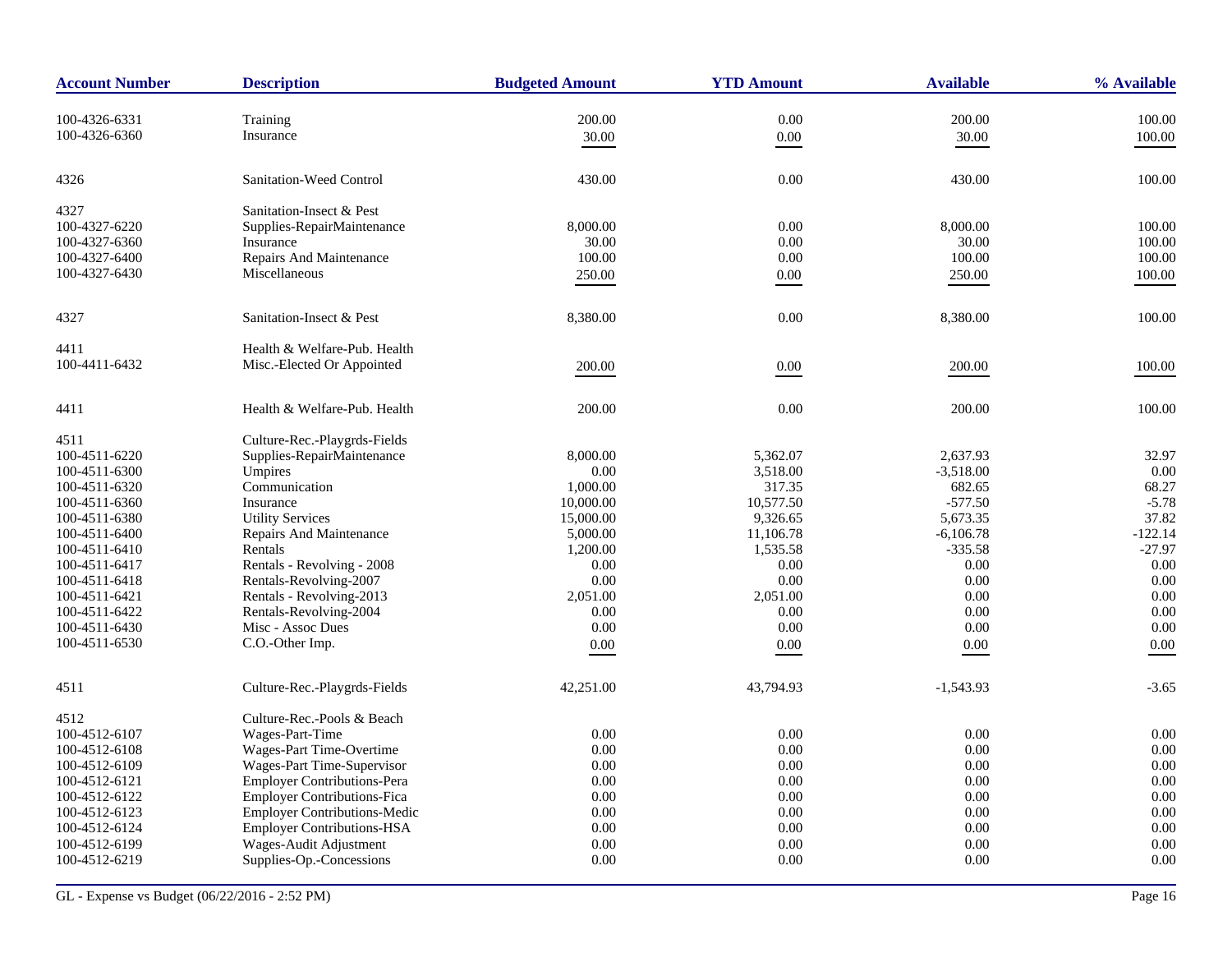| Account Number | Description | Budgeted Amount | YTD Amount | Available | % Available |
|---|---|---|---|---|---|
| 100-4326-6331 | Training | 200.00 | 0.00 | 200.00 | 100.00 |
| 100-4326-6360 | Insurance | 30.00 | 0.00 | 30.00 | 100.00 |
| 4326 | Sanitation-Weed Control | 430.00 | 0.00 | 430.00 | 100.00 |
| 4327 | Sanitation-Insect & Pest | | | | |
| 100-4327-6220 | Supplies-RepairMaintenance | 8,000.00 | 0.00 | 8,000.00 | 100.00 |
| 100-4327-6360 | Insurance | 30.00 | 0.00 | 30.00 | 100.00 |
| 100-4327-6400 | Repairs And Maintenance | 100.00 | 0.00 | 100.00 | 100.00 |
| 100-4327-6430 | Miscellaneous | 250.00 | 0.00 | 250.00 | 100.00 |
| 4327 | Sanitation-Insect & Pest | 8,380.00 | 0.00 | 8,380.00 | 100.00 |
| 4411 | Health & Welfare-Pub. Health | | | | |
| 100-4411-6432 | Misc.-Elected Or Appointed | 200.00 | 0.00 | 200.00 | 100.00 |
| 4411 | Health & Welfare-Pub. Health | 200.00 | 0.00 | 200.00 | 100.00 |
| 4511 | Culture-Rec.-Playgrds-Fields | | | | |
| 100-4511-6220 | Supplies-RepairMaintenance | 8,000.00 | 5,362.07 | 2,637.93 | 32.97 |
| 100-4511-6300 | Umpires | 0.00 | 3,518.00 | -3,518.00 | 0.00 |
| 100-4511-6320 | Communication | 1,000.00 | 317.35 | 682.65 | 68.27 |
| 100-4511-6360 | Insurance | 10,000.00 | 10,577.50 | -577.50 | -5.78 |
| 100-4511-6380 | Utility Services | 15,000.00 | 9,326.65 | 5,673.35 | 37.82 |
| 100-4511-6400 | Repairs And Maintenance | 5,000.00 | 11,106.78 | -6,106.78 | -122.14 |
| 100-4511-6410 | Rentals | 1,200.00 | 1,535.58 | -335.58 | -27.97 |
| 100-4511-6417 | Rentals - Revolving - 2008 | 0.00 | 0.00 | 0.00 | 0.00 |
| 100-4511-6418 | Rentals-Revolving-2007 | 0.00 | 0.00 | 0.00 | 0.00 |
| 100-4511-6421 | Rentals - Revolving-2013 | 2,051.00 | 2,051.00 | 0.00 | 0.00 |
| 100-4511-6422 | Rentals-Revolving-2004 | 0.00 | 0.00 | 0.00 | 0.00 |
| 100-4511-6430 | Misc - Assoc Dues | 0.00 | 0.00 | 0.00 | 0.00 |
| 100-4511-6530 | C.O.-Other Imp. | 0.00 | 0.00 | 0.00 | 0.00 |
| 4511 | Culture-Rec.-Playgrds-Fields | 42,251.00 | 43,794.93 | -1,543.93 | -3.65 |
| 4512 | Culture-Rec.-Pools & Beach | | | | |
| 100-4512-6107 | Wages-Part-Time | 0.00 | 0.00 | 0.00 | 0.00 |
| 100-4512-6108 | Wages-Part Time-Overtime | 0.00 | 0.00 | 0.00 | 0.00 |
| 100-4512-6109 | Wages-Part Time-Supervisor | 0.00 | 0.00 | 0.00 | 0.00 |
| 100-4512-6121 | Employer Contributions-Pera | 0.00 | 0.00 | 0.00 | 0.00 |
| 100-4512-6122 | Employer Contributions-Fica | 0.00 | 0.00 | 0.00 | 0.00 |
| 100-4512-6123 | Employer Contributions-Medic | 0.00 | 0.00 | 0.00 | 0.00 |
| 100-4512-6124 | Employer Contributions-HSA | 0.00 | 0.00 | 0.00 | 0.00 |
| 100-4512-6199 | Wages-Audit Adjustment | 0.00 | 0.00 | 0.00 | 0.00 |
| 100-4512-6219 | Supplies-Op.-Concessions | 0.00 | 0.00 | 0.00 | 0.00 |

GL - Expense vs Budget (06/22/2016 - 2:52 PM)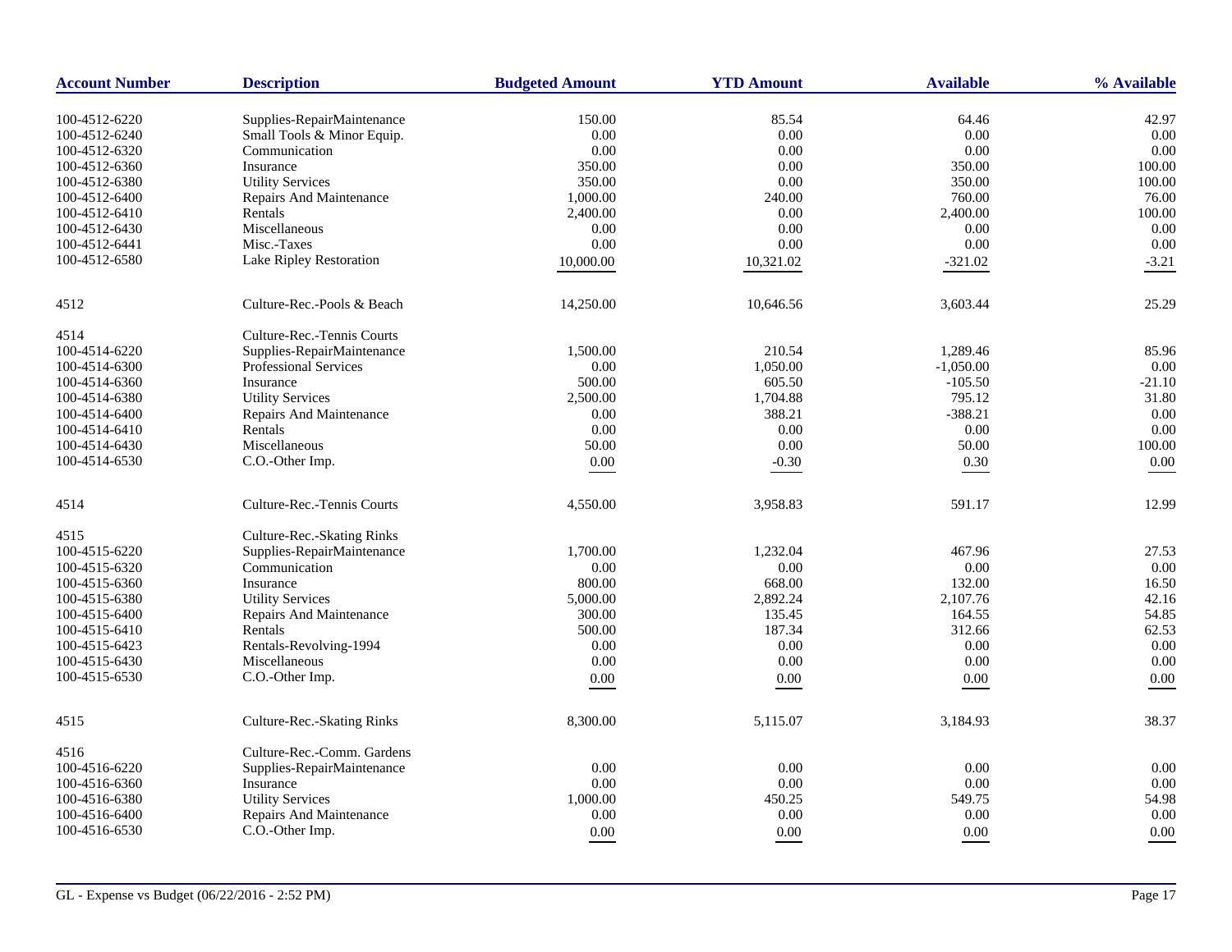| Account Number | Description | Budgeted Amount | YTD Amount | Available | % Available |
|---|---|---|---|---|---|
| 100-4512-6220 | Supplies-RepairMaintenance | 150.00 | 85.54 | 64.46 | 42.97 |
| 100-4512-6240 | Small Tools & Minor Equip. | 0.00 | 0.00 | 0.00 | 0.00 |
| 100-4512-6320 | Communication | 0.00 | 0.00 | 0.00 | 0.00 |
| 100-4512-6360 | Insurance | 350.00 | 0.00 | 350.00 | 100.00 |
| 100-4512-6380 | Utility Services | 350.00 | 0.00 | 350.00 | 100.00 |
| 100-4512-6400 | Repairs And Maintenance | 1,000.00 | 240.00 | 760.00 | 76.00 |
| 100-4512-6410 | Rentals | 2,400.00 | 0.00 | 2,400.00 | 100.00 |
| 100-4512-6430 | Miscellaneous | 0.00 | 0.00 | 0.00 | 0.00 |
| 100-4512-6441 | Misc.-Taxes | 0.00 | 0.00 | 0.00 | 0.00 |
| 100-4512-6580 | Lake Ripley Restoration | 10,000.00 | 10,321.02 | -321.02 | -3.21 |
| 4512 | Culture-Rec.-Pools & Beach | 14,250.00 | 10,646.56 | 3,603.44 | 25.29 |
| 4514 | Culture-Rec.-Tennis Courts | | | | |
| 100-4514-6220 | Supplies-RepairMaintenance | 1,500.00 | 210.54 | 1,289.46 | 85.96 |
| 100-4514-6300 | Professional Services | 0.00 | 1,050.00 | -1,050.00 | 0.00 |
| 100-4514-6360 | Insurance | 500.00 | 605.50 | -105.50 | -21.10 |
| 100-4514-6380 | Utility Services | 2,500.00 | 1,704.88 | 795.12 | 31.80 |
| 100-4514-6400 | Repairs And Maintenance | 0.00 | 388.21 | -388.21 | 0.00 |
| 100-4514-6410 | Rentals | 0.00 | 0.00 | 0.00 | 0.00 |
| 100-4514-6430 | Miscellaneous | 50.00 | 0.00 | 50.00 | 100.00 |
| 100-4514-6530 | C.O.-Other Imp. | 0.00 | -0.30 | 0.30 | 0.00 |
| 4514 | Culture-Rec.-Tennis Courts | 4,550.00 | 3,958.83 | 591.17 | 12.99 |
| 4515 | Culture-Rec.-Skating Rinks | | | | |
| 100-4515-6220 | Supplies-RepairMaintenance | 1,700.00 | 1,232.04 | 467.96 | 27.53 |
| 100-4515-6320 | Communication | 0.00 | 0.00 | 0.00 | 0.00 |
| 100-4515-6360 | Insurance | 800.00 | 668.00 | 132.00 | 16.50 |
| 100-4515-6380 | Utility Services | 5,000.00 | 2,892.24 | 2,107.76 | 42.16 |
| 100-4515-6400 | Repairs And Maintenance | 300.00 | 135.45 | 164.55 | 54.85 |
| 100-4515-6410 | Rentals | 500.00 | 187.34 | 312.66 | 62.53 |
| 100-4515-6423 | Rentals-Revolving-1994 | 0.00 | 0.00 | 0.00 | 0.00 |
| 100-4515-6430 | Miscellaneous | 0.00 | 0.00 | 0.00 | 0.00 |
| 100-4515-6530 | C.O.-Other Imp. | 0.00 | 0.00 | 0.00 | 0.00 |
| 4515 | Culture-Rec.-Skating Rinks | 8,300.00 | 5,115.07 | 3,184.93 | 38.37 |
| 4516 | Culture-Rec.-Comm. Gardens | | | | |
| 100-4516-6220 | Supplies-RepairMaintenance | 0.00 | 0.00 | 0.00 | 0.00 |
| 100-4516-6360 | Insurance | 0.00 | 0.00 | 0.00 | 0.00 |
| 100-4516-6380 | Utility Services | 1,000.00 | 450.25 | 549.75 | 54.98 |
| 100-4516-6400 | Repairs And Maintenance | 0.00 | 0.00 | 0.00 | 0.00 |
| 100-4516-6530 | C.O.-Other Imp. | 0.00 | 0.00 | 0.00 | 0.00 |

GL - Expense vs Budget (06/22/2016 - 2:52 PM)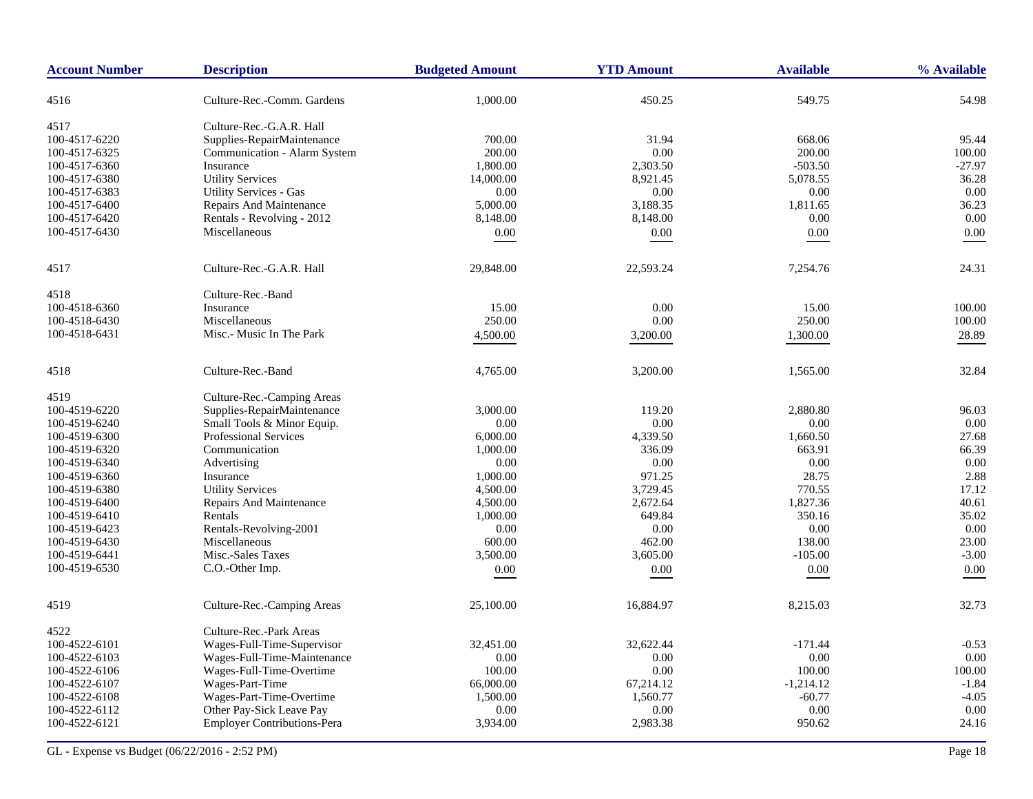| Account Number | Description | Budgeted Amount | YTD Amount | Available | % Available |
|---|---|---|---|---|---|
| 4516 | Culture-Rec.-Comm. Gardens | 1,000.00 | 450.25 | 549.75 | 54.98 |
| 4517 | Culture-Rec.-G.A.R. Hall | | | | |
| 100-4517-6220 | Supplies-RepairMaintenance | 700.00 | 31.94 | 668.06 | 95.44 |
| 100-4517-6325 | Communication - Alarm System | 200.00 | 0.00 | 200.00 | 100.00 |
| 100-4517-6360 | Insurance | 1,800.00 | 2,303.50 | -503.50 | -27.97 |
| 100-4517-6380 | Utility Services | 14,000.00 | 8,921.45 | 5,078.55 | 36.28 |
| 100-4517-6383 | Utility Services - Gas | 0.00 | 0.00 | 0.00 | 0.00 |
| 100-4517-6400 | Repairs And Maintenance | 5,000.00 | 3,188.35 | 1,811.65 | 36.23 |
| 100-4517-6420 | Rentals - Revolving - 2012 | 8,148.00 | 8,148.00 | 0.00 | 0.00 |
| 100-4517-6430 | Miscellaneous | 0.00 | 0.00 | 0.00 | 0.00 |
| 4517 | Culture-Rec.-G.A.R. Hall | 29,848.00 | 22,593.24 | 7,254.76 | 24.31 |
| 4518 | Culture-Rec.-Band | | | | |
| 100-4518-6360 | Insurance | 15.00 | 0.00 | 15.00 | 100.00 |
| 100-4518-6430 | Miscellaneous | 250.00 | 0.00 | 250.00 | 100.00 |
| 100-4518-6431 | Misc.- Music In The Park | 4,500.00 | 3,200.00 | 1,300.00 | 28.89 |
| 4518 | Culture-Rec.-Band | 4,765.00 | 3,200.00 | 1,565.00 | 32.84 |
| 4519 | Culture-Rec.-Camping Areas | | | | |
| 100-4519-6220 | Supplies-RepairMaintenance | 3,000.00 | 119.20 | 2,880.80 | 96.03 |
| 100-4519-6240 | Small Tools & Minor Equip. | 0.00 | 0.00 | 0.00 | 0.00 |
| 100-4519-6300 | Professional Services | 6,000.00 | 4,339.50 | 1,660.50 | 27.68 |
| 100-4519-6320 | Communication | 1,000.00 | 336.09 | 663.91 | 66.39 |
| 100-4519-6340 | Advertising | 0.00 | 0.00 | 0.00 | 0.00 |
| 100-4519-6360 | Insurance | 1,000.00 | 971.25 | 28.75 | 2.88 |
| 100-4519-6380 | Utility Services | 4,500.00 | 3,729.45 | 770.55 | 17.12 |
| 100-4519-6400 | Repairs And Maintenance | 4,500.00 | 2,672.64 | 1,827.36 | 40.61 |
| 100-4519-6410 | Rentals | 1,000.00 | 649.84 | 350.16 | 35.02 |
| 100-4519-6423 | Rentals-Revolving-2001 | 0.00 | 0.00 | 0.00 | 0.00 |
| 100-4519-6430 | Miscellaneous | 600.00 | 462.00 | 138.00 | 23.00 |
| 100-4519-6441 | Misc.-Sales Taxes | 3,500.00 | 3,605.00 | -105.00 | -3.00 |
| 100-4519-6530 | C.O.-Other Imp. | 0.00 | 0.00 | 0.00 | 0.00 |
| 4519 | Culture-Rec.-Camping Areas | 25,100.00 | 16,884.97 | 8,215.03 | 32.73 |
| 4522 | Culture-Rec.-Park Areas | | | | |
| 100-4522-6101 | Wages-Full-Time-Supervisor | 32,451.00 | 32,622.44 | -171.44 | -0.53 |
| 100-4522-6103 | Wages-Full-Time-Maintenance | 0.00 | 0.00 | 0.00 | 0.00 |
| 100-4522-6106 | Wages-Full-Time-Overtime | 100.00 | 0.00 | 100.00 | 100.00 |
| 100-4522-6107 | Wages-Part-Time | 66,000.00 | 67,214.12 | -1,214.12 | -1.84 |
| 100-4522-6108 | Wages-Part-Time-Overtime | 1,500.00 | 1,560.77 | -60.77 | -4.05 |
| 100-4522-6112 | Other Pay-Sick Leave Pay | 0.00 | 0.00 | 0.00 | 0.00 |
| 100-4522-6121 | Employer Contributions-Pera | 3,934.00 | 2,983.38 | 950.62 | 24.16 |

GL - Expense vs Budget (06/22/2016 - 2:52 PM)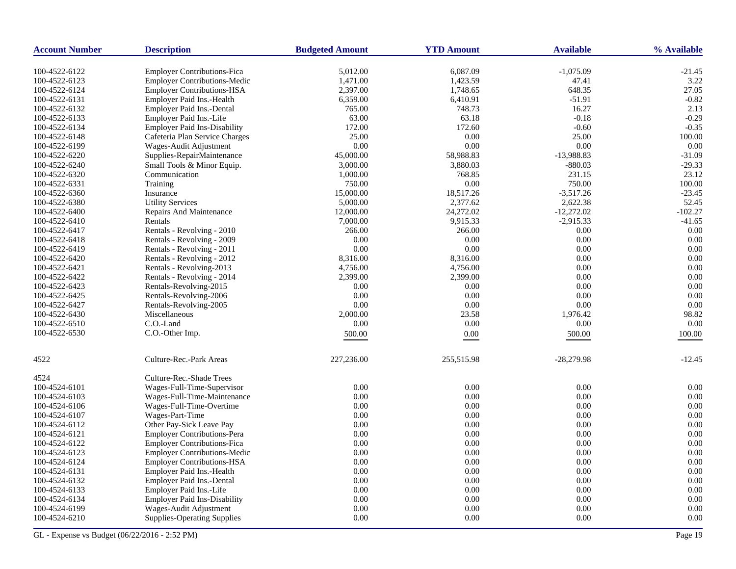| Account Number | Description | Budgeted Amount | YTD Amount | Available | % Available |
|---|---|---|---|---|---|
| 100-4522-6122 | Employer Contributions-Fica | 5,012.00 | 6,087.09 | -1,075.09 | -21.45 |
| 100-4522-6123 | Employer Contributions-Medic | 1,471.00 | 1,423.59 | 47.41 | 3.22 |
| 100-4522-6124 | Employer Contributions-HSA | 2,397.00 | 1,748.65 | 648.35 | 27.05 |
| 100-4522-6131 | Employer Paid Ins.-Health | 6,359.00 | 6,410.91 | -51.91 | -0.82 |
| 100-4522-6132 | Employer Paid Ins.-Dental | 765.00 | 748.73 | 16.27 | 2.13 |
| 100-4522-6133 | Employer Paid Ins.-Life | 63.00 | 63.18 | -0.18 | -0.29 |
| 100-4522-6134 | Employer Paid Ins-Disability | 172.00 | 172.60 | -0.60 | -0.35 |
| 100-4522-6148 | Cafeteria Plan Service Charges | 25.00 | 0.00 | 25.00 | 100.00 |
| 100-4522-6199 | Wages-Audit Adjustment | 0.00 | 0.00 | 0.00 | 0.00 |
| 100-4522-6220 | Supplies-RepairMaintenance | 45,000.00 | 58,988.83 | -13,988.83 | -31.09 |
| 100-4522-6240 | Small Tools & Minor Equip. | 3,000.00 | 3,880.03 | -880.03 | -29.33 |
| 100-4522-6320 | Communication | 1,000.00 | 768.85 | 231.15 | 23.12 |
| 100-4522-6331 | Training | 750.00 | 0.00 | 750.00 | 100.00 |
| 100-4522-6360 | Insurance | 15,000.00 | 18,517.26 | -3,517.26 | -23.45 |
| 100-4522-6380 | Utility Services | 5,000.00 | 2,377.62 | 2,622.38 | 52.45 |
| 100-4522-6400 | Repairs And Maintenance | 12,000.00 | 24,272.02 | -12,272.02 | -102.27 |
| 100-4522-6410 | Rentals | 7,000.00 | 9,915.33 | -2,915.33 | -41.65 |
| 100-4522-6417 | Rentals - Revolving - 2010 | 266.00 | 266.00 | 0.00 | 0.00 |
| 100-4522-6418 | Rentals - Revolving - 2009 | 0.00 | 0.00 | 0.00 | 0.00 |
| 100-4522-6419 | Rentals - Revolving - 2011 | 0.00 | 0.00 | 0.00 | 0.00 |
| 100-4522-6420 | Rentals - Revolving - 2012 | 8,316.00 | 8,316.00 | 0.00 | 0.00 |
| 100-4522-6421 | Rentals - Revolving-2013 | 4,756.00 | 4,756.00 | 0.00 | 0.00 |
| 100-4522-6422 | Rentals - Revolving - 2014 | 2,399.00 | 2,399.00 | 0.00 | 0.00 |
| 100-4522-6423 | Rentals-Revolving-2015 | 0.00 | 0.00 | 0.00 | 0.00 |
| 100-4522-6425 | Rentals-Revolving-2006 | 0.00 | 0.00 | 0.00 | 0.00 |
| 100-4522-6427 | Rentals-Revolving-2005 | 0.00 | 0.00 | 0.00 | 0.00 |
| 100-4522-6430 | Miscellaneous | 2,000.00 | 23.58 | 1,976.42 | 98.82 |
| 100-4522-6510 | C.O.-Land | 0.00 | 0.00 | 0.00 | 0.00 |
| 100-4522-6530 | C.O.-Other Imp. | 500.00 | 0.00 | 500.00 | 100.00 |
| 4522 | Culture-Rec.-Park Areas | 227,236.00 | 255,515.98 | -28,279.98 | -12.45 |
| 4524 | Culture-Rec.-Shade Trees | | | | |
| 100-4524-6101 | Wages-Full-Time-Supervisor | 0.00 | 0.00 | 0.00 | 0.00 |
| 100-4524-6103 | Wages-Full-Time-Maintenance | 0.00 | 0.00 | 0.00 | 0.00 |
| 100-4524-6106 | Wages-Full-Time-Overtime | 0.00 | 0.00 | 0.00 | 0.00 |
| 100-4524-6107 | Wages-Part-Time | 0.00 | 0.00 | 0.00 | 0.00 |
| 100-4524-6112 | Other Pay-Sick Leave Pay | 0.00 | 0.00 | 0.00 | 0.00 |
| 100-4524-6121 | Employer Contributions-Pera | 0.00 | 0.00 | 0.00 | 0.00 |
| 100-4524-6122 | Employer Contributions-Fica | 0.00 | 0.00 | 0.00 | 0.00 |
| 100-4524-6123 | Employer Contributions-Medic | 0.00 | 0.00 | 0.00 | 0.00 |
| 100-4524-6124 | Employer Contributions-HSA | 0.00 | 0.00 | 0.00 | 0.00 |
| 100-4524-6131 | Employer Paid Ins.-Health | 0.00 | 0.00 | 0.00 | 0.00 |
| 100-4524-6132 | Employer Paid Ins.-Dental | 0.00 | 0.00 | 0.00 | 0.00 |
| 100-4524-6133 | Employer Paid Ins.-Life | 0.00 | 0.00 | 0.00 | 0.00 |
| 100-4524-6134 | Employer Paid Ins-Disability | 0.00 | 0.00 | 0.00 | 0.00 |
| 100-4524-6199 | Wages-Audit Adjustment | 0.00 | 0.00 | 0.00 | 0.00 |
| 100-4524-6210 | Supplies-Operating Supplies | 0.00 | 0.00 | 0.00 | 0.00 |

GL - Expense vs Budget (06/22/2016 - 2:52 PM)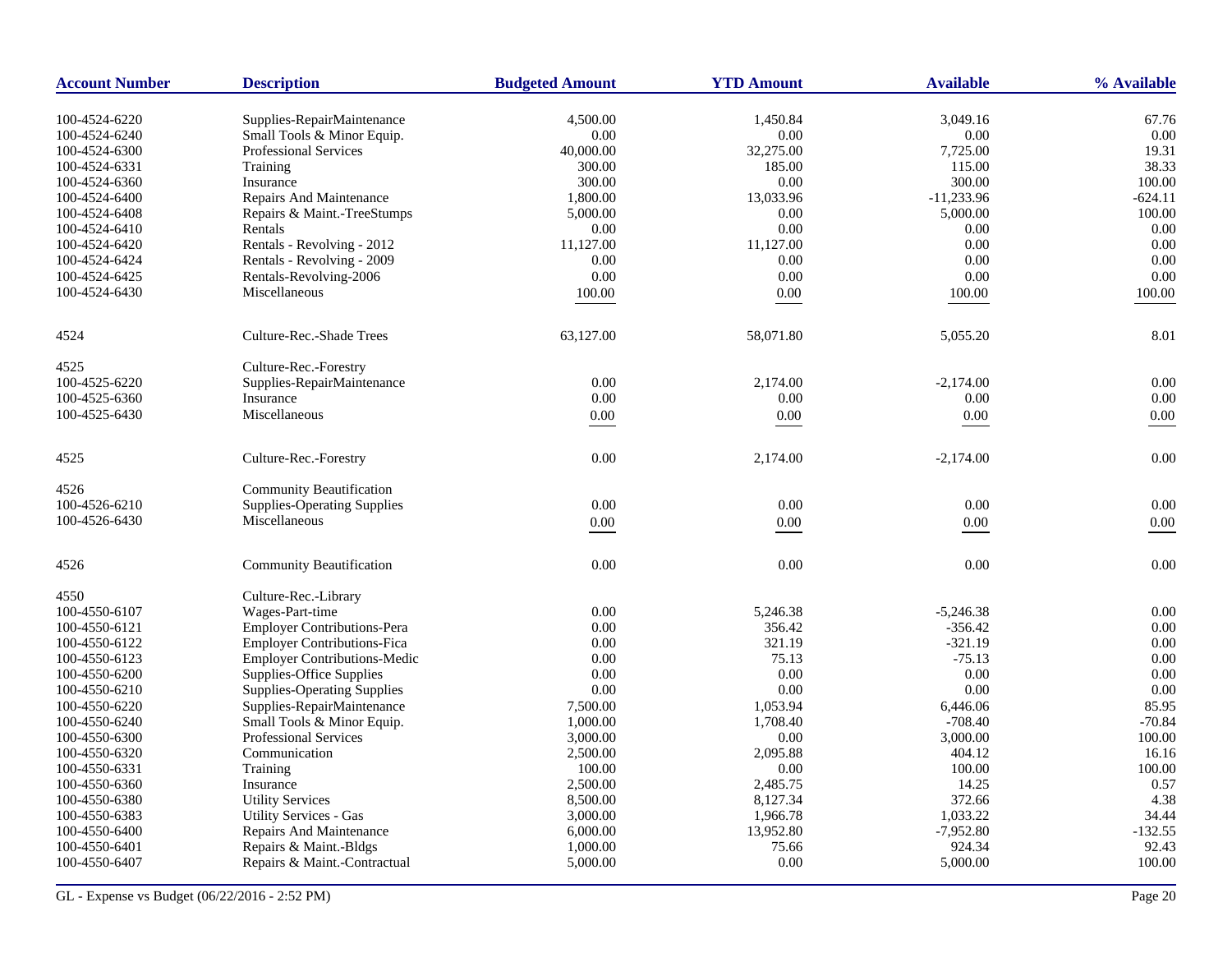| Account Number | Description | Budgeted Amount | YTD Amount | Available | % Available |
|---|---|---|---|---|---|
| 100-4524-6220 | Supplies-RepairMaintenance | 4,500.00 | 1,450.84 | 3,049.16 | 67.76 |
| 100-4524-6240 | Small Tools & Minor Equip. | 0.00 | 0.00 | 0.00 | 0.00 |
| 100-4524-6300 | Professional Services | 40,000.00 | 32,275.00 | 7,725.00 | 19.31 |
| 100-4524-6331 | Training | 300.00 | 185.00 | 115.00 | 38.33 |
| 100-4524-6360 | Insurance | 300.00 | 0.00 | 300.00 | 100.00 |
| 100-4524-6400 | Repairs And Maintenance | 1,800.00 | 13,033.96 | -11,233.96 | -624.11 |
| 100-4524-6408 | Repairs & Maint.-TreeStumps | 5,000.00 | 0.00 | 5,000.00 | 100.00 |
| 100-4524-6410 | Rentals | 0.00 | 0.00 | 0.00 | 0.00 |
| 100-4524-6420 | Rentals - Revolving - 2012 | 11,127.00 | 11,127.00 | 0.00 | 0.00 |
| 100-4524-6424 | Rentals - Revolving - 2009 | 0.00 | 0.00 | 0.00 | 0.00 |
| 100-4524-6425 | Rentals-Revolving-2006 | 0.00 | 0.00 | 0.00 | 0.00 |
| 100-4524-6430 | Miscellaneous | 100.00 | 0.00 | 100.00 | 100.00 |
| 4524 | Culture-Rec.-Shade Trees | 63,127.00 | 58,071.80 | 5,055.20 | 8.01 |
| 4525 | Culture-Rec.-Forestry | | | | |
| 100-4525-6220 | Supplies-RepairMaintenance | 0.00 | 2,174.00 | -2,174.00 | 0.00 |
| 100-4525-6360 | Insurance | 0.00 | 0.00 | 0.00 | 0.00 |
| 100-4525-6430 | Miscellaneous | 0.00 | 0.00 | 0.00 | 0.00 |
| 4525 | Culture-Rec.-Forestry | 0.00 | 2,174.00 | -2,174.00 | 0.00 |
| 4526 | Community Beautification | | | | |
| 100-4526-6210 | Supplies-Operating Supplies | 0.00 | 0.00 | 0.00 | 0.00 |
| 100-4526-6430 | Miscellaneous | 0.00 | 0.00 | 0.00 | 0.00 |
| 4526 | Community Beautification | 0.00 | 0.00 | 0.00 | 0.00 |
| 4550 | Culture-Rec.-Library | | | | |
| 100-4550-6107 | Wages-Part-time | 0.00 | 5,246.38 | -5,246.38 | 0.00 |
| 100-4550-6121 | Employer Contributions-Pera | 0.00 | 356.42 | -356.42 | 0.00 |
| 100-4550-6122 | Employer Contributions-Fica | 0.00 | 321.19 | -321.19 | 0.00 |
| 100-4550-6123 | Employer Contributions-Medic | 0.00 | 75.13 | -75.13 | 0.00 |
| 100-4550-6200 | Supplies-Office Supplies | 0.00 | 0.00 | 0.00 | 0.00 |
| 100-4550-6210 | Supplies-Operating Supplies | 0.00 | 0.00 | 0.00 | 0.00 |
| 100-4550-6220 | Supplies-RepairMaintenance | 7,500.00 | 1,053.94 | 6,446.06 | 85.95 |
| 100-4550-6240 | Small Tools & Minor Equip. | 1,000.00 | 1,708.40 | -708.40 | -70.84 |
| 100-4550-6300 | Professional Services | 3,000.00 | 0.00 | 3,000.00 | 100.00 |
| 100-4550-6320 | Communication | 2,500.00 | 2,095.88 | 404.12 | 16.16 |
| 100-4550-6331 | Training | 100.00 | 0.00 | 100.00 | 100.00 |
| 100-4550-6360 | Insurance | 2,500.00 | 2,485.75 | 14.25 | 0.57 |
| 100-4550-6380 | Utility Services | 8,500.00 | 8,127.34 | 372.66 | 4.38 |
| 100-4550-6383 | Utility Services - Gas | 3,000.00 | 1,966.78 | 1,033.22 | 34.44 |
| 100-4550-6400 | Repairs And Maintenance | 6,000.00 | 13,952.80 | -7,952.80 | -132.55 |
| 100-4550-6401 | Repairs & Maint.-Bldgs | 1,000.00 | 75.66 | 924.34 | 92.43 |
| 100-4550-6407 | Repairs & Maint.-Contractual | 5,000.00 | 0.00 | 5,000.00 | 100.00 |

GL - Expense vs Budget (06/22/2016 - 2:52 PM)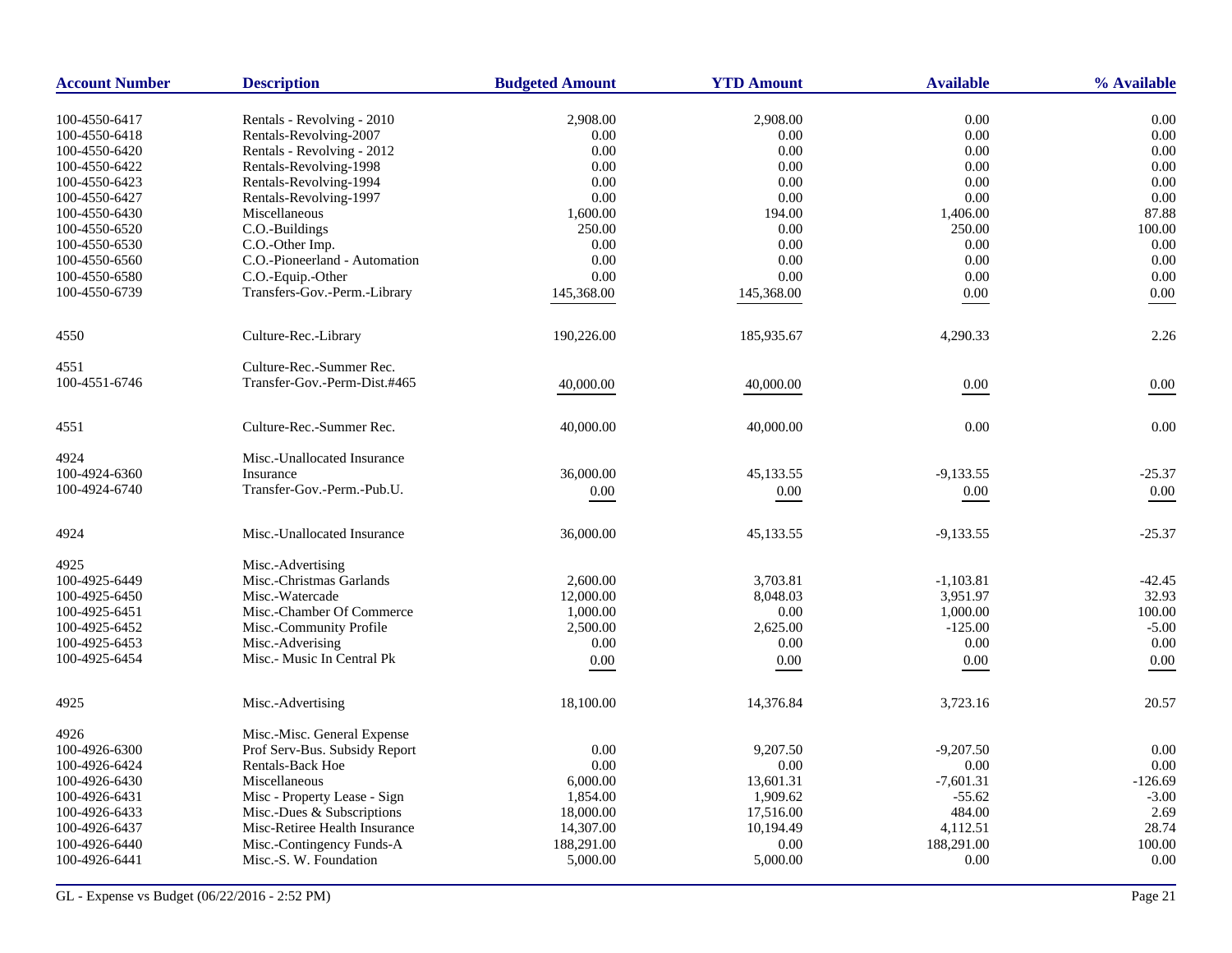| Account Number | Description | Budgeted Amount | YTD Amount | Available | % Available |
|---|---|---|---|---|---|
| 100-4550-6417 | Rentals - Revolving - 2010 | 2,908.00 | 2,908.00 | 0.00 | 0.00 |
| 100-4550-6418 | Rentals-Revolving-2007 | 0.00 | 0.00 | 0.00 | 0.00 |
| 100-4550-6420 | Rentals - Revolving - 2012 | 0.00 | 0.00 | 0.00 | 0.00 |
| 100-4550-6422 | Rentals-Revolving-1998 | 0.00 | 0.00 | 0.00 | 0.00 |
| 100-4550-6423 | Rentals-Revolving-1994 | 0.00 | 0.00 | 0.00 | 0.00 |
| 100-4550-6427 | Rentals-Revolving-1997 | 0.00 | 0.00 | 0.00 | 0.00 |
| 100-4550-6430 | Miscellaneous | 1,600.00 | 194.00 | 1,406.00 | 87.88 |
| 100-4550-6520 | C.O.-Buildings | 250.00 | 0.00 | 250.00 | 100.00 |
| 100-4550-6530 | C.O.-Other Imp. | 0.00 | 0.00 | 0.00 | 0.00 |
| 100-4550-6560 | C.O.-Pioneerland - Automation | 0.00 | 0.00 | 0.00 | 0.00 |
| 100-4550-6580 | C.O.-Equip.-Other | 0.00 | 0.00 | 0.00 | 0.00 |
| 100-4550-6739 | Transfers-Gov.-Perm.-Library | 145,368.00 | 145,368.00 | 0.00 | 0.00 |
| 4550 | Culture-Rec.-Library | 190,226.00 | 185,935.67 | 4,290.33 | 2.26 |
| 4551 | Culture-Rec.-Summer Rec. | | | | |
| 100-4551-6746 | Transfer-Gov.-Perm-Dist.#465 | 40,000.00 | 40,000.00 | 0.00 | 0.00 |
| 4551 | Culture-Rec.-Summer Rec. | 40,000.00 | 40,000.00 | 0.00 | 0.00 |
| 4924 | Misc.-Unallocated Insurance | | | | |
| 100-4924-6360 | Insurance | 36,000.00 | 45,133.55 | -9,133.55 | -25.37 |
| 100-4924-6740 | Transfer-Gov.-Perm.-Pub.U. | 0.00 | 0.00 | 0.00 | 0.00 |
| 4924 | Misc.-Unallocated Insurance | 36,000.00 | 45,133.55 | -9,133.55 | -25.37 |
| 4925 | Misc.-Advertising | | | | |
| 100-4925-6449 | Misc.-Christmas Garlands | 2,600.00 | 3,703.81 | -1,103.81 | -42.45 |
| 100-4925-6450 | Misc.-Watercade | 12,000.00 | 8,048.03 | 3,951.97 | 32.93 |
| 100-4925-6451 | Misc.-Chamber Of Commerce | 1,000.00 | 0.00 | 1,000.00 | 100.00 |
| 100-4925-6452 | Misc.-Community Profile | 2,500.00 | 2,625.00 | -125.00 | -5.00 |
| 100-4925-6453 | Misc.-Adverising | 0.00 | 0.00 | 0.00 | 0.00 |
| 100-4925-6454 | Misc.- Music In Central Pk | 0.00 | 0.00 | 0.00 | 0.00 |
| 4925 | Misc.-Advertising | 18,100.00 | 14,376.84 | 3,723.16 | 20.57 |
| 4926 | Misc.-Misc. General Expense | | | | |
| 100-4926-6300 | Prof Serv-Bus. Subsidy Report | 0.00 | 9,207.50 | -9,207.50 | 0.00 |
| 100-4926-6424 | Rentals-Back Hoe | 0.00 | 0.00 | 0.00 | 0.00 |
| 100-4926-6430 | Miscellaneous | 6,000.00 | 13,601.31 | -7,601.31 | -126.69 |
| 100-4926-6431 | Misc - Property Lease - Sign | 1,854.00 | 1,909.62 | -55.62 | -3.00 |
| 100-4926-6433 | Misc.-Dues & Subscriptions | 18,000.00 | 17,516.00 | 484.00 | 2.69 |
| 100-4926-6437 | Misc-Retiree Health Insurance | 14,307.00 | 10,194.49 | 4,112.51 | 28.74 |
| 100-4926-6440 | Misc.-Contingency Funds-A | 188,291.00 | 0.00 | 188,291.00 | 100.00 |
| 100-4926-6441 | Misc.-S. W. Foundation | 5,000.00 | 5,000.00 | 0.00 | 0.00 |

GL - Expense vs Budget (06/22/2016 - 2:52 PM)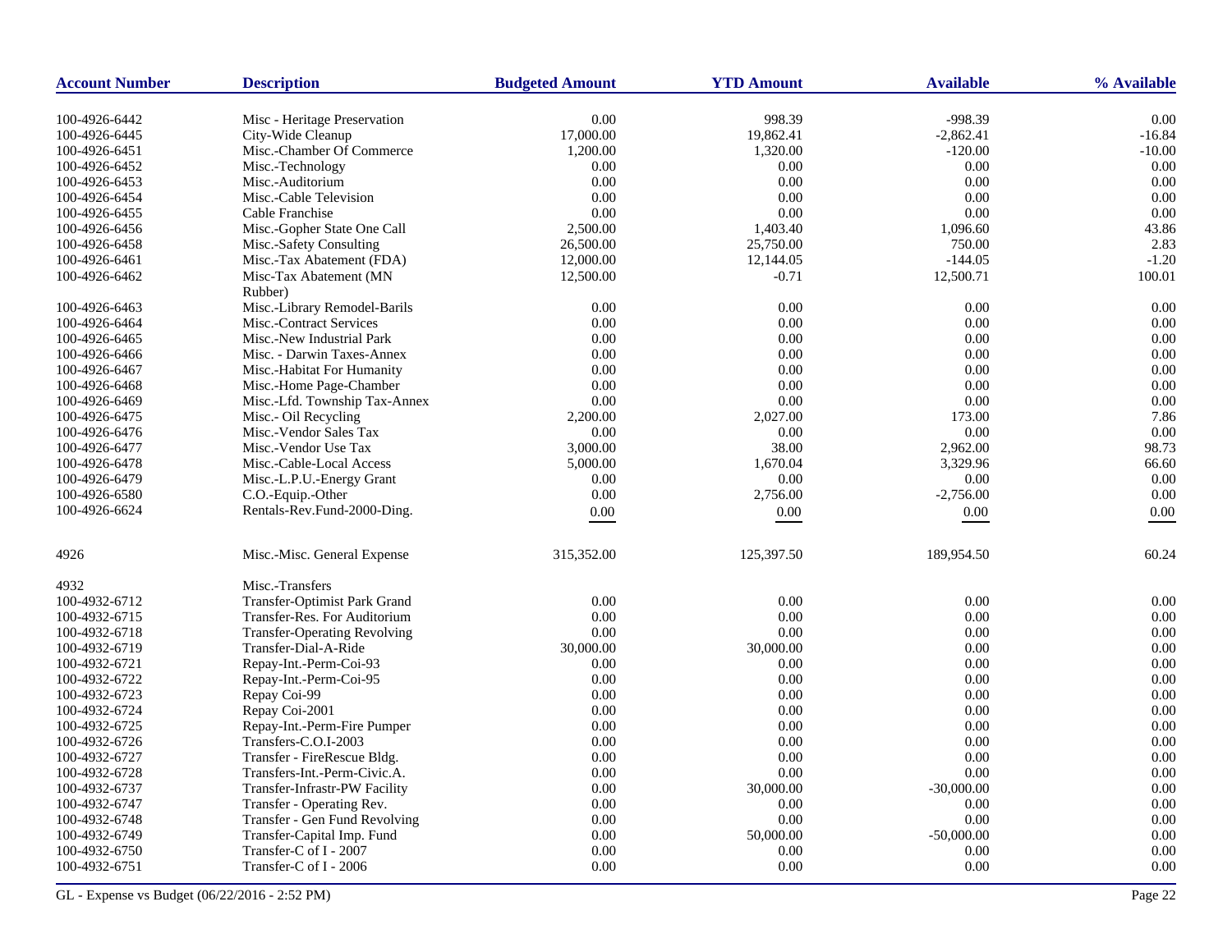| Account Number | Description | Budgeted Amount | YTD Amount | Available | % Available |
|---|---|---|---|---|---|
| 100-4926-6442 | Misc - Heritage Preservation | 0.00 | 998.39 | -998.39 | 0.00 |
| 100-4926-6445 | City-Wide Cleanup | 17,000.00 | 19,862.41 | -2,862.41 | -16.84 |
| 100-4926-6451 | Misc.-Chamber Of Commerce | 1,200.00 | 1,320.00 | -120.00 | -10.00 |
| 100-4926-6452 | Misc.-Technology | 0.00 | 0.00 | 0.00 | 0.00 |
| 100-4926-6453 | Misc.-Auditorium | 0.00 | 0.00 | 0.00 | 0.00 |
| 100-4926-6454 | Misc.-Cable Television | 0.00 | 0.00 | 0.00 | 0.00 |
| 100-4926-6455 | Cable Franchise | 0.00 | 0.00 | 0.00 | 0.00 |
| 100-4926-6456 | Misc.-Gopher State One Call | 2,500.00 | 1,403.40 | 1,096.60 | 43.86 |
| 100-4926-6458 | Misc.-Safety Consulting | 26,500.00 | 25,750.00 | 750.00 | 2.83 |
| 100-4926-6461 | Misc.-Tax Abatement (FDA) | 12,000.00 | 12,144.05 | -144.05 | -1.20 |
| 100-4926-6462 | Misc-Tax Abatement (MN Rubber) | 12,500.00 | -0.71 | 12,500.71 | 100.01 |
| 100-4926-6463 | Misc.-Library Remodel-Barils | 0.00 | 0.00 | 0.00 | 0.00 |
| 100-4926-6464 | Misc.-Contract Services | 0.00 | 0.00 | 0.00 | 0.00 |
| 100-4926-6465 | Misc.-New Industrial Park | 0.00 | 0.00 | 0.00 | 0.00 |
| 100-4926-6466 | Misc. - Darwin Taxes-Annex | 0.00 | 0.00 | 0.00 | 0.00 |
| 100-4926-6467 | Misc.-Habitat For Humanity | 0.00 | 0.00 | 0.00 | 0.00 |
| 100-4926-6468 | Misc.-Home Page-Chamber | 0.00 | 0.00 | 0.00 | 0.00 |
| 100-4926-6469 | Misc.-Lfd. Township Tax-Annex | 0.00 | 0.00 | 0.00 | 0.00 |
| 100-4926-6475 | Misc.- Oil Recycling | 2,200.00 | 2,027.00 | 173.00 | 7.86 |
| 100-4926-6476 | Misc.-Vendor Sales Tax | 0.00 | 0.00 | 0.00 | 0.00 |
| 100-4926-6477 | Misc.-Vendor Use Tax | 3,000.00 | 38.00 | 2,962.00 | 98.73 |
| 100-4926-6478 | Misc.-Cable-Local Access | 5,000.00 | 1,670.04 | 3,329.96 | 66.60 |
| 100-4926-6479 | Misc.-L.P.U.-Energy Grant | 0.00 | 0.00 | 0.00 | 0.00 |
| 100-4926-6580 | C.O.-Equip.-Other | 0.00 | 2,756.00 | -2,756.00 | 0.00 |
| 100-4926-6624 | Rentals-Rev.Fund-2000-Ding. | 0.00 | 0.00 | 0.00 | 0.00 |
| 4926 | Misc.-Misc. General Expense | 315,352.00 | 125,397.50 | 189,954.50 | 60.24 |
| 4932 | Misc.-Transfers | | | | |
| 100-4932-6712 | Transfer-Optimist Park Grand | 0.00 | 0.00 | 0.00 | 0.00 |
| 100-4932-6715 | Transfer-Res. For Auditorium | 0.00 | 0.00 | 0.00 | 0.00 |
| 100-4932-6718 | Transfer-Operating Revolving | 0.00 | 0.00 | 0.00 | 0.00 |
| 100-4932-6719 | Transfer-Dial-A-Ride | 30,000.00 | 30,000.00 | 0.00 | 0.00 |
| 100-4932-6721 | Repay-Int.-Perm-Coi-93 | 0.00 | 0.00 | 0.00 | 0.00 |
| 100-4932-6722 | Repay-Int.-Perm-Coi-95 | 0.00 | 0.00 | 0.00 | 0.00 |
| 100-4932-6723 | Repay Coi-99 | 0.00 | 0.00 | 0.00 | 0.00 |
| 100-4932-6724 | Repay Coi-2001 | 0.00 | 0.00 | 0.00 | 0.00 |
| 100-4932-6725 | Repay-Int.-Perm-Fire Pumper | 0.00 | 0.00 | 0.00 | 0.00 |
| 100-4932-6726 | Transfers-C.O.I-2003 | 0.00 | 0.00 | 0.00 | 0.00 |
| 100-4932-6727 | Transfer - FireRescue Bldg. | 0.00 | 0.00 | 0.00 | 0.00 |
| 100-4932-6728 | Transfers-Int.-Perm-Civic.A. | 0.00 | 0.00 | 0.00 | 0.00 |
| 100-4932-6737 | Transfer-Infrastr-PW Facility | 0.00 | 30,000.00 | -30,000.00 | 0.00 |
| 100-4932-6747 | Transfer - Operating Rev. | 0.00 | 0.00 | 0.00 | 0.00 |
| 100-4932-6748 | Transfer - Gen Fund Revolving | 0.00 | 0.00 | 0.00 | 0.00 |
| 100-4932-6749 | Transfer-Capital Imp. Fund | 0.00 | 50,000.00 | -50,000.00 | 0.00 |
| 100-4932-6750 | Transfer-C of I - 2007 | 0.00 | 0.00 | 0.00 | 0.00 |
| 100-4932-6751 | Transfer-C of I - 2006 | 0.00 | 0.00 | 0.00 | 0.00 |

GL - Expense vs Budget (06/22/2016 - 2:52 PM)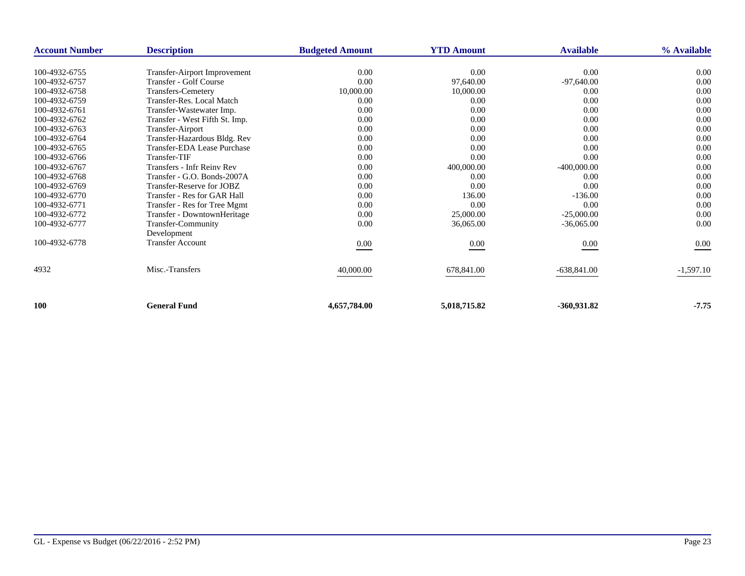| Account Number | Description | Budgeted Amount | YTD Amount | Available | % Available |
|---|---|---|---|---|---|
| 100-4932-6755 | Transfer-Airport Improvement | 0.00 | 0.00 | 0.00 | 0.00 |
| 100-4932-6757 | Transfer - Golf Course | 0.00 | 97,640.00 | -97,640.00 | 0.00 |
| 100-4932-6758 | Transfers-Cemetery | 10,000.00 | 10,000.00 | 0.00 | 0.00 |
| 100-4932-6759 | Transfer-Res. Local Match | 0.00 | 0.00 | 0.00 | 0.00 |
| 100-4932-6761 | Transfer-Wastewater Imp. | 0.00 | 0.00 | 0.00 | 0.00 |
| 100-4932-6762 | Transfer - West Fifth St. Imp. | 0.00 | 0.00 | 0.00 | 0.00 |
| 100-4932-6763 | Transfer-Airport | 0.00 | 0.00 | 0.00 | 0.00 |
| 100-4932-6764 | Transfer-Hazardous Bldg. Rev | 0.00 | 0.00 | 0.00 | 0.00 |
| 100-4932-6765 | Transfer-EDA Lease Purchase | 0.00 | 0.00 | 0.00 | 0.00 |
| 100-4932-6766 | Transfer-TIF | 0.00 | 0.00 | 0.00 | 0.00 |
| 100-4932-6767 | Transfers - Infr Reinv Rev | 0.00 | 400,000.00 | -400,000.00 | 0.00 |
| 100-4932-6768 | Transfer - G.O. Bonds-2007A | 0.00 | 0.00 | 0.00 | 0.00 |
| 100-4932-6769 | Transfer-Reserve for JOBZ | 0.00 | 0.00 | 0.00 | 0.00 |
| 100-4932-6770 | Transfer - Res for GAR Hall | 0.00 | 136.00 | -136.00 | 0.00 |
| 100-4932-6771 | Transfer - Res for Tree Mgmt | 0.00 | 0.00 | 0.00 | 0.00 |
| 100-4932-6772 | Transfer - DowntownHeritage | 0.00 | 25,000.00 | -25,000.00 | 0.00 |
| 100-4932-6777 | Transfer-Community Development | 0.00 | 36,065.00 | -36,065.00 | 0.00 |
| 100-4932-6778 | Transfer Account | 0.00 | 0.00 | 0.00 | 0.00 |
| 4932 | Misc.-Transfers | 40,000.00 | 678,841.00 | -638,841.00 | -1,597.10 |
| **100** | **General Fund** | **4,657,784.00** | **5,018,715.82** | **-360,931.82** | **-7.75** |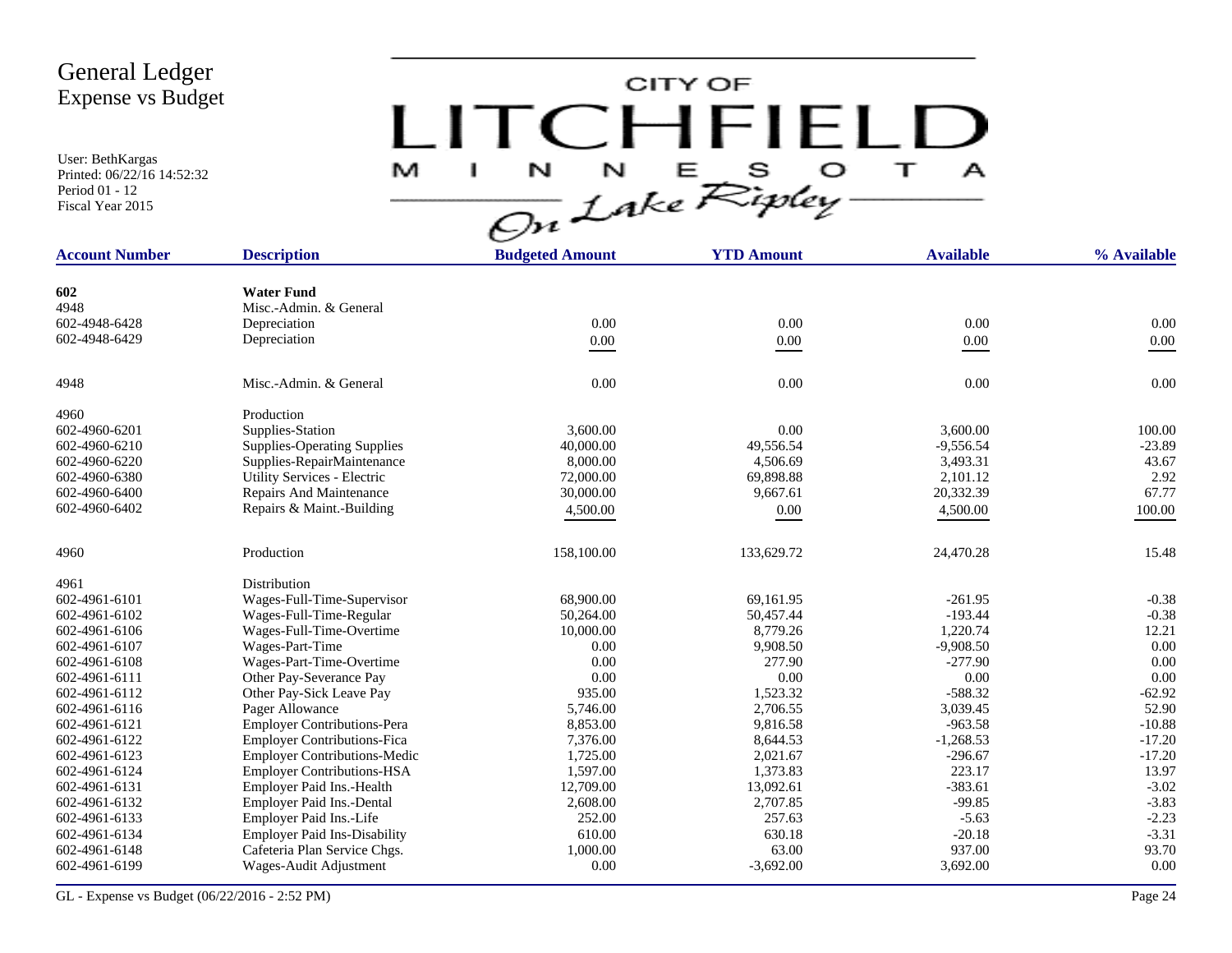# General Ledger
## Expense vs Budget

User: BethKargas
Printed: 06/22/16 14:52:32
Period 01 - 12
Fiscal Year 2015

CITY OF LITCHFIELD MINNESOTA On Lake Ripley

| Account Number | Description | Budgeted Amount | YTD Amount | Available | % Available |
|---|---|---|---|---|---|
| **602** | **Water Fund** | | | | |
| 4948 | Misc.-Admin. & General | | | | |
| 602-4948-6428 | Depreciation | 0.00 | 0.00 | 0.00 | 0.00 |
| 602-4948-6429 | Depreciation | 0.00 | 0.00 | 0.00 | 0.00 |
| 4948 | Misc.-Admin. & General | 0.00 | 0.00 | 0.00 | 0.00 |
| 4960 | Production | | | | |
| 602-4960-6201 | Supplies-Station | 3,600.00 | 0.00 | 3,600.00 | 100.00 |
| 602-4960-6210 | Supplies-Operating Supplies | 40,000.00 | 49,556.54 | -9,556.54 | -23.89 |
| 602-4960-6220 | Supplies-RepairMaintenance | 8,000.00 | 4,506.69 | 3,493.31 | 43.67 |
| 602-4960-6380 | Utility Services - Electric | 72,000.00 | 69,898.88 | 2,101.12 | 2.92 |
| 602-4960-6400 | Repairs And Maintenance | 30,000.00 | 9,667.61 | 20,332.39 | 67.77 |
| 602-4960-6402 | Repairs & Maint.-Building | 4,500.00 | 0.00 | 4,500.00 | 100.00 |
| 4960 | Production | 158,100.00 | 133,629.72 | 24,470.28 | 15.48 |
| 4961 | Distribution | | | | |
| 602-4961-6101 | Wages-Full-Time-Supervisor | 68,900.00 | 69,161.95 | -261.95 | -0.38 |
| 602-4961-6102 | Wages-Full-Time-Regular | 50,264.00 | 50,457.44 | -193.44 | -0.38 |
| 602-4961-6106 | Wages-Full-Time-Overtime | 10,000.00 | 8,779.26 | 1,220.74 | 12.21 |
| 602-4961-6107 | Wages-Part-Time | 0.00 | 9,908.50 | -9,908.50 | 0.00 |
| 602-4961-6108 | Wages-Part-Time-Overtime | 0.00 | 277.90 | -277.90 | 0.00 |
| 602-4961-6111 | Other Pay-Severance Pay | 0.00 | 0.00 | 0.00 | 0.00 |
| 602-4961-6112 | Other Pay-Sick Leave Pay | 935.00 | 1,523.32 | -588.32 | -62.92 |
| 602-4961-6116 | Pager Allowance | 5,746.00 | 2,706.55 | 3,039.45 | 52.90 |
| 602-4961-6121 | Employer Contributions-Pera | 8,853.00 | 9,816.58 | -963.58 | -10.88 |
| 602-4961-6122 | Employer Contributions-Fica | 7,376.00 | 8,644.53 | -1,268.53 | -17.20 |
| 602-4961-6123 | Employer Contributions-Medic | 1,725.00 | 2,021.67 | -296.67 | -17.20 |
| 602-4961-6124 | Employer Contributions-HSA | 1,597.00 | 1,373.83 | 223.17 | 13.97 |
| 602-4961-6131 | Employer Paid Ins.-Health | 12,709.00 | 13,092.61 | -383.61 | -3.02 |
| 602-4961-6132 | Employer Paid Ins.-Dental | 2,608.00 | 2,707.85 | -99.85 | -3.83 |
| 602-4961-6133 | Employer Paid Ins.-Life | 252.00 | 257.63 | -5.63 | -2.23 |
| 602-4961-6134 | Employer Paid Ins-Disability | 610.00 | 630.18 | -20.18 | -3.31 |
| 602-4961-6148 | Cafeteria Plan Service Chgs. | 1,000.00 | 63.00 | 937.00 | 93.70 |
| 602-4961-6199 | Wages-Audit Adjustment | 0.00 | -3,692.00 | 3,692.00 | 0.00 |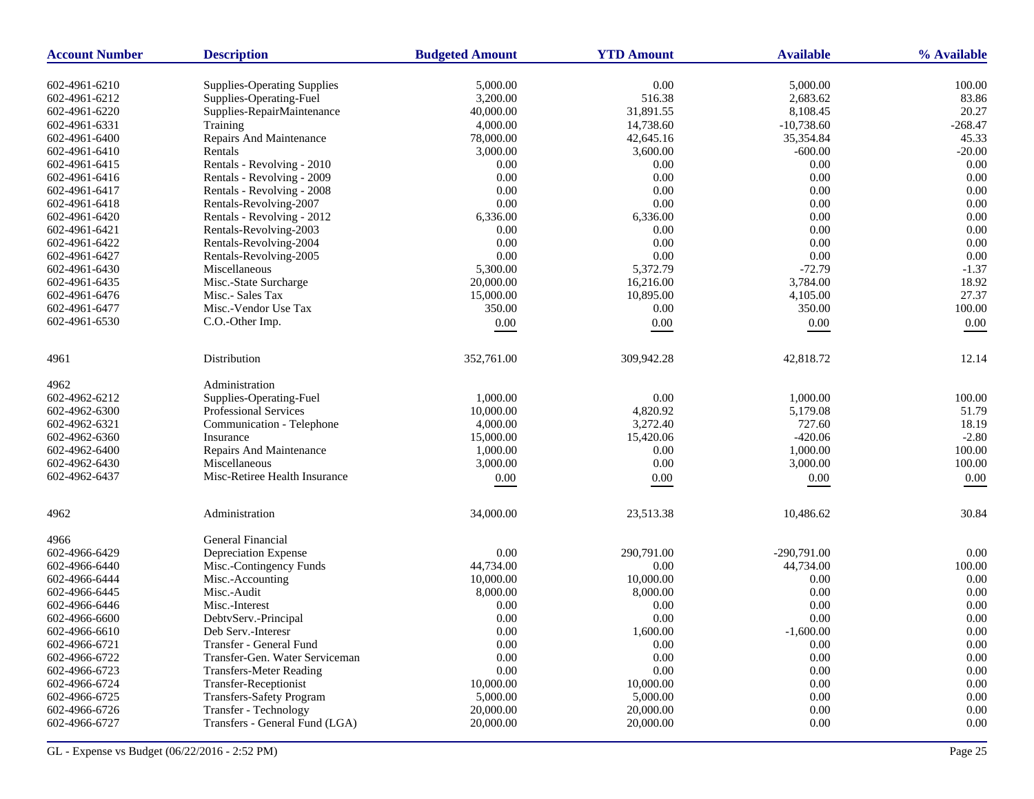| Account Number | Description | Budgeted Amount | YTD Amount | Available | % Available |
|---|---|---|---|---|---|
| 602-4961-6210 | Supplies-Operating Supplies | 5,000.00 | 0.00 | 5,000.00 | 100.00 |
| 602-4961-6212 | Supplies-Operating-Fuel | 3,200.00 | 516.38 | 2,683.62 | 83.86 |
| 602-4961-6220 | Supplies-RepairMaintenance | 40,000.00 | 31,891.55 | 8,108.45 | 20.27 |
| 602-4961-6331 | Training | 4,000.00 | 14,738.60 | -10,738.60 | -268.47 |
| 602-4961-6400 | Repairs And Maintenance | 78,000.00 | 42,645.16 | 35,354.84 | 45.33 |
| 602-4961-6410 | Rentals | 3,000.00 | 3,600.00 | -600.00 | -20.00 |
| 602-4961-6415 | Rentals - Revolving - 2010 | 0.00 | 0.00 | 0.00 | 0.00 |
| 602-4961-6416 | Rentals - Revolving - 2009 | 0.00 | 0.00 | 0.00 | 0.00 |
| 602-4961-6417 | Rentals - Revolving - 2008 | 0.00 | 0.00 | 0.00 | 0.00 |
| 602-4961-6418 | Rentals-Revolving-2007 | 0.00 | 0.00 | 0.00 | 0.00 |
| 602-4961-6420 | Rentals - Revolving - 2012 | 6,336.00 | 6,336.00 | 0.00 | 0.00 |
| 602-4961-6421 | Rentals-Revolving-2003 | 0.00 | 0.00 | 0.00 | 0.00 |
| 602-4961-6422 | Rentals-Revolving-2004 | 0.00 | 0.00 | 0.00 | 0.00 |
| 602-4961-6427 | Rentals-Revolving-2005 | 0.00 | 0.00 | 0.00 | 0.00 |
| 602-4961-6430 | Miscellaneous | 5,300.00 | 5,372.79 | -72.79 | -1.37 |
| 602-4961-6435 | Misc.-State Surcharge | 20,000.00 | 16,216.00 | 3,784.00 | 18.92 |
| 602-4961-6476 | Misc.- Sales Tax | 15,000.00 | 10,895.00 | 4,105.00 | 27.37 |
| 602-4961-6477 | Misc.-Vendor Use Tax | 350.00 | 0.00 | 350.00 | 100.00 |
| 602-4961-6530 | C.O.-Other Imp. | 0.00 | 0.00 | 0.00 | 0.00 |
| 4961 | Distribution | 352,761.00 | 309,942.28 | 42,818.72 | 12.14 |
| 4962 | Administration | | | | |
| 602-4962-6212 | Supplies-Operating-Fuel | 1,000.00 | 0.00 | 1,000.00 | 100.00 |
| 602-4962-6300 | Professional Services | 10,000.00 | 4,820.92 | 5,179.08 | 51.79 |
| 602-4962-6321 | Communication - Telephone | 4,000.00 | 3,272.40 | 727.60 | 18.19 |
| 602-4962-6360 | Insurance | 15,000.00 | 15,420.06 | -420.06 | -2.80 |
| 602-4962-6400 | Repairs And Maintenance | 1,000.00 | 0.00 | 1,000.00 | 100.00 |
| 602-4962-6430 | Miscellaneous | 3,000.00 | 0.00 | 3,000.00 | 100.00 |
| 602-4962-6437 | Misc-Retiree Health Insurance | 0.00 | 0.00 | 0.00 | 0.00 |
| 4962 | Administration | 34,000.00 | 23,513.38 | 10,486.62 | 30.84 |
| 4966 | General Financial | | | | |
| 602-4966-6429 | Depreciation Expense | 0.00 | 290,791.00 | -290,791.00 | 0.00 |
| 602-4966-6440 | Misc.-Contingency Funds | 44,734.00 | 0.00 | 44,734.00 | 100.00 |
| 602-4966-6444 | Misc.-Accounting | 10,000.00 | 10,000.00 | 0.00 | 0.00 |
| 602-4966-6445 | Misc.-Audit | 8,000.00 | 8,000.00 | 0.00 | 0.00 |
| 602-4966-6446 | Misc.-Interest | 0.00 | 0.00 | 0.00 | 0.00 |
| 602-4966-6600 | DebtvServ.-Principal | 0.00 | 0.00 | 0.00 | 0.00 |
| 602-4966-6610 | Deb Serv.-Interesr | 0.00 | 1,600.00 | -1,600.00 | 0.00 |
| 602-4966-6721 | Transfer - General Fund | 0.00 | 0.00 | 0.00 | 0.00 |
| 602-4966-6722 | Transfer-Gen. Water Serviceman | 0.00 | 0.00 | 0.00 | 0.00 |
| 602-4966-6723 | Transfers-Meter Reading | 0.00 | 0.00 | 0.00 | 0.00 |
| 602-4966-6724 | Transfer-Receptionist | 10,000.00 | 10,000.00 | 0.00 | 0.00 |
| 602-4966-6725 | Transfers-Safety Program | 5,000.00 | 5,000.00 | 0.00 | 0.00 |
| 602-4966-6726 | Transfer - Technology | 20,000.00 | 20,000.00 | 0.00 | 0.00 |
| 602-4966-6727 | Transfers - General Fund (LGA) | 20,000.00 | 20,000.00 | 0.00 | 0.00 |

GL - Expense vs Budget (06/22/2016 - 2:52 PM)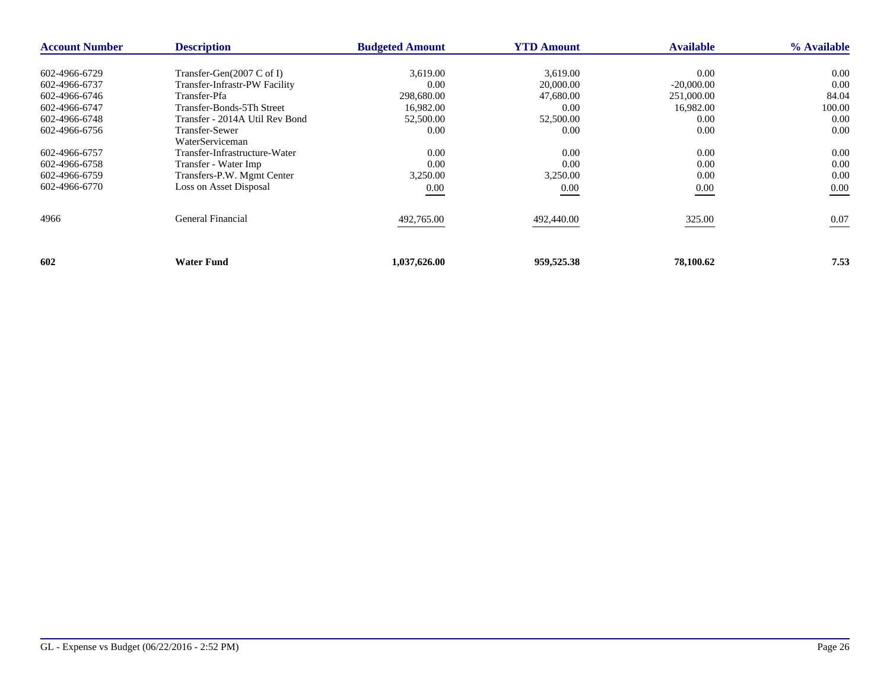| Account Number | Description | Budgeted Amount | YTD Amount | Available | % Available |
|---|---|---|---|---|---|
| 602-4966-6729 | Transfer-Gen(2007 C of I) | 3,619.00 | 3,619.00 | 0.00 | 0.00 |
| 602-4966-6737 | Transfer-Infrastr-PW Facility | 0.00 | 20,000.00 | -20,000.00 | 0.00 |
| 602-4966-6746 | Transfer-Pfa | 298,680.00 | 47,680.00 | 251,000.00 | 84.04 |
| 602-4966-6747 | Transfer-Bonds-5Th Street | 16,982.00 | 0.00 | 16,982.00 | 100.00 |
| 602-4966-6748 | Transfer - 2014A Util Rev Bond | 52,500.00 | 52,500.00 | 0.00 | 0.00 |
| 602-4966-6756 | Transfer-Sewer WaterServiceman | 0.00 | 0.00 | 0.00 | 0.00 |
| 602-4966-6757 | Transfer-Infrastructure-Water | 0.00 | 0.00 | 0.00 | 0.00 |
| 602-4966-6758 | Transfer - Water Imp | 0.00 | 0.00 | 0.00 | 0.00 |
| 602-4966-6759 | Transfers-P.W. Mgmt Center | 3,250.00 | 3,250.00 | 0.00 | 0.00 |
| 602-4966-6770 | Loss on Asset Disposal | 0.00 | 0.00 | 0.00 | 0.00 |
| 4966 | General Financial | 492,765.00 | 492,440.00 | 325.00 | 0.07 |
| **602** | **Water Fund** | **1,037,626.00** | **959,525.38** | **78,100.62** | **7.53** |

GL - Expense vs Budget (06/22/2016 - 2:52 PM)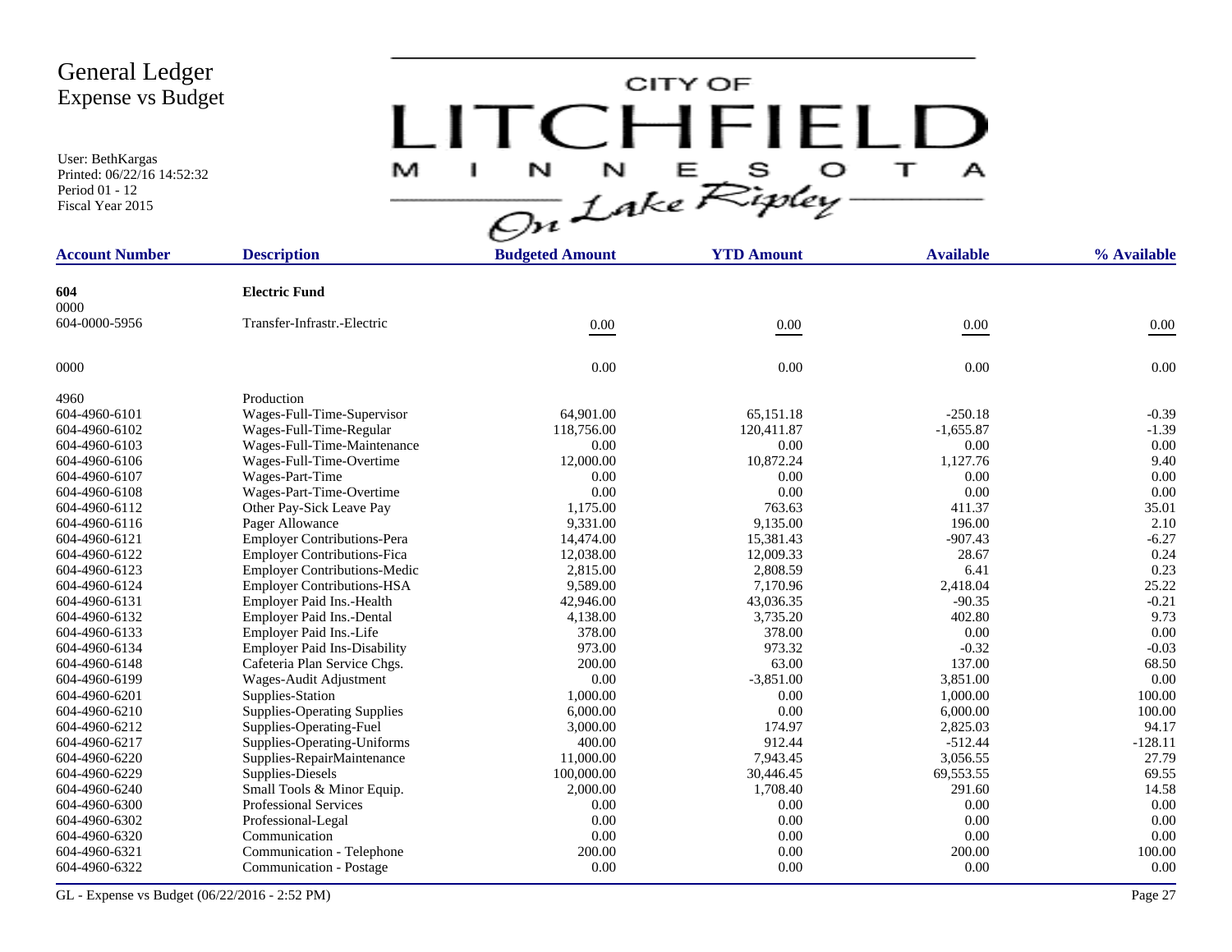# General Ledger
## Expense vs Budget

User: BethKargas
Printed: 06/22/16 14:52:32
Period 01 - 12
Fiscal Year 2015

CITY OF LITCHFIELD MINNESOTA — On Lake Ripley

| Account Number | Description | Budgeted Amount | YTD Amount | Available | % Available |
|---|---|---|---|---|---|
| **604** | **Electric Fund** | | | | |
| 0000 | | | | | |
| 604-0000-5956 | Transfer-Infrastr.-Electric | 0.00 | 0.00 | 0.00 | 0.00 |
| 0000 | | 0.00 | 0.00 | 0.00 | 0.00 |
| 4960 | Production | | | | |
| 604-4960-6101 | Wages-Full-Time-Supervisor | 64,901.00 | 65,151.18 | -250.18 | -0.39 |
| 604-4960-6102 | Wages-Full-Time-Regular | 118,756.00 | 120,411.87 | -1,655.87 | -1.39 |
| 604-4960-6103 | Wages-Full-Time-Maintenance | 0.00 | 0.00 | 0.00 | 0.00 |
| 604-4960-6106 | Wages-Full-Time-Overtime | 12,000.00 | 10,872.24 | 1,127.76 | 9.40 |
| 604-4960-6107 | Wages-Part-Time | 0.00 | 0.00 | 0.00 | 0.00 |
| 604-4960-6108 | Wages-Part-Time-Overtime | 0.00 | 0.00 | 0.00 | 0.00 |
| 604-4960-6112 | Other Pay-Sick Leave Pay | 1,175.00 | 763.63 | 411.37 | 35.01 |
| 604-4960-6116 | Pager Allowance | 9,331.00 | 9,135.00 | 196.00 | 2.10 |
| 604-4960-6121 | Employer Contributions-Pera | 14,474.00 | 15,381.43 | -907.43 | -6.27 |
| 604-4960-6122 | Employer Contributions-Fica | 12,038.00 | 12,009.33 | 28.67 | 0.24 |
| 604-4960-6123 | Employer Contributions-Medic | 2,815.00 | 2,808.59 | 6.41 | 0.23 |
| 604-4960-6124 | Employer Contributions-HSA | 9,589.00 | 7,170.96 | 2,418.04 | 25.22 |
| 604-4960-6131 | Employer Paid Ins.-Health | 42,946.00 | 43,036.35 | -90.35 | -0.21 |
| 604-4960-6132 | Employer Paid Ins.-Dental | 4,138.00 | 3,735.20 | 402.80 | 9.73 |
| 604-4960-6133 | Employer Paid Ins.-Life | 378.00 | 378.00 | 0.00 | 0.00 |
| 604-4960-6134 | Employer Paid Ins-Disability | 973.00 | 973.32 | -0.32 | -0.03 |
| 604-4960-6148 | Cafeteria Plan Service Chgs. | 200.00 | 63.00 | 137.00 | 68.50 |
| 604-4960-6199 | Wages-Audit Adjustment | 0.00 | -3,851.00 | 3,851.00 | 0.00 |
| 604-4960-6201 | Supplies-Station | 1,000.00 | 0.00 | 1,000.00 | 100.00 |
| 604-4960-6210 | Supplies-Operating Supplies | 6,000.00 | 0.00 | 6,000.00 | 100.00 |
| 604-4960-6212 | Supplies-Operating-Fuel | 3,000.00 | 174.97 | 2,825.03 | 94.17 |
| 604-4960-6217 | Supplies-Operating-Uniforms | 400.00 | 912.44 | -512.44 | -128.11 |
| 604-4960-6220 | Supplies-RepairMaintenance | 11,000.00 | 7,943.45 | 3,056.55 | 27.79 |
| 604-4960-6229 | Supplies-Diesels | 100,000.00 | 30,446.45 | 69,553.55 | 69.55 |
| 604-4960-6240 | Small Tools & Minor Equip. | 2,000.00 | 1,708.40 | 291.60 | 14.58 |
| 604-4960-6300 | Professional Services | 0.00 | 0.00 | 0.00 | 0.00 |
| 604-4960-6302 | Professional-Legal | 0.00 | 0.00 | 0.00 | 0.00 |
| 604-4960-6320 | Communication | 0.00 | 0.00 | 0.00 | 0.00 |
| 604-4960-6321 | Communication - Telephone | 200.00 | 0.00 | 200.00 | 100.00 |
| 604-4960-6322 | Communication - Postage | 0.00 | 0.00 | 0.00 | 0.00 |

GL - Expense vs Budget (06/22/2016 - 2:52 PM)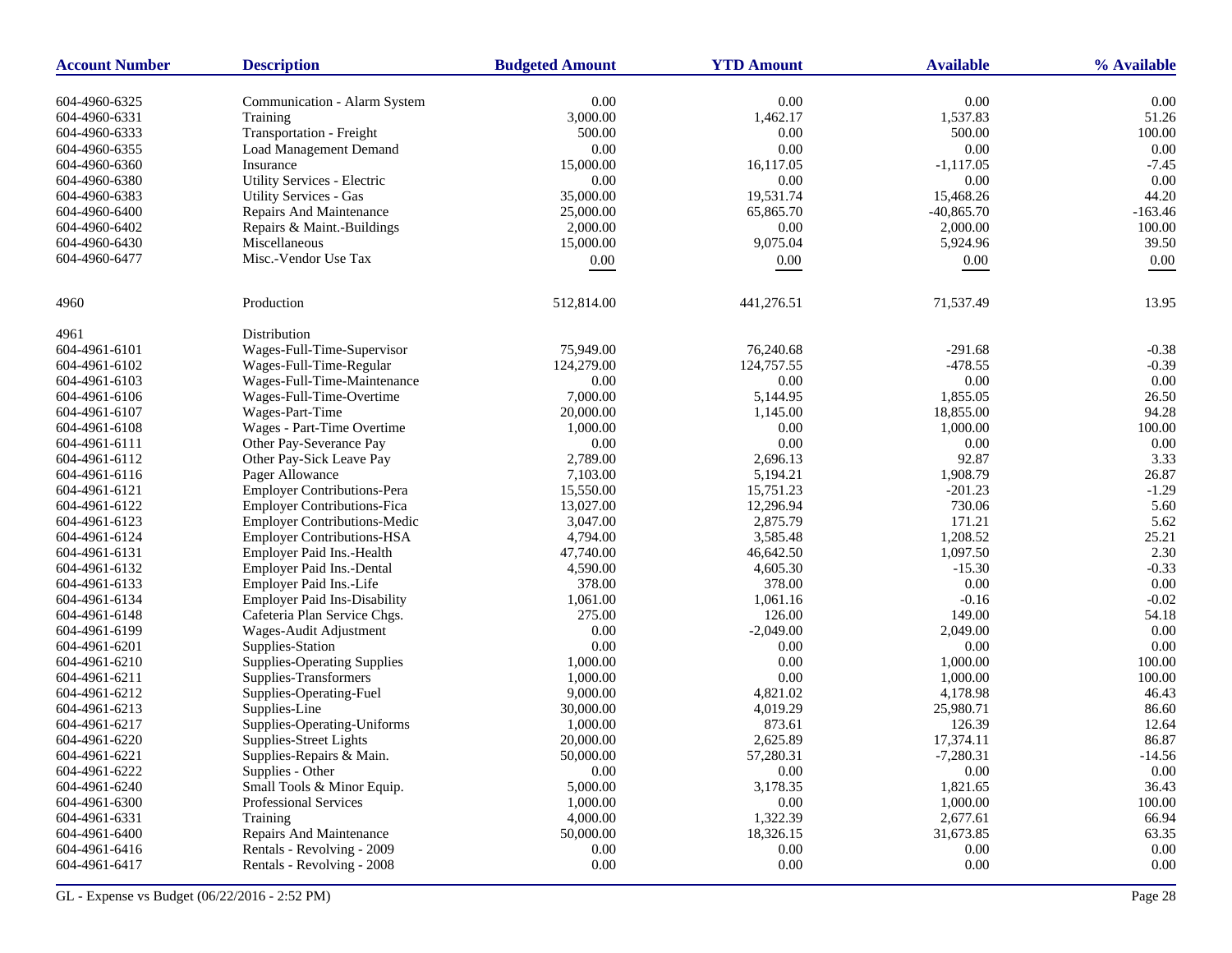| Account Number | Description | Budgeted Amount | YTD Amount | Available | % Available |
|---|---|---|---|---|---|
| 604-4960-6325 | Communication - Alarm System | 0.00 | 0.00 | 0.00 | 0.00 |
| 604-4960-6331 | Training | 3,000.00 | 1,462.17 | 1,537.83 | 51.26 |
| 604-4960-6333 | Transportation - Freight | 500.00 | 0.00 | 500.00 | 100.00 |
| 604-4960-6355 | Load Management Demand | 0.00 | 0.00 | 0.00 | 0.00 |
| 604-4960-6360 | Insurance | 15,000.00 | 16,117.05 | -1,117.05 | -7.45 |
| 604-4960-6380 | Utility Services - Electric | 0.00 | 0.00 | 0.00 | 0.00 |
| 604-4960-6383 | Utility Services - Gas | 35,000.00 | 19,531.74 | 15,468.26 | 44.20 |
| 604-4960-6400 | Repairs And Maintenance | 25,000.00 | 65,865.70 | -40,865.70 | -163.46 |
| 604-4960-6402 | Repairs & Maint.-Buildings | 2,000.00 | 0.00 | 2,000.00 | 100.00 |
| 604-4960-6430 | Miscellaneous | 15,000.00 | 9,075.04 | 5,924.96 | 39.50 |
| 604-4960-6477 | Misc.-Vendor Use Tax | 0.00 | 0.00 | 0.00 | 0.00 |
| 4960 | Production | 512,814.00 | 441,276.51 | 71,537.49 | 13.95 |
| 4961 | Distribution | | | | |
| 604-4961-6101 | Wages-Full-Time-Supervisor | 75,949.00 | 76,240.68 | -291.68 | -0.38 |
| 604-4961-6102 | Wages-Full-Time-Regular | 124,279.00 | 124,757.55 | -478.55 | -0.39 |
| 604-4961-6103 | Wages-Full-Time-Maintenance | 0.00 | 0.00 | 0.00 | 0.00 |
| 604-4961-6106 | Wages-Full-Time-Overtime | 7,000.00 | 5,144.95 | 1,855.05 | 26.50 |
| 604-4961-6107 | Wages-Part-Time | 20,000.00 | 1,145.00 | 18,855.00 | 94.28 |
| 604-4961-6108 | Wages - Part-Time Overtime | 1,000.00 | 0.00 | 1,000.00 | 100.00 |
| 604-4961-6111 | Other Pay-Severance Pay | 0.00 | 0.00 | 0.00 | 0.00 |
| 604-4961-6112 | Other Pay-Sick Leave Pay | 2,789.00 | 2,696.13 | 92.87 | 3.33 |
| 604-4961-6116 | Pager Allowance | 7,103.00 | 5,194.21 | 1,908.79 | 26.87 |
| 604-4961-6121 | Employer Contributions-Pera | 15,550.00 | 15,751.23 | -201.23 | -1.29 |
| 604-4961-6122 | Employer Contributions-Fica | 13,027.00 | 12,296.94 | 730.06 | 5.60 |
| 604-4961-6123 | Employer Contributions-Medic | 3,047.00 | 2,875.79 | 171.21 | 5.62 |
| 604-4961-6124 | Employer Contributions-HSA | 4,794.00 | 3,585.48 | 1,208.52 | 25.21 |
| 604-4961-6131 | Employer Paid Ins.-Health | 47,740.00 | 46,642.50 | 1,097.50 | 2.30 |
| 604-4961-6132 | Employer Paid Ins.-Dental | 4,590.00 | 4,605.30 | -15.30 | -0.33 |
| 604-4961-6133 | Employer Paid Ins.-Life | 378.00 | 378.00 | 0.00 | 0.00 |
| 604-4961-6134 | Employer Paid Ins-Disability | 1,061.00 | 1,061.16 | -0.16 | -0.02 |
| 604-4961-6148 | Cafeteria Plan Service Chgs. | 275.00 | 126.00 | 149.00 | 54.18 |
| 604-4961-6199 | Wages-Audit Adjustment | 0.00 | -2,049.00 | 2,049.00 | 0.00 |
| 604-4961-6201 | Supplies-Station | 0.00 | 0.00 | 0.00 | 0.00 |
| 604-4961-6210 | Supplies-Operating Supplies | 1,000.00 | 0.00 | 1,000.00 | 100.00 |
| 604-4961-6211 | Supplies-Transformers | 1,000.00 | 0.00 | 1,000.00 | 100.00 |
| 604-4961-6212 | Supplies-Operating-Fuel | 9,000.00 | 4,821.02 | 4,178.98 | 46.43 |
| 604-4961-6213 | Supplies-Line | 30,000.00 | 4,019.29 | 25,980.71 | 86.60 |
| 604-4961-6217 | Supplies-Operating-Uniforms | 1,000.00 | 873.61 | 126.39 | 12.64 |
| 604-4961-6220 | Supplies-Street Lights | 20,000.00 | 2,625.89 | 17,374.11 | 86.87 |
| 604-4961-6221 | Supplies-Repairs & Main. | 50,000.00 | 57,280.31 | -7,280.31 | -14.56 |
| 604-4961-6222 | Supplies - Other | 0.00 | 0.00 | 0.00 | 0.00 |
| 604-4961-6240 | Small Tools & Minor Equip. | 5,000.00 | 3,178.35 | 1,821.65 | 36.43 |
| 604-4961-6300 | Professional Services | 1,000.00 | 0.00 | 1,000.00 | 100.00 |
| 604-4961-6331 | Training | 4,000.00 | 1,322.39 | 2,677.61 | 66.94 |
| 604-4961-6400 | Repairs And Maintenance | 50,000.00 | 18,326.15 | 31,673.85 | 63.35 |
| 604-4961-6416 | Rentals - Revolving - 2009 | 0.00 | 0.00 | 0.00 | 0.00 |
| 604-4961-6417 | Rentals - Revolving - 2008 | 0.00 | 0.00 | 0.00 | 0.00 |

GL - Expense vs Budget (06/22/2016 - 2:52 PM)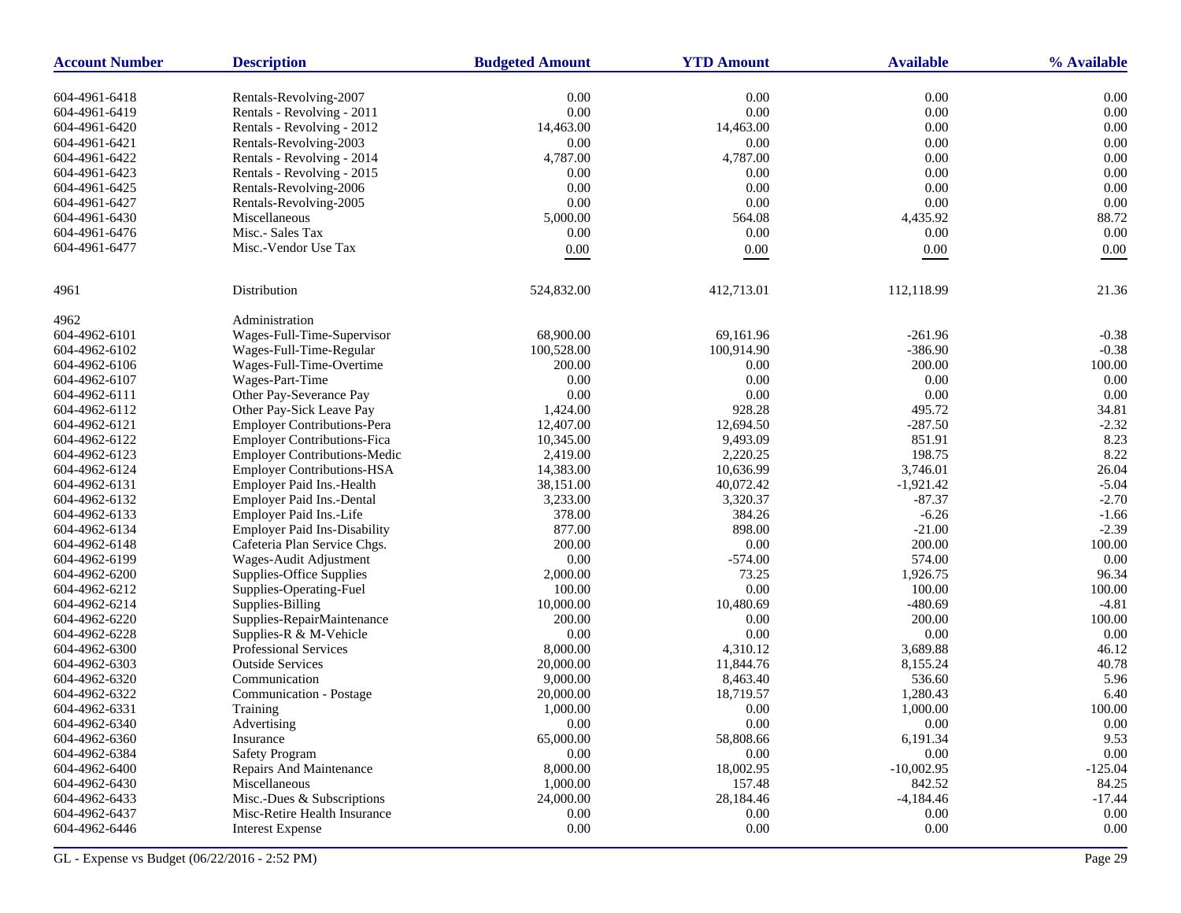| Account Number | Description | Budgeted Amount | YTD Amount | Available | % Available |
|---|---|---|---|---|---|
| 604-4961-6418 | Rentals-Revolving-2007 | 0.00 | 0.00 | 0.00 | 0.00 |
| 604-4961-6419 | Rentals - Revolving - 2011 | 0.00 | 0.00 | 0.00 | 0.00 |
| 604-4961-6420 | Rentals - Revolving - 2012 | 14,463.00 | 14,463.00 | 0.00 | 0.00 |
| 604-4961-6421 | Rentals-Revolving-2003 | 0.00 | 0.00 | 0.00 | 0.00 |
| 604-4961-6422 | Rentals - Revolving - 2014 | 4,787.00 | 4,787.00 | 0.00 | 0.00 |
| 604-4961-6423 | Rentals - Revolving - 2015 | 0.00 | 0.00 | 0.00 | 0.00 |
| 604-4961-6425 | Rentals-Revolving-2006 | 0.00 | 0.00 | 0.00 | 0.00 |
| 604-4961-6427 | Rentals-Revolving-2005 | 0.00 | 0.00 | 0.00 | 0.00 |
| 604-4961-6430 | Miscellaneous | 5,000.00 | 564.08 | 4,435.92 | 88.72 |
| 604-4961-6476 | Misc.- Sales Tax | 0.00 | 0.00 | 0.00 | 0.00 |
| 604-4961-6477 | Misc.-Vendor Use Tax | 0.00 | 0.00 | 0.00 | 0.00 |
| 4961 | Distribution | 524,832.00 | 412,713.01 | 112,118.99 | 21.36 |
| 4962 | Administration | | | | |
| 604-4962-6101 | Wages-Full-Time-Supervisor | 68,900.00 | 69,161.96 | -261.96 | -0.38 |
| 604-4962-6102 | Wages-Full-Time-Regular | 100,528.00 | 100,914.90 | -386.90 | -0.38 |
| 604-4962-6106 | Wages-Full-Time-Overtime | 200.00 | 0.00 | 200.00 | 100.00 |
| 604-4962-6107 | Wages-Part-Time | 0.00 | 0.00 | 0.00 | 0.00 |
| 604-4962-6111 | Other Pay-Severance Pay | 0.00 | 0.00 | 0.00 | 0.00 |
| 604-4962-6112 | Other Pay-Sick Leave Pay | 1,424.00 | 928.28 | 495.72 | 34.81 |
| 604-4962-6121 | Employer Contributions-Pera | 12,407.00 | 12,694.50 | -287.50 | -2.32 |
| 604-4962-6122 | Employer Contributions-Fica | 10,345.00 | 9,493.09 | 851.91 | 8.23 |
| 604-4962-6123 | Employer Contributions-Medic | 2,419.00 | 2,220.25 | 198.75 | 8.22 |
| 604-4962-6124 | Employer Contributions-HSA | 14,383.00 | 10,636.99 | 3,746.01 | 26.04 |
| 604-4962-6131 | Employer Paid Ins.-Health | 38,151.00 | 40,072.42 | -1,921.42 | -5.04 |
| 604-4962-6132 | Employer Paid Ins.-Dental | 3,233.00 | 3,320.37 | -87.37 | -2.70 |
| 604-4962-6133 | Employer Paid Ins.-Life | 378.00 | 384.26 | -6.26 | -1.66 |
| 604-4962-6134 | Employer Paid Ins-Disability | 877.00 | 898.00 | -21.00 | -2.39 |
| 604-4962-6148 | Cafeteria Plan Service Chgs. | 200.00 | 0.00 | 200.00 | 100.00 |
| 604-4962-6199 | Wages-Audit Adjustment | 0.00 | -574.00 | 574.00 | 0.00 |
| 604-4962-6200 | Supplies-Office Supplies | 2,000.00 | 73.25 | 1,926.75 | 96.34 |
| 604-4962-6212 | Supplies-Operating-Fuel | 100.00 | 0.00 | 100.00 | 100.00 |
| 604-4962-6214 | Supplies-Billing | 10,000.00 | 10,480.69 | -480.69 | -4.81 |
| 604-4962-6220 | Supplies-RepairMaintenance | 200.00 | 0.00 | 200.00 | 100.00 |
| 604-4962-6228 | Supplies-R & M-Vehicle | 0.00 | 0.00 | 0.00 | 0.00 |
| 604-4962-6300 | Professional Services | 8,000.00 | 4,310.12 | 3,689.88 | 46.12 |
| 604-4962-6303 | Outside Services | 20,000.00 | 11,844.76 | 8,155.24 | 40.78 |
| 604-4962-6320 | Communication | 9,000.00 | 8,463.40 | 536.60 | 5.96 |
| 604-4962-6322 | Communication - Postage | 20,000.00 | 18,719.57 | 1,280.43 | 6.40 |
| 604-4962-6331 | Training | 1,000.00 | 0.00 | 1,000.00 | 100.00 |
| 604-4962-6340 | Advertising | 0.00 | 0.00 | 0.00 | 0.00 |
| 604-4962-6360 | Insurance | 65,000.00 | 58,808.66 | 6,191.34 | 9.53 |
| 604-4962-6384 | Safety Program | 0.00 | 0.00 | 0.00 | 0.00 |
| 604-4962-6400 | Repairs And Maintenance | 8,000.00 | 18,002.95 | -10,002.95 | -125.04 |
| 604-4962-6430 | Miscellaneous | 1,000.00 | 157.48 | 842.52 | 84.25 |
| 604-4962-6433 | Misc.-Dues & Subscriptions | 24,000.00 | 28,184.46 | -4,184.46 | -17.44 |
| 604-4962-6437 | Misc-Retire Health Insurance | 0.00 | 0.00 | 0.00 | 0.00 |
| 604-4962-6446 | Interest Expense | 0.00 | 0.00 | 0.00 | 0.00 |

GL - Expense vs Budget (06/22/2016 - 2:52 PM)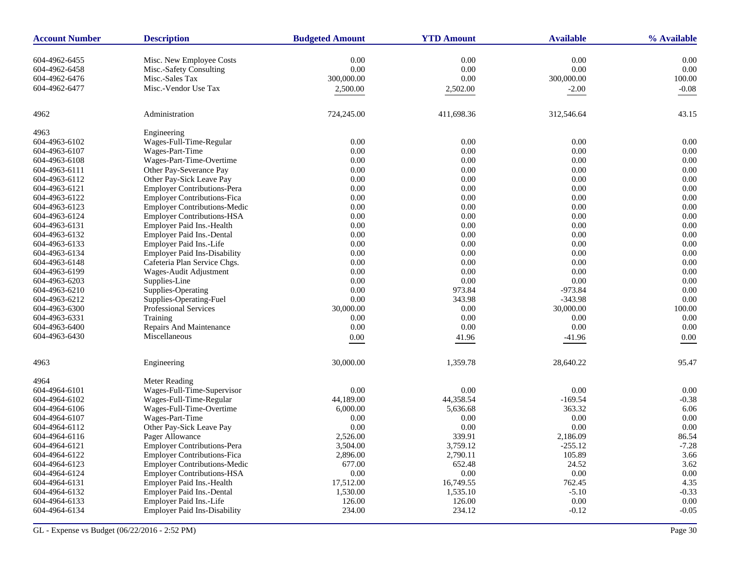| Account Number | Description | Budgeted Amount | YTD Amount | Available | % Available |
|---|---|---|---|---|---|
| 604-4962-6455 | Misc. New Employee Costs | 0.00 | 0.00 | 0.00 | 0.00 |
| 604-4962-6458 | Misc.-Safety Consulting | 0.00 | 0.00 | 0.00 | 0.00 |
| 604-4962-6476 | Misc.-Sales Tax | 300,000.00 | 0.00 | 300,000.00 | 100.00 |
| 604-4962-6477 | Misc.-Vendor Use Tax | 2,500.00 | 2,502.00 | -2.00 | -0.08 |
| 4962 | Administration | 724,245.00 | 411,698.36 | 312,546.64 | 43.15 |
| 4963 | Engineering | | | | |
| 604-4963-6102 | Wages-Full-Time-Regular | 0.00 | 0.00 | 0.00 | 0.00 |
| 604-4963-6107 | Wages-Part-Time | 0.00 | 0.00 | 0.00 | 0.00 |
| 604-4963-6108 | Wages-Part-Time-Overtime | 0.00 | 0.00 | 0.00 | 0.00 |
| 604-4963-6111 | Other Pay-Severance Pay | 0.00 | 0.00 | 0.00 | 0.00 |
| 604-4963-6112 | Other Pay-Sick Leave Pay | 0.00 | 0.00 | 0.00 | 0.00 |
| 604-4963-6121 | Employer Contributions-Pera | 0.00 | 0.00 | 0.00 | 0.00 |
| 604-4963-6122 | Employer Contributions-Fica | 0.00 | 0.00 | 0.00 | 0.00 |
| 604-4963-6123 | Employer Contributions-Medic | 0.00 | 0.00 | 0.00 | 0.00 |
| 604-4963-6124 | Employer Contributions-HSA | 0.00 | 0.00 | 0.00 | 0.00 |
| 604-4963-6131 | Employer Paid Ins.-Health | 0.00 | 0.00 | 0.00 | 0.00 |
| 604-4963-6132 | Employer Paid Ins.-Dental | 0.00 | 0.00 | 0.00 | 0.00 |
| 604-4963-6133 | Employer Paid Ins.-Life | 0.00 | 0.00 | 0.00 | 0.00 |
| 604-4963-6134 | Employer Paid Ins-Disability | 0.00 | 0.00 | 0.00 | 0.00 |
| 604-4963-6148 | Cafeteria Plan Service Chgs. | 0.00 | 0.00 | 0.00 | 0.00 |
| 604-4963-6199 | Wages-Audit Adjustment | 0.00 | 0.00 | 0.00 | 0.00 |
| 604-4963-6203 | Supplies-Line | 0.00 | 0.00 | 0.00 | 0.00 |
| 604-4963-6210 | Supplies-Operating | 0.00 | 973.84 | -973.84 | 0.00 |
| 604-4963-6212 | Supplies-Operating-Fuel | 0.00 | 343.98 | -343.98 | 0.00 |
| 604-4963-6300 | Professional Services | 30,000.00 | 0.00 | 30,000.00 | 100.00 |
| 604-4963-6331 | Training | 0.00 | 0.00 | 0.00 | 0.00 |
| 604-4963-6400 | Repairs And Maintenance | 0.00 | 0.00 | 0.00 | 0.00 |
| 604-4963-6430 | Miscellaneous | 0.00 | 41.96 | -41.96 | 0.00 |
| 4963 | Engineering | 30,000.00 | 1,359.78 | 28,640.22 | 95.47 |
| 4964 | Meter Reading | | | | |
| 604-4964-6101 | Wages-Full-Time-Supervisor | 0.00 | 0.00 | 0.00 | 0.00 |
| 604-4964-6102 | Wages-Full-Time-Regular | 44,189.00 | 44,358.54 | -169.54 | -0.38 |
| 604-4964-6106 | Wages-Full-Time-Overtime | 6,000.00 | 5,636.68 | 363.32 | 6.06 |
| 604-4964-6107 | Wages-Part-Time | 0.00 | 0.00 | 0.00 | 0.00 |
| 604-4964-6112 | Other Pay-Sick Leave Pay | 0.00 | 0.00 | 0.00 | 0.00 |
| 604-4964-6116 | Pager Allowance | 2,526.00 | 339.91 | 2,186.09 | 86.54 |
| 604-4964-6121 | Employer Contributions-Pera | 3,504.00 | 3,759.12 | -255.12 | -7.28 |
| 604-4964-6122 | Employer Contributions-Fica | 2,896.00 | 2,790.11 | 105.89 | 3.66 |
| 604-4964-6123 | Employer Contributions-Medic | 677.00 | 652.48 | 24.52 | 3.62 |
| 604-4964-6124 | Employer Contributions-HSA | 0.00 | 0.00 | 0.00 | 0.00 |
| 604-4964-6131 | Employer Paid Ins.-Health | 17,512.00 | 16,749.55 | 762.45 | 4.35 |
| 604-4964-6132 | Employer Paid Ins.-Dental | 1,530.00 | 1,535.10 | -5.10 | -0.33 |
| 604-4964-6133 | Employer Paid Ins.-Life | 126.00 | 126.00 | 0.00 | 0.00 |
| 604-4964-6134 | Employer Paid Ins-Disability | 234.00 | 234.12 | -0.12 | -0.05 |

GL - Expense vs Budget (06/22/2016 - 2:52 PM)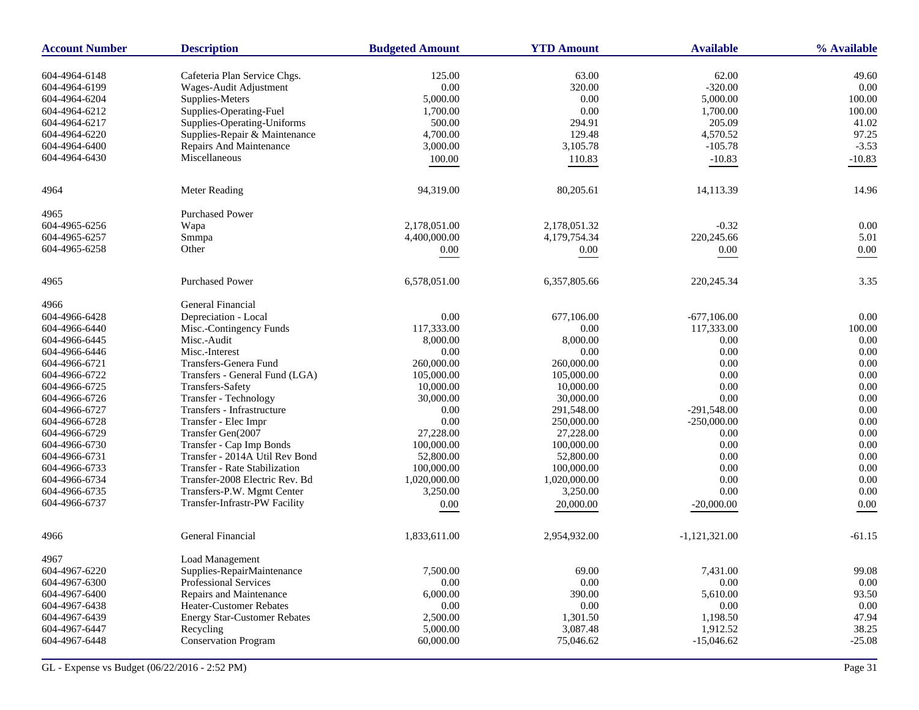| Account Number | Description | Budgeted Amount | YTD Amount | Available | % Available |
|---|---|---|---|---|---|
| 604-4964-6148 | Cafeteria Plan Service Chgs. | 125.00 | 63.00 | 62.00 | 49.60 |
| 604-4964-6199 | Wages-Audit Adjustment | 0.00 | 320.00 | -320.00 | 0.00 |
| 604-4964-6204 | Supplies-Meters | 5,000.00 | 0.00 | 5,000.00 | 100.00 |
| 604-4964-6212 | Supplies-Operating-Fuel | 1,700.00 | 0.00 | 1,700.00 | 100.00 |
| 604-4964-6217 | Supplies-Operating-Uniforms | 500.00 | 294.91 | 205.09 | 41.02 |
| 604-4964-6220 | Supplies-Repair & Maintenance | 4,700.00 | 129.48 | 4,570.52 | 97.25 |
| 604-4964-6400 | Repairs And Maintenance | 3,000.00 | 3,105.78 | -105.78 | -3.53 |
| 604-4964-6430 | Miscellaneous | 100.00 | 110.83 | -10.83 | -10.83 |
| 4964 | Meter Reading | 94,319.00 | 80,205.61 | 14,113.39 | 14.96 |
| 4965 | Purchased Power | | | | |
| 604-4965-6256 | Wapa | 2,178,051.00 | 2,178,051.32 | -0.32 | 0.00 |
| 604-4965-6257 | Smmpa | 4,400,000.00 | 4,179,754.34 | 220,245.66 | 5.01 |
| 604-4965-6258 | Other | 0.00 | 0.00 | 0.00 | 0.00 |
| 4965 | Purchased Power | 6,578,051.00 | 6,357,805.66 | 220,245.34 | 3.35 |
| 4966 | General Financial | | | | |
| 604-4966-6428 | Depreciation - Local | 0.00 | 677,106.00 | -677,106.00 | 0.00 |
| 604-4966-6440 | Misc.-Contingency Funds | 117,333.00 | 0.00 | 117,333.00 | 100.00 |
| 604-4966-6445 | Misc.-Audit | 8,000.00 | 8,000.00 | 0.00 | 0.00 |
| 604-4966-6446 | Misc.-Interest | 0.00 | 0.00 | 0.00 | 0.00 |
| 604-4966-6721 | Transfers-Genera Fund | 260,000.00 | 260,000.00 | 0.00 | 0.00 |
| 604-4966-6722 | Transfers - General Fund (LGA) | 105,000.00 | 105,000.00 | 0.00 | 0.00 |
| 604-4966-6725 | Transfers-Safety | 10,000.00 | 10,000.00 | 0.00 | 0.00 |
| 604-4966-6726 | Transfer - Technology | 30,000.00 | 30,000.00 | 0.00 | 0.00 |
| 604-4966-6727 | Transfers - Infrastructure | 0.00 | 291,548.00 | -291,548.00 | 0.00 |
| 604-4966-6728 | Transfer - Elec Impr | 0.00 | 250,000.00 | -250,000.00 | 0.00 |
| 604-4966-6729 | Transfer Gen(2007 | 27,228.00 | 27,228.00 | 0.00 | 0.00 |
| 604-4966-6730 | Transfer - Cap Imp Bonds | 100,000.00 | 100,000.00 | 0.00 | 0.00 |
| 604-4966-6731 | Transfer - 2014A Util Rev Bond | 52,800.00 | 52,800.00 | 0.00 | 0.00 |
| 604-4966-6733 | Transfer - Rate Stabilization | 100,000.00 | 100,000.00 | 0.00 | 0.00 |
| 604-4966-6734 | Transfer-2008 Electric Rev. Bd | 1,020,000.00 | 1,020,000.00 | 0.00 | 0.00 |
| 604-4966-6735 | Transfers-P.W. Mgmt Center | 3,250.00 | 3,250.00 | 0.00 | 0.00 |
| 604-4966-6737 | Transfer-Infrastr-PW Facility | 0.00 | 20,000.00 | -20,000.00 | 0.00 |
| 4966 | General Financial | 1,833,611.00 | 2,954,932.00 | -1,121,321.00 | -61.15 |
| 4967 | Load Management | | | | |
| 604-4967-6220 | Supplies-RepairMaintenance | 7,500.00 | 69.00 | 7,431.00 | 99.08 |
| 604-4967-6300 | Professional Services | 0.00 | 0.00 | 0.00 | 0.00 |
| 604-4967-6400 | Repairs and Maintenance | 6,000.00 | 390.00 | 5,610.00 | 93.50 |
| 604-4967-6438 | Heater-Customer Rebates | 0.00 | 0.00 | 0.00 | 0.00 |
| 604-4967-6439 | Energy Star-Customer Rebates | 2,500.00 | 1,301.50 | 1,198.50 | 47.94 |
| 604-4967-6447 | Recycling | 5,000.00 | 3,087.48 | 1,912.52 | 38.25 |
| 604-4967-6448 | Conservation Program | 60,000.00 | 75,046.62 | -15,046.62 | -25.08 |

GL - Expense vs Budget (06/22/2016 - 2:52 PM)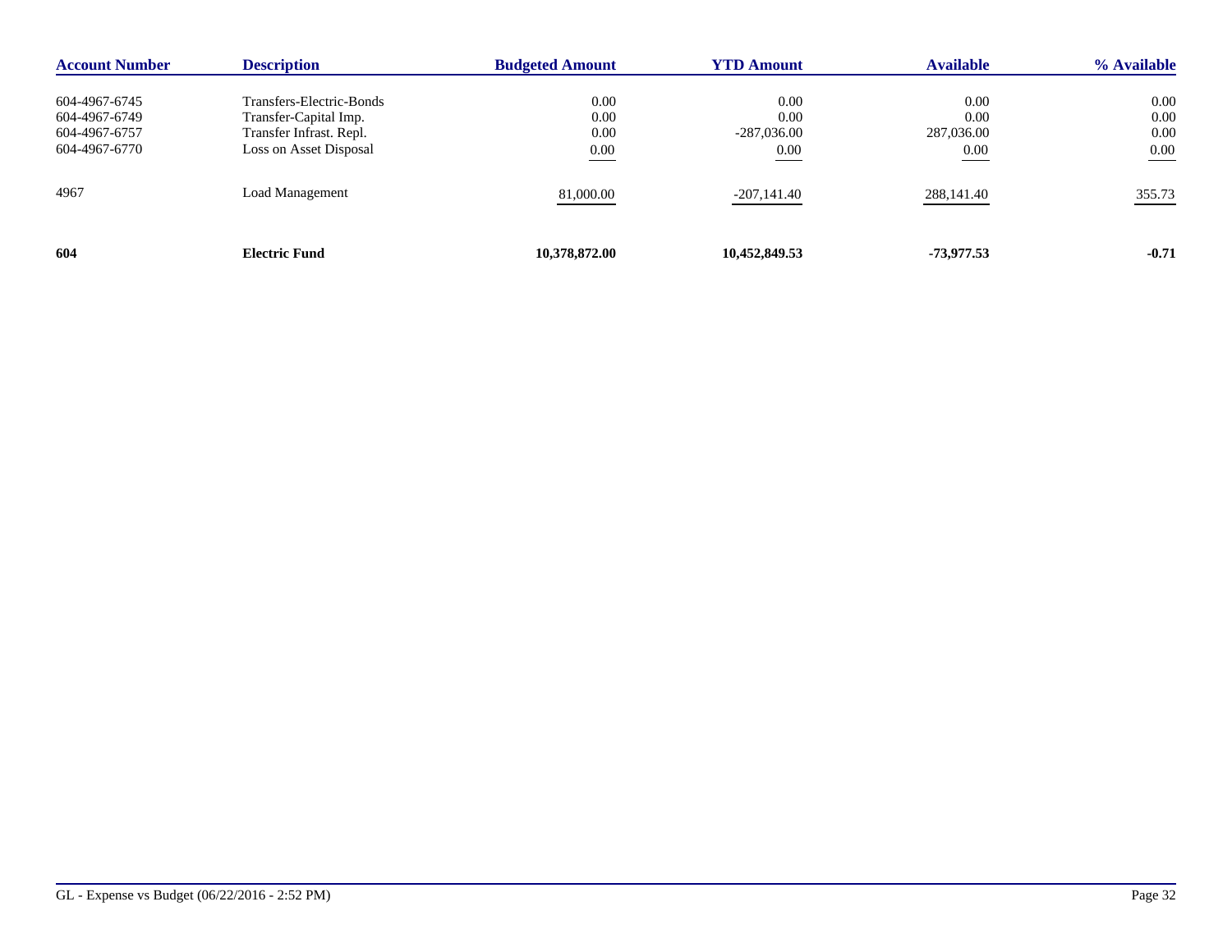| Account Number | Description | Budgeted Amount | YTD Amount | Available | % Available |
|---|---|---|---|---|---|
| 604-4967-6745 | Transfers-Electric-Bonds | 0.00 | 0.00 | 0.00 | 0.00 |
| 604-4967-6749 | Transfer-Capital Imp. | 0.00 | 0.00 | 0.00 | 0.00 |
| 604-4967-6757 | Transfer Infrast. Repl. | 0.00 | -287,036.00 | 287,036.00 | 0.00 |
| 604-4967-6770 | Loss on Asset Disposal | 0.00 | 0.00 | 0.00 | 0.00 |
| 4967 | Load Management | 81,000.00 | -207,141.40 | 288,141.40 | 355.73 |
| **604** | **Electric Fund** | **10,378,872.00** | **10,452,849.53** | **-73,977.53** | **-0.71** |

GL - Expense vs Budget (06/22/2016 - 2:52 PM)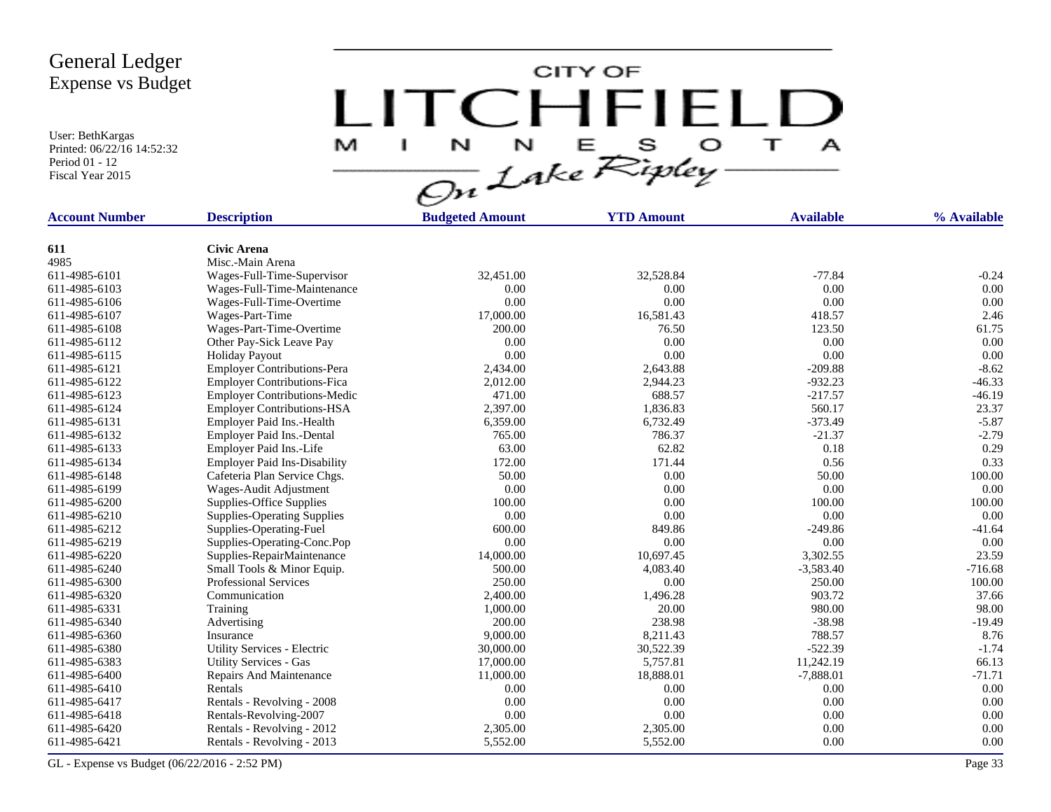# General Ledger
## Expense vs Budget

User: BethKargas
Printed: 06/22/16 14:52:32
Period 01 - 12
Fiscal Year 2015

CITY OF LITCHFIELD MINNESOTA On Lake Ripley

| Account Number | Description | Budgeted Amount | YTD Amount | Available | % Available |
|---|---|---|---|---|---|
| **611** | **Civic Arena** | | | | |
| 4985 | Misc.-Main Arena | | | | |
| 611-4985-6101 | Wages-Full-Time-Supervisor | 32,451.00 | 32,528.84 | -77.84 | -0.24 |
| 611-4985-6103 | Wages-Full-Time-Maintenance | 0.00 | 0.00 | 0.00 | 0.00 |
| 611-4985-6106 | Wages-Full-Time-Overtime | 0.00 | 0.00 | 0.00 | 0.00 |
| 611-4985-6107 | Wages-Part-Time | 17,000.00 | 16,581.43 | 418.57 | 2.46 |
| 611-4985-6108 | Wages-Part-Time-Overtime | 200.00 | 76.50 | 123.50 | 61.75 |
| 611-4985-6112 | Other Pay-Sick Leave Pay | 0.00 | 0.00 | 0.00 | 0.00 |
| 611-4985-6115 | Holiday Payout | 0.00 | 0.00 | 0.00 | 0.00 |
| 611-4985-6121 | Employer Contributions-Pera | 2,434.00 | 2,643.88 | -209.88 | -8.62 |
| 611-4985-6122 | Employer Contributions-Fica | 2,012.00 | 2,944.23 | -932.23 | -46.33 |
| 611-4985-6123 | Employer Contributions-Medic | 471.00 | 688.57 | -217.57 | -46.19 |
| 611-4985-6124 | Employer Contributions-HSA | 2,397.00 | 1,836.83 | 560.17 | 23.37 |
| 611-4985-6131 | Employer Paid Ins.-Health | 6,359.00 | 6,732.49 | -373.49 | -5.87 |
| 611-4985-6132 | Employer Paid Ins.-Dental | 765.00 | 786.37 | -21.37 | -2.79 |
| 611-4985-6133 | Employer Paid Ins.-Life | 63.00 | 62.82 | 0.18 | 0.29 |
| 611-4985-6134 | Employer Paid Ins-Disability | 172.00 | 171.44 | 0.56 | 0.33 |
| 611-4985-6148 | Cafeteria Plan Service Chgs. | 50.00 | 0.00 | 50.00 | 100.00 |
| 611-4985-6199 | Wages-Audit Adjustment | 0.00 | 0.00 | 0.00 | 0.00 |
| 611-4985-6200 | Supplies-Office Supplies | 100.00 | 0.00 | 100.00 | 100.00 |
| 611-4985-6210 | Supplies-Operating Supplies | 0.00 | 0.00 | 0.00 | 0.00 |
| 611-4985-6212 | Supplies-Operating-Fuel | 600.00 | 849.86 | -249.86 | -41.64 |
| 611-4985-6219 | Supplies-Operating-Conc.Pop | 0.00 | 0.00 | 0.00 | 0.00 |
| 611-4985-6220 | Supplies-RepairMaintenance | 14,000.00 | 10,697.45 | 3,302.55 | 23.59 |
| 611-4985-6240 | Small Tools & Minor Equip. | 500.00 | 4,083.40 | -3,583.40 | -716.68 |
| 611-4985-6300 | Professional Services | 250.00 | 0.00 | 250.00 | 100.00 |
| 611-4985-6320 | Communication | 2,400.00 | 1,496.28 | 903.72 | 37.66 |
| 611-4985-6331 | Training | 1,000.00 | 20.00 | 980.00 | 98.00 |
| 611-4985-6340 | Advertising | 200.00 | 238.98 | -38.98 | -19.49 |
| 611-4985-6360 | Insurance | 9,000.00 | 8,211.43 | 788.57 | 8.76 |
| 611-4985-6380 | Utility Services - Electric | 30,000.00 | 30,522.39 | -522.39 | -1.74 |
| 611-4985-6383 | Utility Services - Gas | 17,000.00 | 5,757.81 | 11,242.19 | 66.13 |
| 611-4985-6400 | Repairs And Maintenance | 11,000.00 | 18,888.01 | -7,888.01 | -71.71 |
| 611-4985-6410 | Rentals | 0.00 | 0.00 | 0.00 | 0.00 |
| 611-4985-6417 | Rentals - Revolving - 2008 | 0.00 | 0.00 | 0.00 | 0.00 |
| 611-4985-6418 | Rentals-Revolving-2007 | 0.00 | 0.00 | 0.00 | 0.00 |
| 611-4985-6420 | Rentals - Revolving - 2012 | 2,305.00 | 2,305.00 | 0.00 | 0.00 |
| 611-4985-6421 | Rentals - Revolving - 2013 | 5,552.00 | 5,552.00 | 0.00 | 0.00 |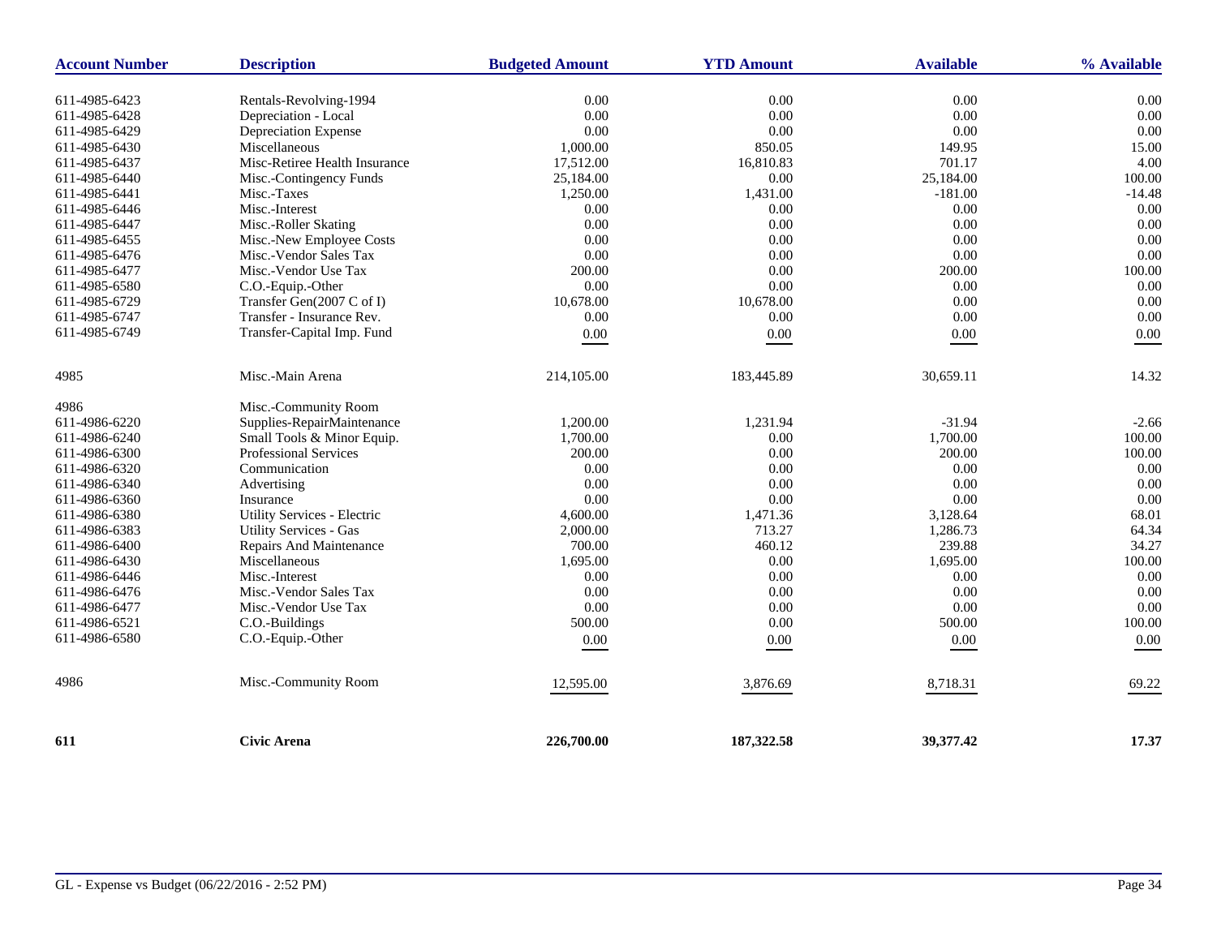| Account Number | Description | Budgeted Amount | YTD Amount | Available | % Available |
|---|---|---|---|---|---|
| 611-4985-6423 | Rentals-Revolving-1994 | 0.00 | 0.00 | 0.00 | 0.00 |
| 611-4985-6428 | Depreciation - Local | 0.00 | 0.00 | 0.00 | 0.00 |
| 611-4985-6429 | Depreciation Expense | 0.00 | 0.00 | 0.00 | 0.00 |
| 611-4985-6430 | Miscellaneous | 1,000.00 | 850.05 | 149.95 | 15.00 |
| 611-4985-6437 | Misc-Retiree Health Insurance | 17,512.00 | 16,810.83 | 701.17 | 4.00 |
| 611-4985-6440 | Misc.-Contingency Funds | 25,184.00 | 0.00 | 25,184.00 | 100.00 |
| 611-4985-6441 | Misc.-Taxes | 1,250.00 | 1,431.00 | -181.00 | -14.48 |
| 611-4985-6446 | Misc.-Interest | 0.00 | 0.00 | 0.00 | 0.00 |
| 611-4985-6447 | Misc.-Roller Skating | 0.00 | 0.00 | 0.00 | 0.00 |
| 611-4985-6455 | Misc.-New Employee Costs | 0.00 | 0.00 | 0.00 | 0.00 |
| 611-4985-6476 | Misc.-Vendor Sales Tax | 0.00 | 0.00 | 0.00 | 0.00 |
| 611-4985-6477 | Misc.-Vendor Use Tax | 200.00 | 0.00 | 200.00 | 100.00 |
| 611-4985-6580 | C.O.-Equip.-Other | 0.00 | 0.00 | 0.00 | 0.00 |
| 611-4985-6729 | Transfer Gen(2007 C of I) | 10,678.00 | 10,678.00 | 0.00 | 0.00 |
| 611-4985-6747 | Transfer - Insurance Rev. | 0.00 | 0.00 | 0.00 | 0.00 |
| 611-4985-6749 | Transfer-Capital Imp. Fund | 0.00 | 0.00 | 0.00 | 0.00 |
| 4985 | Misc.-Main Arena | 214,105.00 | 183,445.89 | 30,659.11 | 14.32 |
| 4986 | Misc.-Community Room | | | | |
| 611-4986-6220 | Supplies-RepairMaintenance | 1,200.00 | 1,231.94 | -31.94 | -2.66 |
| 611-4986-6240 | Small Tools & Minor Equip. | 1,700.00 | 0.00 | 1,700.00 | 100.00 |
| 611-4986-6300 | Professional Services | 200.00 | 0.00 | 200.00 | 100.00 |
| 611-4986-6320 | Communication | 0.00 | 0.00 | 0.00 | 0.00 |
| 611-4986-6340 | Advertising | 0.00 | 0.00 | 0.00 | 0.00 |
| 611-4986-6360 | Insurance | 0.00 | 0.00 | 0.00 | 0.00 |
| 611-4986-6380 | Utility Services - Electric | 4,600.00 | 1,471.36 | 3,128.64 | 68.01 |
| 611-4986-6383 | Utility Services - Gas | 2,000.00 | 713.27 | 1,286.73 | 64.34 |
| 611-4986-6400 | Repairs And Maintenance | 700.00 | 460.12 | 239.88 | 34.27 |
| 611-4986-6430 | Miscellaneous | 1,695.00 | 0.00 | 1,695.00 | 100.00 |
| 611-4986-6446 | Misc.-Interest | 0.00 | 0.00 | 0.00 | 0.00 |
| 611-4986-6476 | Misc.-Vendor Sales Tax | 0.00 | 0.00 | 0.00 | 0.00 |
| 611-4986-6477 | Misc.-Vendor Use Tax | 0.00 | 0.00 | 0.00 | 0.00 |
| 611-4986-6521 | C.O.-Buildings | 500.00 | 0.00 | 500.00 | 100.00 |
| 611-4986-6580 | C.O.-Equip.-Other | 0.00 | 0.00 | 0.00 | 0.00 |
| 4986 | Misc.-Community Room | 12,595.00 | 3,876.69 | 8,718.31 | 69.22 |
| **611** | **Civic Arena** | **226,700.00** | **187,322.58** | **39,377.42** | **17.37** |

GL - Expense vs Budget (06/22/2016 - 2:52 PM)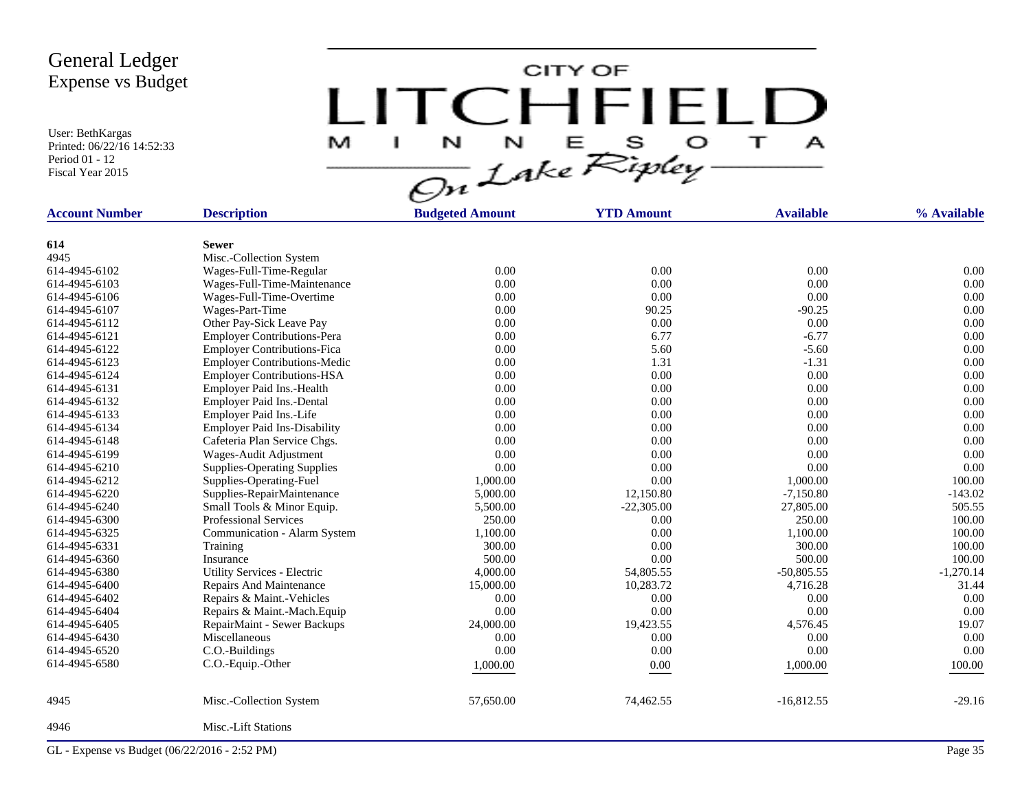# General Ledger
## Expense vs Budget

User: BethKargas
Printed: 06/22/16 14:52:33
Period 01 - 12
Fiscal Year 2015

CITY OF LITCHFIELD MINNESOTA — On Lake Ripley

| Account Number | Description | Budgeted Amount | YTD Amount | Available | % Available |
|---|---|---|---|---|---|
| **614** | **Sewer** | | | | |
| 4945 | Misc.-Collection System | | | | |
| 614-4945-6102 | Wages-Full-Time-Regular | 0.00 | 0.00 | 0.00 | 0.00 |
| 614-4945-6103 | Wages-Full-Time-Maintenance | 0.00 | 0.00 | 0.00 | 0.00 |
| 614-4945-6106 | Wages-Full-Time-Overtime | 0.00 | 0.00 | 0.00 | 0.00 |
| 614-4945-6107 | Wages-Part-Time | 0.00 | 90.25 | -90.25 | 0.00 |
| 614-4945-6112 | Other Pay-Sick Leave Pay | 0.00 | 0.00 | 0.00 | 0.00 |
| 614-4945-6121 | Employer Contributions-Pera | 0.00 | 6.77 | -6.77 | 0.00 |
| 614-4945-6122 | Employer Contributions-Fica | 0.00 | 5.60 | -5.60 | 0.00 |
| 614-4945-6123 | Employer Contributions-Medic | 0.00 | 1.31 | -1.31 | 0.00 |
| 614-4945-6124 | Employer Contributions-HSA | 0.00 | 0.00 | 0.00 | 0.00 |
| 614-4945-6131 | Employer Paid Ins.-Health | 0.00 | 0.00 | 0.00 | 0.00 |
| 614-4945-6132 | Employer Paid Ins.-Dental | 0.00 | 0.00 | 0.00 | 0.00 |
| 614-4945-6133 | Employer Paid Ins.-Life | 0.00 | 0.00 | 0.00 | 0.00 |
| 614-4945-6134 | Employer Paid Ins-Disability | 0.00 | 0.00 | 0.00 | 0.00 |
| 614-4945-6148 | Cafeteria Plan Service Chgs. | 0.00 | 0.00 | 0.00 | 0.00 |
| 614-4945-6199 | Wages-Audit Adjustment | 0.00 | 0.00 | 0.00 | 0.00 |
| 614-4945-6210 | Supplies-Operating Supplies | 0.00 | 0.00 | 0.00 | 0.00 |
| 614-4945-6212 | Supplies-Operating-Fuel | 1,000.00 | 0.00 | 1,000.00 | 100.00 |
| 614-4945-6220 | Supplies-RepairMaintenance | 5,000.00 | 12,150.80 | -7,150.80 | -143.02 |
| 614-4945-6240 | Small Tools & Minor Equip. | 5,500.00 | -22,305.00 | 27,805.00 | 505.55 |
| 614-4945-6300 | Professional Services | 250.00 | 0.00 | 250.00 | 100.00 |
| 614-4945-6325 | Communication - Alarm System | 1,100.00 | 0.00 | 1,100.00 | 100.00 |
| 614-4945-6331 | Training | 300.00 | 0.00 | 300.00 | 100.00 |
| 614-4945-6360 | Insurance | 500.00 | 0.00 | 500.00 | 100.00 |
| 614-4945-6380 | Utility Services - Electric | 4,000.00 | 54,805.55 | -50,805.55 | -1,270.14 |
| 614-4945-6400 | Repairs And Maintenance | 15,000.00 | 10,283.72 | 4,716.28 | 31.44 |
| 614-4945-6402 | Repairs & Maint.-Vehicles | 0.00 | 0.00 | 0.00 | 0.00 |
| 614-4945-6404 | Repairs & Maint.-Mach.Equip | 0.00 | 0.00 | 0.00 | 0.00 |
| 614-4945-6405 | RepairMaint - Sewer Backups | 24,000.00 | 19,423.55 | 4,576.45 | 19.07 |
| 614-4945-6430 | Miscellaneous | 0.00 | 0.00 | 0.00 | 0.00 |
| 614-4945-6520 | C.O.-Buildings | 0.00 | 0.00 | 0.00 | 0.00 |
| 614-4945-6580 | C.O.-Equip.-Other | 1,000.00 | 0.00 | 1,000.00 | 100.00 |
| 4945 | Misc.-Collection System | 57,650.00 | 74,462.55 | -16,812.55 | -29.16 |
| 4946 | Misc.-Lift Stations | | | | |

GL - Expense vs Budget (06/22/2016 - 2:52 PM)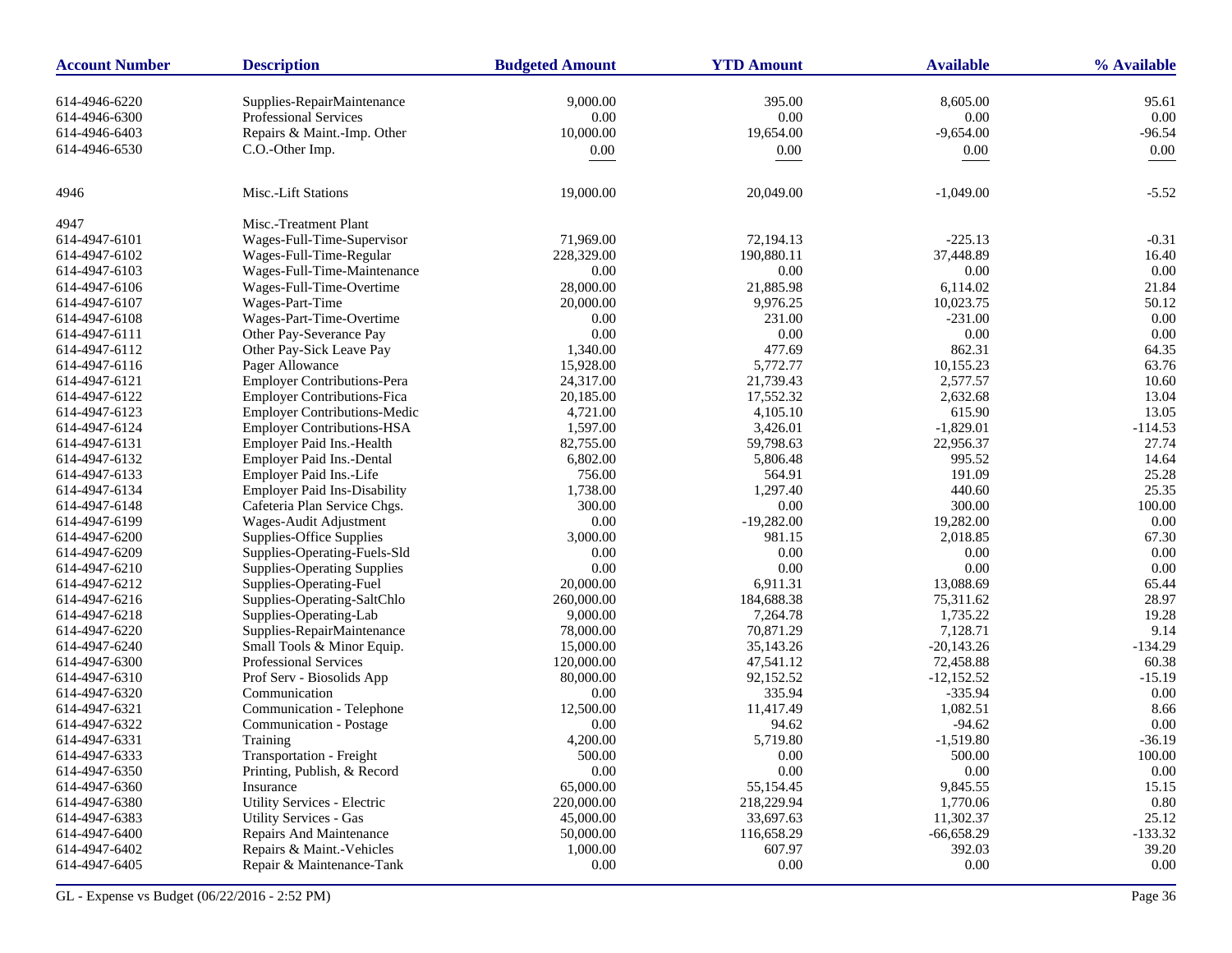| Account Number | Description | Budgeted Amount | YTD Amount | Available | % Available |
|---|---|---|---|---|---|
| 614-4946-6220 | Supplies-RepairMaintenance | 9,000.00 | 395.00 | 8,605.00 | 95.61 |
| 614-4946-6300 | Professional Services | 0.00 | 0.00 | 0.00 | 0.00 |
| 614-4946-6403 | Repairs & Maint.-Imp. Other | 10,000.00 | 19,654.00 | -9,654.00 | -96.54 |
| 614-4946-6530 | C.O.-Other Imp. | 0.00 | 0.00 | 0.00 | 0.00 |
| 4946 | Misc.-Lift Stations | 19,000.00 | 20,049.00 | -1,049.00 | -5.52 |
| 4947 | Misc.-Treatment Plant | | | | |
| 614-4947-6101 | Wages-Full-Time-Supervisor | 71,969.00 | 72,194.13 | -225.13 | -0.31 |
| 614-4947-6102 | Wages-Full-Time-Regular | 228,329.00 | 190,880.11 | 37,448.89 | 16.40 |
| 614-4947-6103 | Wages-Full-Time-Maintenance | 0.00 | 0.00 | 0.00 | 0.00 |
| 614-4947-6106 | Wages-Full-Time-Overtime | 28,000.00 | 21,885.98 | 6,114.02 | 21.84 |
| 614-4947-6107 | Wages-Part-Time | 20,000.00 | 9,976.25 | 10,023.75 | 50.12 |
| 614-4947-6108 | Wages-Part-Time-Overtime | 0.00 | 231.00 | -231.00 | 0.00 |
| 614-4947-6111 | Other Pay-Severance Pay | 0.00 | 0.00 | 0.00 | 0.00 |
| 614-4947-6112 | Other Pay-Sick Leave Pay | 1,340.00 | 477.69 | 862.31 | 64.35 |
| 614-4947-6116 | Pager Allowance | 15,928.00 | 5,772.77 | 10,155.23 | 63.76 |
| 614-4947-6121 | Employer Contributions-Pera | 24,317.00 | 21,739.43 | 2,577.57 | 10.60 |
| 614-4947-6122 | Employer Contributions-Fica | 20,185.00 | 17,552.32 | 2,632.68 | 13.04 |
| 614-4947-6123 | Employer Contributions-Medic | 4,721.00 | 4,105.10 | 615.90 | 13.05 |
| 614-4947-6124 | Employer Contributions-HSA | 1,597.00 | 3,426.01 | -1,829.01 | -114.53 |
| 614-4947-6131 | Employer Paid Ins.-Health | 82,755.00 | 59,798.63 | 22,956.37 | 27.74 |
| 614-4947-6132 | Employer Paid Ins.-Dental | 6,802.00 | 5,806.48 | 995.52 | 14.64 |
| 614-4947-6133 | Employer Paid Ins.-Life | 756.00 | 564.91 | 191.09 | 25.28 |
| 614-4947-6134 | Employer Paid Ins-Disability | 1,738.00 | 1,297.40 | 440.60 | 25.35 |
| 614-4947-6148 | Cafeteria Plan Service Chgs. | 300.00 | 0.00 | 300.00 | 100.00 |
| 614-4947-6199 | Wages-Audit Adjustment | 0.00 | -19,282.00 | 19,282.00 | 0.00 |
| 614-4947-6200 | Supplies-Office Supplies | 3,000.00 | 981.15 | 2,018.85 | 67.30 |
| 614-4947-6209 | Supplies-Operating-Fuels-Sld | 0.00 | 0.00 | 0.00 | 0.00 |
| 614-4947-6210 | Supplies-Operating Supplies | 0.00 | 0.00 | 0.00 | 0.00 |
| 614-4947-6212 | Supplies-Operating-Fuel | 20,000.00 | 6,911.31 | 13,088.69 | 65.44 |
| 614-4947-6216 | Supplies-Operating-SaltChlo | 260,000.00 | 184,688.38 | 75,311.62 | 28.97 |
| 614-4947-6218 | Supplies-Operating-Lab | 9,000.00 | 7,264.78 | 1,735.22 | 19.28 |
| 614-4947-6220 | Supplies-RepairMaintenance | 78,000.00 | 70,871.29 | 7,128.71 | 9.14 |
| 614-4947-6240 | Small Tools & Minor Equip. | 15,000.00 | 35,143.26 | -20,143.26 | -134.29 |
| 614-4947-6300 | Professional Services | 120,000.00 | 47,541.12 | 72,458.88 | 60.38 |
| 614-4947-6310 | Prof Serv - Biosolids App | 80,000.00 | 92,152.52 | -12,152.52 | -15.19 |
| 614-4947-6320 | Communication | 0.00 | 335.94 | -335.94 | 0.00 |
| 614-4947-6321 | Communication - Telephone | 12,500.00 | 11,417.49 | 1,082.51 | 8.66 |
| 614-4947-6322 | Communication - Postage | 0.00 | 94.62 | -94.62 | 0.00 |
| 614-4947-6331 | Training | 4,200.00 | 5,719.80 | -1,519.80 | -36.19 |
| 614-4947-6333 | Transportation - Freight | 500.00 | 0.00 | 500.00 | 100.00 |
| 614-4947-6350 | Printing, Publish, & Record | 0.00 | 0.00 | 0.00 | 0.00 |
| 614-4947-6360 | Insurance | 65,000.00 | 55,154.45 | 9,845.55 | 15.15 |
| 614-4947-6380 | Utility Services - Electric | 220,000.00 | 218,229.94 | 1,770.06 | 0.80 |
| 614-4947-6383 | Utility Services - Gas | 45,000.00 | 33,697.63 | 11,302.37 | 25.12 |
| 614-4947-6400 | Repairs And Maintenance | 50,000.00 | 116,658.29 | -66,658.29 | -133.32 |
| 614-4947-6402 | Repairs & Maint.-Vehicles | 1,000.00 | 607.97 | 392.03 | 39.20 |
| 614-4947-6405 | Repair & Maintenance-Tank | 0.00 | 0.00 | 0.00 | 0.00 |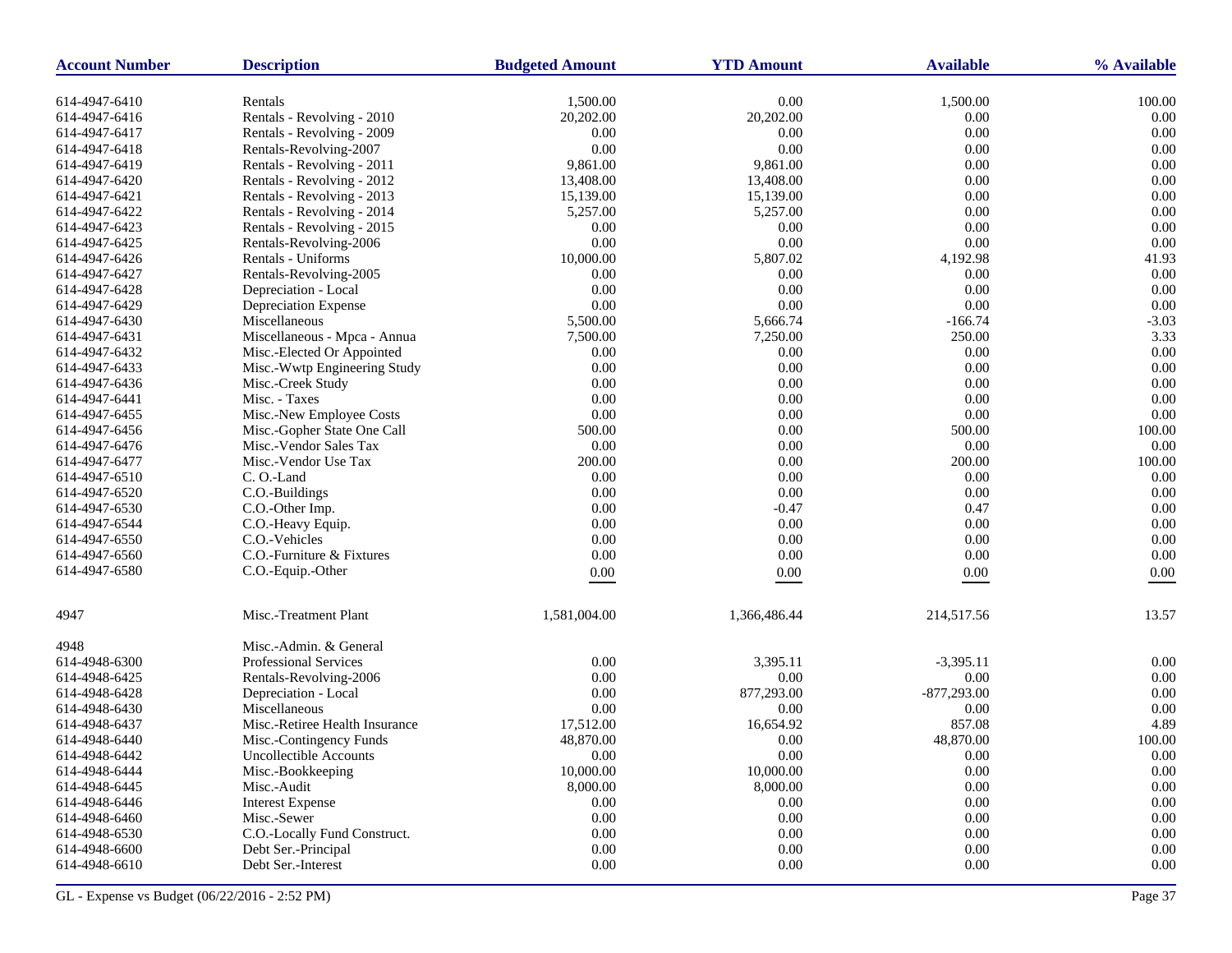| Account Number | Description | Budgeted Amount | YTD Amount | Available | % Available |
|---|---|---|---|---|---|
| 614-4947-6410 | Rentals | 1,500.00 | 0.00 | 1,500.00 | 100.00 |
| 614-4947-6416 | Rentals - Revolving - 2010 | 20,202.00 | 20,202.00 | 0.00 | 0.00 |
| 614-4947-6417 | Rentals - Revolving - 2009 | 0.00 | 0.00 | 0.00 | 0.00 |
| 614-4947-6418 | Rentals-Revolving-2007 | 0.00 | 0.00 | 0.00 | 0.00 |
| 614-4947-6419 | Rentals - Revolving - 2011 | 9,861.00 | 9,861.00 | 0.00 | 0.00 |
| 614-4947-6420 | Rentals - Revolving - 2012 | 13,408.00 | 13,408.00 | 0.00 | 0.00 |
| 614-4947-6421 | Rentals - Revolving - 2013 | 15,139.00 | 15,139.00 | 0.00 | 0.00 |
| 614-4947-6422 | Rentals - Revolving - 2014 | 5,257.00 | 5,257.00 | 0.00 | 0.00 |
| 614-4947-6423 | Rentals - Revolving - 2015 | 0.00 | 0.00 | 0.00 | 0.00 |
| 614-4947-6425 | Rentals-Revolving-2006 | 0.00 | 0.00 | 0.00 | 0.00 |
| 614-4947-6426 | Rentals - Uniforms | 10,000.00 | 5,807.02 | 4,192.98 | 41.93 |
| 614-4947-6427 | Rentals-Revolving-2005 | 0.00 | 0.00 | 0.00 | 0.00 |
| 614-4947-6428 | Depreciation - Local | 0.00 | 0.00 | 0.00 | 0.00 |
| 614-4947-6429 | Depreciation Expense | 0.00 | 0.00 | 0.00 | 0.00 |
| 614-4947-6430 | Miscellaneous | 5,500.00 | 5,666.74 | -166.74 | -3.03 |
| 614-4947-6431 | Miscellaneous - Mpca - Annua | 7,500.00 | 7,250.00 | 250.00 | 3.33 |
| 614-4947-6432 | Misc.-Elected Or Appointed | 0.00 | 0.00 | 0.00 | 0.00 |
| 614-4947-6433 | Misc.-Wwtp Engineering Study | 0.00 | 0.00 | 0.00 | 0.00 |
| 614-4947-6436 | Misc.-Creek Study | 0.00 | 0.00 | 0.00 | 0.00 |
| 614-4947-6441 | Misc. - Taxes | 0.00 | 0.00 | 0.00 | 0.00 |
| 614-4947-6455 | Misc.-New Employee Costs | 0.00 | 0.00 | 0.00 | 0.00 |
| 614-4947-6456 | Misc.-Gopher State One Call | 500.00 | 0.00 | 500.00 | 100.00 |
| 614-4947-6476 | Misc.-Vendor Sales Tax | 0.00 | 0.00 | 0.00 | 0.00 |
| 614-4947-6477 | Misc.-Vendor Use Tax | 200.00 | 0.00 | 200.00 | 100.00 |
| 614-4947-6510 | C. O.-Land | 0.00 | 0.00 | 0.00 | 0.00 |
| 614-4947-6520 | C.O.-Buildings | 0.00 | 0.00 | 0.00 | 0.00 |
| 614-4947-6530 | C.O.-Other Imp. | 0.00 | -0.47 | 0.47 | 0.00 |
| 614-4947-6544 | C.O.-Heavy Equip. | 0.00 | 0.00 | 0.00 | 0.00 |
| 614-4947-6550 | C.O.-Vehicles | 0.00 | 0.00 | 0.00 | 0.00 |
| 614-4947-6560 | C.O.-Furniture & Fixtures | 0.00 | 0.00 | 0.00 | 0.00 |
| 614-4947-6580 | C.O.-Equip.-Other | 0.00 | 0.00 | 0.00 | 0.00 |
| 4947 | Misc.-Treatment Plant | 1,581,004.00 | 1,366,486.44 | 214,517.56 | 13.57 |
| 4948 | Misc.-Admin. & General | | | | |
| 614-4948-6300 | Professional Services | 0.00 | 3,395.11 | -3,395.11 | 0.00 |
| 614-4948-6425 | Rentals-Revolving-2006 | 0.00 | 0.00 | 0.00 | 0.00 |
| 614-4948-6428 | Depreciation - Local | 0.00 | 877,293.00 | -877,293.00 | 0.00 |
| 614-4948-6430 | Miscellaneous | 0.00 | 0.00 | 0.00 | 0.00 |
| 614-4948-6437 | Misc.-Retiree Health Insurance | 17,512.00 | 16,654.92 | 857.08 | 4.89 |
| 614-4948-6440 | Misc.-Contingency Funds | 48,870.00 | 0.00 | 48,870.00 | 100.00 |
| 614-4948-6442 | Uncollectible Accounts | 0.00 | 0.00 | 0.00 | 0.00 |
| 614-4948-6444 | Misc.-Bookkeeping | 10,000.00 | 10,000.00 | 0.00 | 0.00 |
| 614-4948-6445 | Misc.-Audit | 8,000.00 | 8,000.00 | 0.00 | 0.00 |
| 614-4948-6446 | Interest Expense | 0.00 | 0.00 | 0.00 | 0.00 |
| 614-4948-6460 | Misc.-Sewer | 0.00 | 0.00 | 0.00 | 0.00 |
| 614-4948-6530 | C.O.-Locally Fund Construct. | 0.00 | 0.00 | 0.00 | 0.00 |
| 614-4948-6600 | Debt Ser.-Principal | 0.00 | 0.00 | 0.00 | 0.00 |
| 614-4948-6610 | Debt Ser.-Interest | 0.00 | 0.00 | 0.00 | 0.00 |

GL - Expense vs Budget (06/22/2016 - 2:52 PM)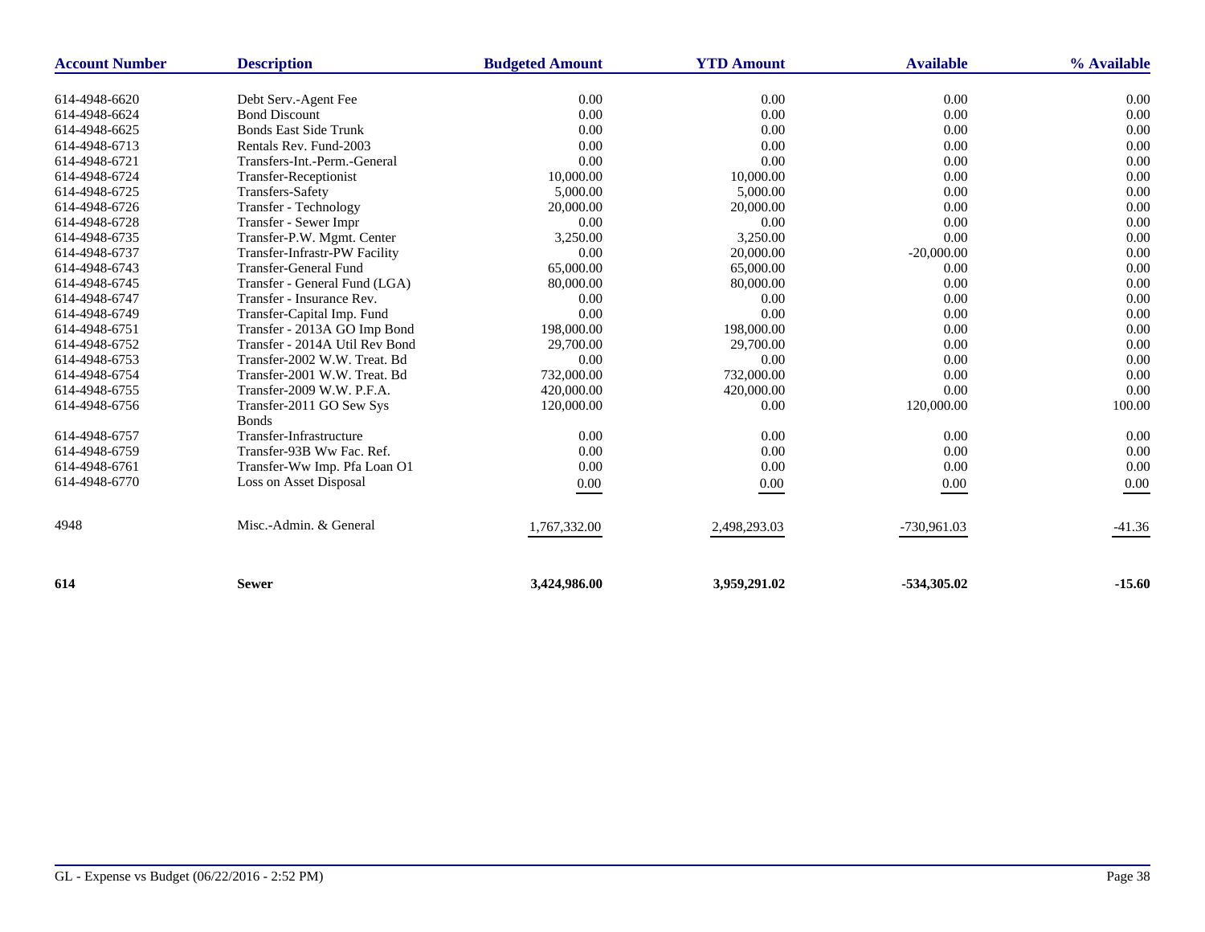| Account Number | Description | Budgeted Amount | YTD Amount | Available | % Available |
|---|---|---|---|---|---|
| 614-4948-6620 | Debt Serv.-Agent Fee | 0.00 | 0.00 | 0.00 | 0.00 |
| 614-4948-6624 | Bond Discount | 0.00 | 0.00 | 0.00 | 0.00 |
| 614-4948-6625 | Bonds East Side Trunk | 0.00 | 0.00 | 0.00 | 0.00 |
| 614-4948-6713 | Rentals Rev. Fund-2003 | 0.00 | 0.00 | 0.00 | 0.00 |
| 614-4948-6721 | Transfers-Int.-Perm.-General | 0.00 | 0.00 | 0.00 | 0.00 |
| 614-4948-6724 | Transfer-Receptionist | 10,000.00 | 10,000.00 | 0.00 | 0.00 |
| 614-4948-6725 | Transfers-Safety | 5,000.00 | 5,000.00 | 0.00 | 0.00 |
| 614-4948-6726 | Transfer - Technology | 20,000.00 | 20,000.00 | 0.00 | 0.00 |
| 614-4948-6728 | Transfer - Sewer Impr | 0.00 | 0.00 | 0.00 | 0.00 |
| 614-4948-6735 | Transfer-P.W. Mgmt. Center | 3,250.00 | 3,250.00 | 0.00 | 0.00 |
| 614-4948-6737 | Transfer-Infrastr-PW Facility | 0.00 | 20,000.00 | -20,000.00 | 0.00 |
| 614-4948-6743 | Transfer-General Fund | 65,000.00 | 65,000.00 | 0.00 | 0.00 |
| 614-4948-6745 | Transfer - General Fund (LGA) | 80,000.00 | 80,000.00 | 0.00 | 0.00 |
| 614-4948-6747 | Transfer - Insurance Rev. | 0.00 | 0.00 | 0.00 | 0.00 |
| 614-4948-6749 | Transfer-Capital Imp. Fund | 0.00 | 0.00 | 0.00 | 0.00 |
| 614-4948-6751 | Transfer - 2013A GO Imp Bond | 198,000.00 | 198,000.00 | 0.00 | 0.00 |
| 614-4948-6752 | Transfer - 2014A Util Rev Bond | 29,700.00 | 29,700.00 | 0.00 | 0.00 |
| 614-4948-6753 | Transfer-2002 W.W. Treat. Bd | 0.00 | 0.00 | 0.00 | 0.00 |
| 614-4948-6754 | Transfer-2001 W.W. Treat. Bd | 732,000.00 | 732,000.00 | 0.00 | 0.00 |
| 614-4948-6755 | Transfer-2009 W.W. P.F.A. | 420,000.00 | 420,000.00 | 0.00 | 0.00 |
| 614-4948-6756 | Transfer-2011 GO Sew Sys Bonds | 120,000.00 | 0.00 | 120,000.00 | 100.00 |
| 614-4948-6757 | Transfer-Infrastructure | 0.00 | 0.00 | 0.00 | 0.00 |
| 614-4948-6759 | Transfer-93B Ww Fac. Ref. | 0.00 | 0.00 | 0.00 | 0.00 |
| 614-4948-6761 | Transfer-Ww Imp. Pfa Loan O1 | 0.00 | 0.00 | 0.00 | 0.00 |
| 614-4948-6770 | Loss on Asset Disposal | 0.00 | 0.00 | 0.00 | 0.00 |
| 4948 | Misc.-Admin. & General | 1,767,332.00 | 2,498,293.03 | -730,961.03 | -41.36 |
| **614** | **Sewer** | **3,424,986.00** | **3,959,291.02** | **-534,305.02** | **-15.60** |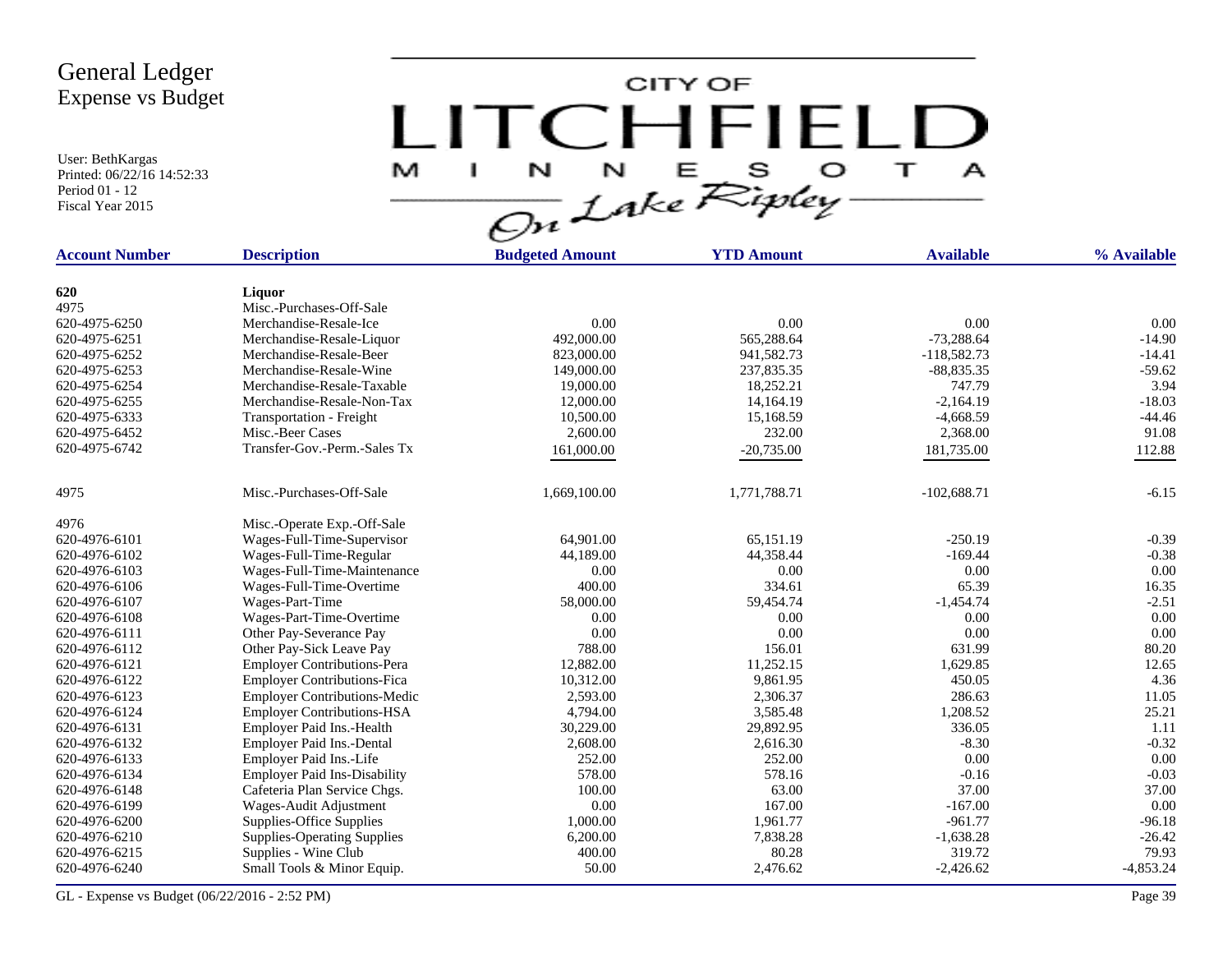# General Ledger
## Expense vs Budget

User: BethKargas
Printed: 06/22/16 14:52:33
Period 01 - 12
Fiscal Year 2015

CITY OF LITCHFIELD MINNESOTA *On Lake Ripley*

| Account Number | Description | Budgeted Amount | YTD Amount | Available | % Available |
|---|---|---|---|---|---|
| **620** | **Liquor** | | | | |
| 4975 | Misc.-Purchases-Off-Sale | | | | |
| 620-4975-6250 | Merchandise-Resale-Ice | 0.00 | 0.00 | 0.00 | 0.00 |
| 620-4975-6251 | Merchandise-Resale-Liquor | 492,000.00 | 565,288.64 | -73,288.64 | -14.90 |
| 620-4975-6252 | Merchandise-Resale-Beer | 823,000.00 | 941,582.73 | -118,582.73 | -14.41 |
| 620-4975-6253 | Merchandise-Resale-Wine | 149,000.00 | 237,835.35 | -88,835.35 | -59.62 |
| 620-4975-6254 | Merchandise-Resale-Taxable | 19,000.00 | 18,252.21 | 747.79 | 3.94 |
| 620-4975-6255 | Merchandise-Resale-Non-Tax | 12,000.00 | 14,164.19 | -2,164.19 | -18.03 |
| 620-4975-6333 | Transportation - Freight | 10,500.00 | 15,168.59 | -4,668.59 | -44.46 |
| 620-4975-6452 | Misc.-Beer Cases | 2,600.00 | 232.00 | 2,368.00 | 91.08 |
| 620-4975-6742 | Transfer-Gov.-Perm.-Sales Tx | 161,000.00 | -20,735.00 | 181,735.00 | 112.88 |
| 4975 | Misc.-Purchases-Off-Sale | 1,669,100.00 | 1,771,788.71 | -102,688.71 | -6.15 |
| 4976 | Misc.-Operate Exp.-Off-Sale | | | | |
| 620-4976-6101 | Wages-Full-Time-Supervisor | 64,901.00 | 65,151.19 | -250.19 | -0.39 |
| 620-4976-6102 | Wages-Full-Time-Regular | 44,189.00 | 44,358.44 | -169.44 | -0.38 |
| 620-4976-6103 | Wages-Full-Time-Maintenance | 0.00 | 0.00 | 0.00 | 0.00 |
| 620-4976-6106 | Wages-Full-Time-Overtime | 400.00 | 334.61 | 65.39 | 16.35 |
| 620-4976-6107 | Wages-Part-Time | 58,000.00 | 59,454.74 | -1,454.74 | -2.51 |
| 620-4976-6108 | Wages-Part-Time-Overtime | 0.00 | 0.00 | 0.00 | 0.00 |
| 620-4976-6111 | Other Pay-Severance Pay | 0.00 | 0.00 | 0.00 | 0.00 |
| 620-4976-6112 | Other Pay-Sick Leave Pay | 788.00 | 156.01 | 631.99 | 80.20 |
| 620-4976-6121 | Employer Contributions-Pera | 12,882.00 | 11,252.15 | 1,629.85 | 12.65 |
| 620-4976-6122 | Employer Contributions-Fica | 10,312.00 | 9,861.95 | 450.05 | 4.36 |
| 620-4976-6123 | Employer Contributions-Medic | 2,593.00 | 2,306.37 | 286.63 | 11.05 |
| 620-4976-6124 | Employer Contributions-HSA | 4,794.00 | 3,585.48 | 1,208.52 | 25.21 |
| 620-4976-6131 | Employer Paid Ins.-Health | 30,229.00 | 29,892.95 | 336.05 | 1.11 |
| 620-4976-6132 | Employer Paid Ins.-Dental | 2,608.00 | 2,616.30 | -8.30 | -0.32 |
| 620-4976-6133 | Employer Paid Ins.-Life | 252.00 | 252.00 | 0.00 | 0.00 |
| 620-4976-6134 | Employer Paid Ins-Disability | 578.00 | 578.16 | -0.16 | -0.03 |
| 620-4976-6148 | Cafeteria Plan Service Chgs. | 100.00 | 63.00 | 37.00 | 37.00 |
| 620-4976-6199 | Wages-Audit Adjustment | 0.00 | 167.00 | -167.00 | 0.00 |
| 620-4976-6200 | Supplies-Office Supplies | 1,000.00 | 1,961.77 | -961.77 | -96.18 |
| 620-4976-6210 | Supplies-Operating Supplies | 6,200.00 | 7,838.28 | -1,638.28 | -26.42 |
| 620-4976-6215 | Supplies - Wine Club | 400.00 | 80.28 | 319.72 | 79.93 |
| 620-4976-6240 | Small Tools & Minor Equip. | 50.00 | 2,476.62 | -2,426.62 | -4,853.24 |

GL - Expense vs Budget (06/22/2016 - 2:52 PM)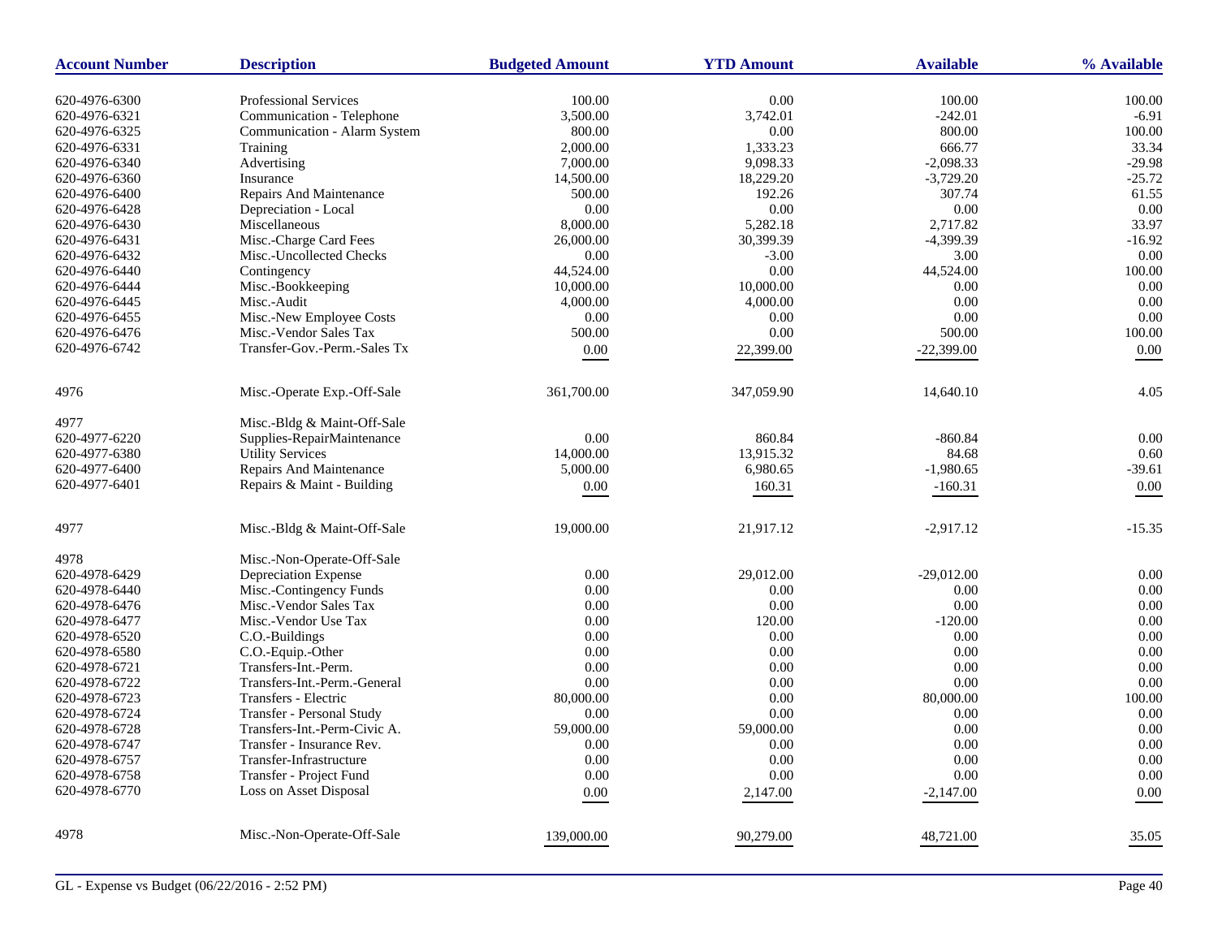| Account Number | Description | Budgeted Amount | YTD Amount | Available | % Available |
|---|---|---|---|---|---|
| 620-4976-6300 | Professional Services | 100.00 | 0.00 | 100.00 | 100.00 |
| 620-4976-6321 | Communication - Telephone | 3,500.00 | 3,742.01 | -242.01 | -6.91 |
| 620-4976-6325 | Communication - Alarm System | 800.00 | 0.00 | 800.00 | 100.00 |
| 620-4976-6331 | Training | 2,000.00 | 1,333.23 | 666.77 | 33.34 |
| 620-4976-6340 | Advertising | 7,000.00 | 9,098.33 | -2,098.33 | -29.98 |
| 620-4976-6360 | Insurance | 14,500.00 | 18,229.20 | -3,729.20 | -25.72 |
| 620-4976-6400 | Repairs And Maintenance | 500.00 | 192.26 | 307.74 | 61.55 |
| 620-4976-6428 | Depreciation - Local | 0.00 | 0.00 | 0.00 | 0.00 |
| 620-4976-6430 | Miscellaneous | 8,000.00 | 5,282.18 | 2,717.82 | 33.97 |
| 620-4976-6431 | Misc.-Charge Card Fees | 26,000.00 | 30,399.39 | -4,399.39 | -16.92 |
| 620-4976-6432 | Misc.-Uncollected Checks | 0.00 | -3.00 | 3.00 | 0.00 |
| 620-4976-6440 | Contingency | 44,524.00 | 0.00 | 44,524.00 | 100.00 |
| 620-4976-6444 | Misc.-Bookkeeping | 10,000.00 | 10,000.00 | 0.00 | 0.00 |
| 620-4976-6445 | Misc.-Audit | 4,000.00 | 4,000.00 | 0.00 | 0.00 |
| 620-4976-6455 | Misc.-New Employee Costs | 0.00 | 0.00 | 0.00 | 0.00 |
| 620-4976-6476 | Misc.-Vendor Sales Tax | 500.00 | 0.00 | 500.00 | 100.00 |
| 620-4976-6742 | Transfer-Gov.-Perm.-Sales Tx | 0.00 | 22,399.00 | -22,399.00 | 0.00 |
| 4976 | Misc.-Operate Exp.-Off-Sale | 361,700.00 | 347,059.90 | 14,640.10 | 4.05 |
| 4977 | Misc.-Bldg & Maint-Off-Sale | | | | |
| 620-4977-6220 | Supplies-RepairMaintenance | 0.00 | 860.84 | -860.84 | 0.00 |
| 620-4977-6380 | Utility Services | 14,000.00 | 13,915.32 | 84.68 | 0.60 |
| 620-4977-6400 | Repairs And Maintenance | 5,000.00 | 6,980.65 | -1,980.65 | -39.61 |
| 620-4977-6401 | Repairs & Maint - Building | 0.00 | 160.31 | -160.31 | 0.00 |
| 4977 | Misc.-Bldg & Maint-Off-Sale | 19,000.00 | 21,917.12 | -2,917.12 | -15.35 |
| 4978 | Misc.-Non-Operate-Off-Sale | | | | |
| 620-4978-6429 | Depreciation Expense | 0.00 | 29,012.00 | -29,012.00 | 0.00 |
| 620-4978-6440 | Misc.-Contingency Funds | 0.00 | 0.00 | 0.00 | 0.00 |
| 620-4978-6476 | Misc.-Vendor Sales Tax | 0.00 | 0.00 | 0.00 | 0.00 |
| 620-4978-6477 | Misc.-Vendor Use Tax | 0.00 | 120.00 | -120.00 | 0.00 |
| 620-4978-6520 | C.O.-Buildings | 0.00 | 0.00 | 0.00 | 0.00 |
| 620-4978-6580 | C.O.-Equip.-Other | 0.00 | 0.00 | 0.00 | 0.00 |
| 620-4978-6721 | Transfers-Int.-Perm. | 0.00 | 0.00 | 0.00 | 0.00 |
| 620-4978-6722 | Transfers-Int.-Perm.-General | 0.00 | 0.00 | 0.00 | 0.00 |
| 620-4978-6723 | Transfers - Electric | 80,000.00 | 0.00 | 80,000.00 | 100.00 |
| 620-4978-6724 | Transfer - Personal Study | 0.00 | 0.00 | 0.00 | 0.00 |
| 620-4978-6728 | Transfers-Int.-Perm-Civic A. | 59,000.00 | 59,000.00 | 0.00 | 0.00 |
| 620-4978-6747 | Transfer - Insurance Rev. | 0.00 | 0.00 | 0.00 | 0.00 |
| 620-4978-6757 | Transfer-Infrastructure | 0.00 | 0.00 | 0.00 | 0.00 |
| 620-4978-6758 | Transfer - Project Fund | 0.00 | 0.00 | 0.00 | 0.00 |
| 620-4978-6770 | Loss on Asset Disposal | 0.00 | 2,147.00 | -2,147.00 | 0.00 |
| 4978 | Misc.-Non-Operate-Off-Sale | 139,000.00 | 90,279.00 | 48,721.00 | 35.05 |

GL - Expense vs Budget (06/22/2016 - 2:52 PM)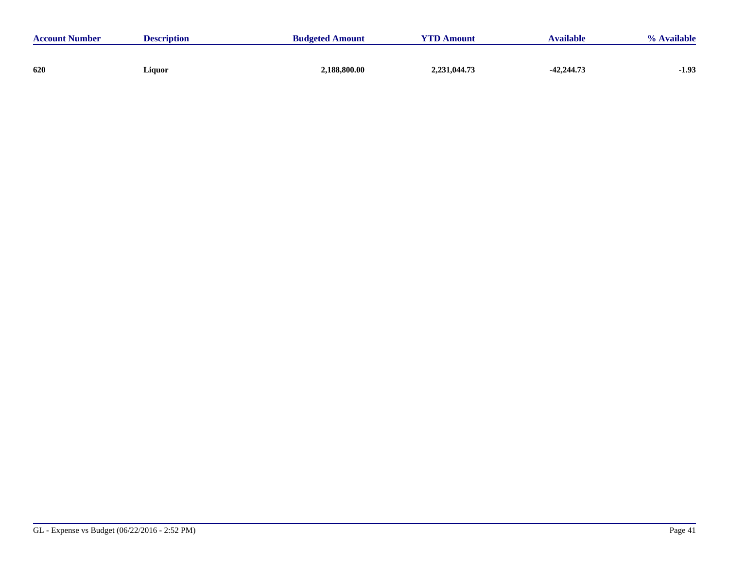| Account Number | Description | Budgeted Amount | YTD Amount | Available | % Available |
|---|---|---|---|---|---|
| **620** | **Liquor** | **2,188,800.00** | **2,231,044.73** | **-42,244.73** | **-1.93** |

GL - Expense vs Budget (06/22/2016 - 2:52 PM)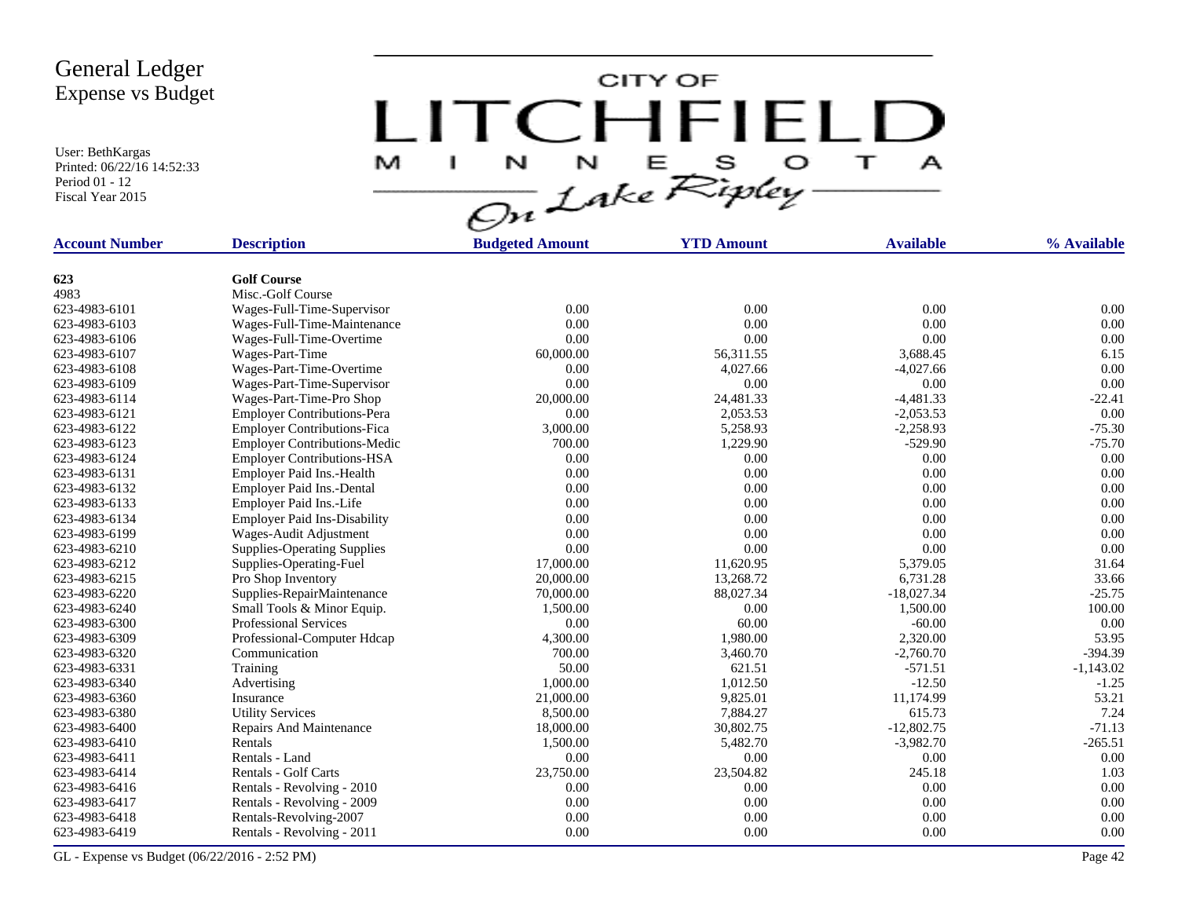# General Ledger
## Expense vs Budget

User: BethKargas
Printed: 06/22/16 14:52:33
Period 01 - 12
Fiscal Year 2015

CITY OF LITCHFIELD MINNESOTA On Lake Ripley

| Account Number | Description | Budgeted Amount | YTD Amount | Available | % Available |
|---|---|---|---|---|---|
| **623** | **Golf Course** | | | | |
| 4983 | Misc.-Golf Course | | | | |
| 623-4983-6101 | Wages-Full-Time-Supervisor | 0.00 | 0.00 | 0.00 | 0.00 |
| 623-4983-6103 | Wages-Full-Time-Maintenance | 0.00 | 0.00 | 0.00 | 0.00 |
| 623-4983-6106 | Wages-Full-Time-Overtime | 0.00 | 0.00 | 0.00 | 0.00 |
| 623-4983-6107 | Wages-Part-Time | 60,000.00 | 56,311.55 | 3,688.45 | 6.15 |
| 623-4983-6108 | Wages-Part-Time-Overtime | 0.00 | 4,027.66 | -4,027.66 | 0.00 |
| 623-4983-6109 | Wages-Part-Time-Supervisor | 0.00 | 0.00 | 0.00 | 0.00 |
| 623-4983-6114 | Wages-Part-Time-Pro Shop | 20,000.00 | 24,481.33 | -4,481.33 | -22.41 |
| 623-4983-6121 | Employer Contributions-Pera | 0.00 | 2,053.53 | -2,053.53 | 0.00 |
| 623-4983-6122 | Employer Contributions-Fica | 3,000.00 | 5,258.93 | -2,258.93 | -75.30 |
| 623-4983-6123 | Employer Contributions-Medic | 700.00 | 1,229.90 | -529.90 | -75.70 |
| 623-4983-6124 | Employer Contributions-HSA | 0.00 | 0.00 | 0.00 | 0.00 |
| 623-4983-6131 | Employer Paid Ins.-Health | 0.00 | 0.00 | 0.00 | 0.00 |
| 623-4983-6132 | Employer Paid Ins.-Dental | 0.00 | 0.00 | 0.00 | 0.00 |
| 623-4983-6133 | Employer Paid Ins.-Life | 0.00 | 0.00 | 0.00 | 0.00 |
| 623-4983-6134 | Employer Paid Ins-Disability | 0.00 | 0.00 | 0.00 | 0.00 |
| 623-4983-6199 | Wages-Audit Adjustment | 0.00 | 0.00 | 0.00 | 0.00 |
| 623-4983-6210 | Supplies-Operating Supplies | 0.00 | 0.00 | 0.00 | 0.00 |
| 623-4983-6212 | Supplies-Operating-Fuel | 17,000.00 | 11,620.95 | 5,379.05 | 31.64 |
| 623-4983-6215 | Pro Shop Inventory | 20,000.00 | 13,268.72 | 6,731.28 | 33.66 |
| 623-4983-6220 | Supplies-RepairMaintenance | 70,000.00 | 88,027.34 | -18,027.34 | -25.75 |
| 623-4983-6240 | Small Tools & Minor Equip. | 1,500.00 | 0.00 | 1,500.00 | 100.00 |
| 623-4983-6300 | Professional Services | 0.00 | 60.00 | -60.00 | 0.00 |
| 623-4983-6309 | Professional-Computer Hdcap | 4,300.00 | 1,980.00 | 2,320.00 | 53.95 |
| 623-4983-6320 | Communication | 700.00 | 3,460.70 | -2,760.70 | -394.39 |
| 623-4983-6331 | Training | 50.00 | 621.51 | -571.51 | -1,143.02 |
| 623-4983-6340 | Advertising | 1,000.00 | 1,012.50 | -12.50 | -1.25 |
| 623-4983-6360 | Insurance | 21,000.00 | 9,825.01 | 11,174.99 | 53.21 |
| 623-4983-6380 | Utility Services | 8,500.00 | 7,884.27 | 615.73 | 7.24 |
| 623-4983-6400 | Repairs And Maintenance | 18,000.00 | 30,802.75 | -12,802.75 | -71.13 |
| 623-4983-6410 | Rentals | 1,500.00 | 5,482.70 | -3,982.70 | -265.51 |
| 623-4983-6411 | Rentals - Land | 0.00 | 0.00 | 0.00 | 0.00 |
| 623-4983-6414 | Rentals - Golf Carts | 23,750.00 | 23,504.82 | 245.18 | 1.03 |
| 623-4983-6416 | Rentals - Revolving - 2010 | 0.00 | 0.00 | 0.00 | 0.00 |
| 623-4983-6417 | Rentals - Revolving - 2009 | 0.00 | 0.00 | 0.00 | 0.00 |
| 623-4983-6418 | Rentals-Revolving-2007 | 0.00 | 0.00 | 0.00 | 0.00 |
| 623-4983-6419 | Rentals - Revolving - 2011 | 0.00 | 0.00 | 0.00 | 0.00 |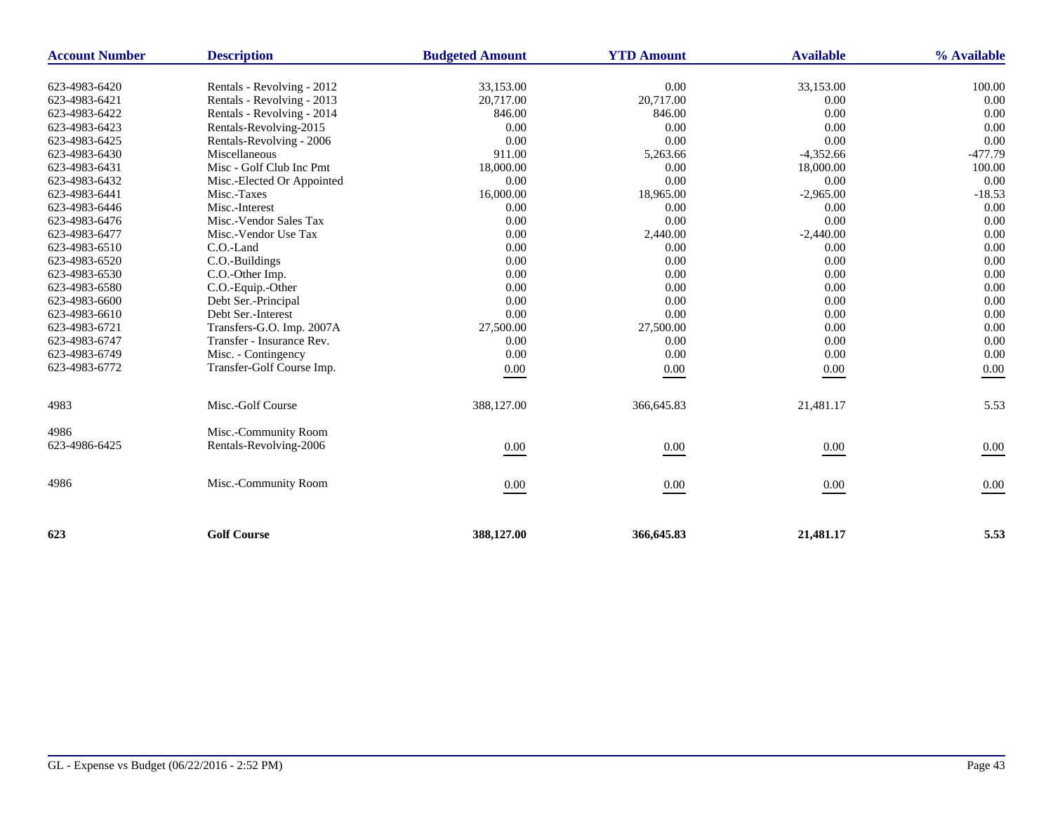| Account Number | Description | Budgeted Amount | YTD Amount | Available | % Available |
|---|---|---|---|---|---|
| 623-4983-6420 | Rentals - Revolving - 2012 | 33,153.00 | 0.00 | 33,153.00 | 100.00 |
| 623-4983-6421 | Rentals - Revolving - 2013 | 20,717.00 | 20,717.00 | 0.00 | 0.00 |
| 623-4983-6422 | Rentals - Revolving - 2014 | 846.00 | 846.00 | 0.00 | 0.00 |
| 623-4983-6423 | Rentals-Revolving-2015 | 0.00 | 0.00 | 0.00 | 0.00 |
| 623-4983-6425 | Rentals-Revolving - 2006 | 0.00 | 0.00 | 0.00 | 0.00 |
| 623-4983-6430 | Miscellaneous | 911.00 | 5,263.66 | -4,352.66 | -477.79 |
| 623-4983-6431 | Misc - Golf Club Inc Pmt | 18,000.00 | 0.00 | 18,000.00 | 100.00 |
| 623-4983-6432 | Misc.-Elected Or Appointed | 0.00 | 0.00 | 0.00 | 0.00 |
| 623-4983-6441 | Misc.-Taxes | 16,000.00 | 18,965.00 | -2,965.00 | -18.53 |
| 623-4983-6446 | Misc.-Interest | 0.00 | 0.00 | 0.00 | 0.00 |
| 623-4983-6476 | Misc.-Vendor Sales Tax | 0.00 | 0.00 | 0.00 | 0.00 |
| 623-4983-6477 | Misc.-Vendor Use Tax | 0.00 | 2,440.00 | -2,440.00 | 0.00 |
| 623-4983-6510 | C.O.-Land | 0.00 | 0.00 | 0.00 | 0.00 |
| 623-4983-6520 | C.O.-Buildings | 0.00 | 0.00 | 0.00 | 0.00 |
| 623-4983-6530 | C.O.-Other Imp. | 0.00 | 0.00 | 0.00 | 0.00 |
| 623-4983-6580 | C.O.-Equip.-Other | 0.00 | 0.00 | 0.00 | 0.00 |
| 623-4983-6600 | Debt Ser.-Principal | 0.00 | 0.00 | 0.00 | 0.00 |
| 623-4983-6610 | Debt Ser.-Interest | 0.00 | 0.00 | 0.00 | 0.00 |
| 623-4983-6721 | Transfers-G.O. Imp. 2007A | 27,500.00 | 27,500.00 | 0.00 | 0.00 |
| 623-4983-6747 | Transfer - Insurance Rev. | 0.00 | 0.00 | 0.00 | 0.00 |
| 623-4983-6749 | Misc. - Contingency | 0.00 | 0.00 | 0.00 | 0.00 |
| 623-4983-6772 | Transfer-Golf Course Imp. | 0.00 | 0.00 | 0.00 | 0.00 |
| 4983 | Misc.-Golf Course | 388,127.00 | 366,645.83 | 21,481.17 | 5.53 |
| 4986 | Misc.-Community Room | | | | |
| 623-4986-6425 | Rentals-Revolving-2006 | 0.00 | 0.00 | 0.00 | 0.00 |
| 4986 | Misc.-Community Room | 0.00 | 0.00 | 0.00 | 0.00 |
| **623** | **Golf Course** | **388,127.00** | **366,645.83** | **21,481.17** | **5.53** |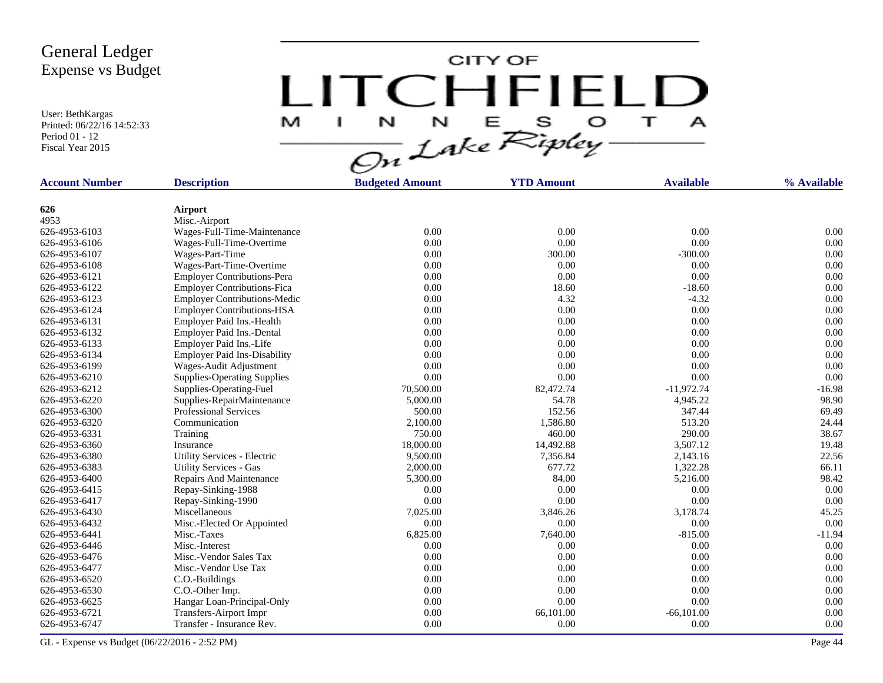# General Ledger
## Expense vs Budget

User: BethKargas
Printed: 06/22/16 14:52:33
Period 01 - 12
Fiscal Year 2015

CITY OF LITCHFIELD MINNESOTA — On Lake Ripley

| Account Number | Description | Budgeted Amount | YTD Amount | Available | % Available |
|---|---|---|---|---|---|
| **626** | **Airport** | | | | |
| 4953 | Misc.-Airport | | | | |
| 626-4953-6103 | Wages-Full-Time-Maintenance | 0.00 | 0.00 | 0.00 | 0.00 |
| 626-4953-6106 | Wages-Full-Time-Overtime | 0.00 | 0.00 | 0.00 | 0.00 |
| 626-4953-6107 | Wages-Part-Time | 0.00 | 300.00 | -300.00 | 0.00 |
| 626-4953-6108 | Wages-Part-Time-Overtime | 0.00 | 0.00 | 0.00 | 0.00 |
| 626-4953-6121 | Employer Contributions-Pera | 0.00 | 0.00 | 0.00 | 0.00 |
| 626-4953-6122 | Employer Contributions-Fica | 0.00 | 18.60 | -18.60 | 0.00 |
| 626-4953-6123 | Employer Contributions-Medic | 0.00 | 4.32 | -4.32 | 0.00 |
| 626-4953-6124 | Employer Contributions-HSA | 0.00 | 0.00 | 0.00 | 0.00 |
| 626-4953-6131 | Employer Paid Ins.-Health | 0.00 | 0.00 | 0.00 | 0.00 |
| 626-4953-6132 | Employer Paid Ins.-Dental | 0.00 | 0.00 | 0.00 | 0.00 |
| 626-4953-6133 | Employer Paid Ins.-Life | 0.00 | 0.00 | 0.00 | 0.00 |
| 626-4953-6134 | Employer Paid Ins-Disability | 0.00 | 0.00 | 0.00 | 0.00 |
| 626-4953-6199 | Wages-Audit Adjustment | 0.00 | 0.00 | 0.00 | 0.00 |
| 626-4953-6210 | Supplies-Operating Supplies | 0.00 | 0.00 | 0.00 | 0.00 |
| 626-4953-6212 | Supplies-Operating-Fuel | 70,500.00 | 82,472.74 | -11,972.74 | -16.98 |
| 626-4953-6220 | Supplies-RepairMaintenance | 5,000.00 | 54.78 | 4,945.22 | 98.90 |
| 626-4953-6300 | Professional Services | 500.00 | 152.56 | 347.44 | 69.49 |
| 626-4953-6320 | Communication | 2,100.00 | 1,586.80 | 513.20 | 24.44 |
| 626-4953-6331 | Training | 750.00 | 460.00 | 290.00 | 38.67 |
| 626-4953-6360 | Insurance | 18,000.00 | 14,492.88 | 3,507.12 | 19.48 |
| 626-4953-6380 | Utility Services - Electric | 9,500.00 | 7,356.84 | 2,143.16 | 22.56 |
| 626-4953-6383 | Utility Services - Gas | 2,000.00 | 677.72 | 1,322.28 | 66.11 |
| 626-4953-6400 | Repairs And Maintenance | 5,300.00 | 84.00 | 5,216.00 | 98.42 |
| 626-4953-6415 | Repay-Sinking-1988 | 0.00 | 0.00 | 0.00 | 0.00 |
| 626-4953-6417 | Repay-Sinking-1990 | 0.00 | 0.00 | 0.00 | 0.00 |
| 626-4953-6430 | Miscellaneous | 7,025.00 | 3,846.26 | 3,178.74 | 45.25 |
| 626-4953-6432 | Misc.-Elected Or Appointed | 0.00 | 0.00 | 0.00 | 0.00 |
| 626-4953-6441 | Misc.-Taxes | 6,825.00 | 7,640.00 | -815.00 | -11.94 |
| 626-4953-6446 | Misc.-Interest | 0.00 | 0.00 | 0.00 | 0.00 |
| 626-4953-6476 | Misc.-Vendor Sales Tax | 0.00 | 0.00 | 0.00 | 0.00 |
| 626-4953-6477 | Misc.-Vendor Use Tax | 0.00 | 0.00 | 0.00 | 0.00 |
| 626-4953-6520 | C.O.-Buildings | 0.00 | 0.00 | 0.00 | 0.00 |
| 626-4953-6530 | C.O.-Other Imp. | 0.00 | 0.00 | 0.00 | 0.00 |
| 626-4953-6625 | Hangar Loan-Principal-Only | 0.00 | 0.00 | 0.00 | 0.00 |
| 626-4953-6721 | Transfers-Airport Impr | 0.00 | 66,101.00 | -66,101.00 | 0.00 |
| 626-4953-6747 | Transfer - Insurance Rev. | 0.00 | 0.00 | 0.00 | 0.00 |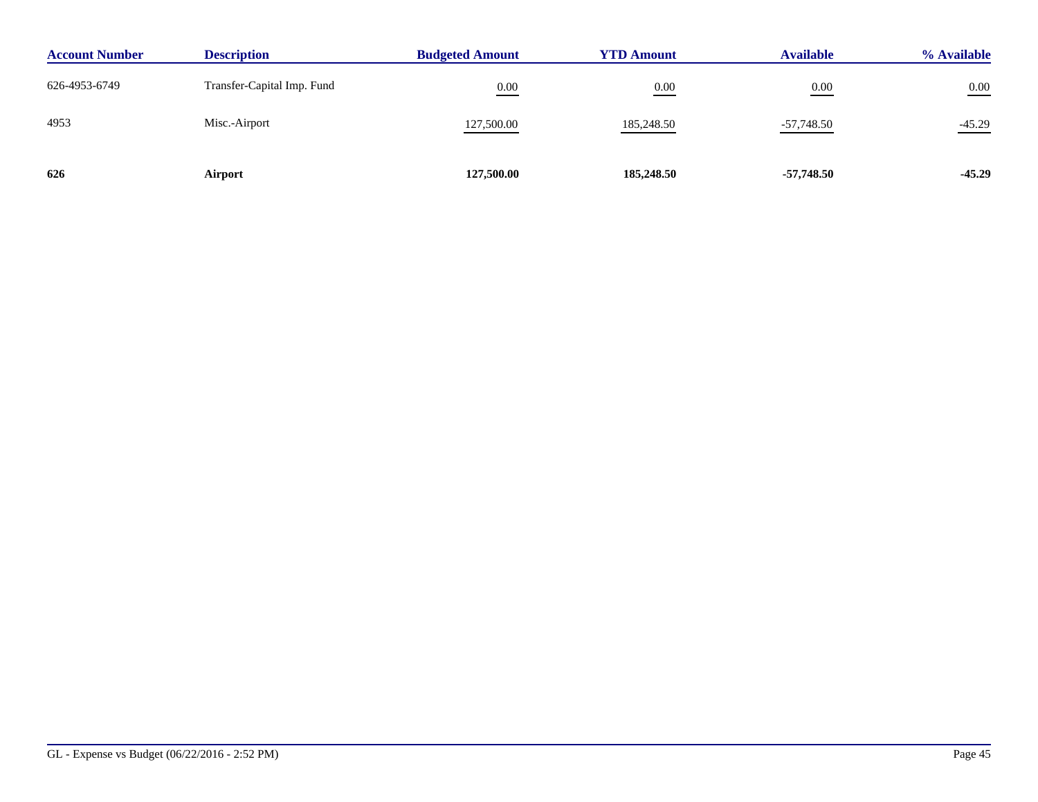| Account Number | Description | Budgeted Amount | YTD Amount | Available | % Available |
|---|---|---|---|---|---|
| 626-4953-6749 | Transfer-Capital Imp. Fund | 0.00 | 0.00 | 0.00 | 0.00 |
| 4953 | Misc.-Airport | 127,500.00 | 185,248.50 | -57,748.50 | -45.29 |
| **626** | **Airport** | **127,500.00** | **185,248.50** | **-57,748.50** | **-45.29** |

GL - Expense vs Budget (06/22/2016 - 2:52 PM)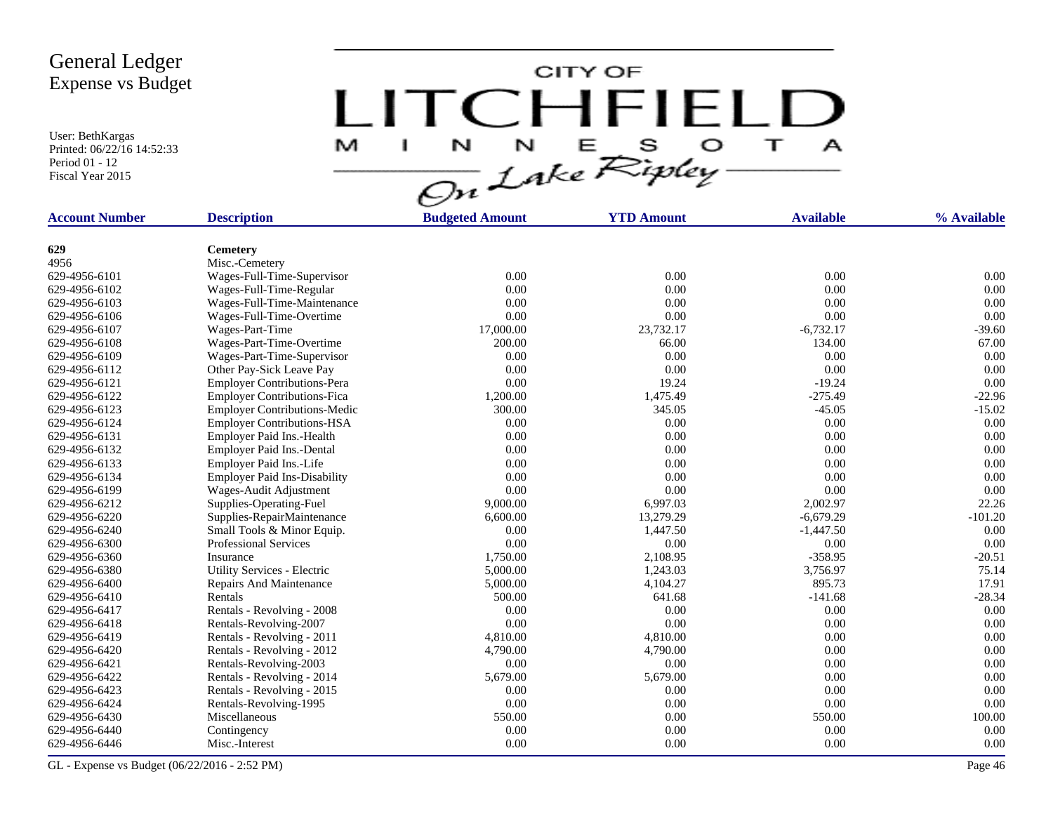# General Ledger
## Expense vs Budget

User: BethKargas
Printed: 06/22/16 14:52:33
Period 01 - 12
Fiscal Year 2015

CITY OF LITCHFIELD MINNESOTA On Lake Ripley

| Account Number | Description | Budgeted Amount | YTD Amount | Available | % Available |
|---|---|---|---|---|---|
| **629** | **Cemetery** | | | | |
| 4956 | Misc.-Cemetery | | | | |
| 629-4956-6101 | Wages-Full-Time-Supervisor | 0.00 | 0.00 | 0.00 | 0.00 |
| 629-4956-6102 | Wages-Full-Time-Regular | 0.00 | 0.00 | 0.00 | 0.00 |
| 629-4956-6103 | Wages-Full-Time-Maintenance | 0.00 | 0.00 | 0.00 | 0.00 |
| 629-4956-6106 | Wages-Full-Time-Overtime | 0.00 | 0.00 | 0.00 | 0.00 |
| 629-4956-6107 | Wages-Part-Time | 17,000.00 | 23,732.17 | -6,732.17 | -39.60 |
| 629-4956-6108 | Wages-Part-Time-Overtime | 200.00 | 66.00 | 134.00 | 67.00 |
| 629-4956-6109 | Wages-Part-Time-Supervisor | 0.00 | 0.00 | 0.00 | 0.00 |
| 629-4956-6112 | Other Pay-Sick Leave Pay | 0.00 | 0.00 | 0.00 | 0.00 |
| 629-4956-6121 | Employer Contributions-Pera | 0.00 | 19.24 | -19.24 | 0.00 |
| 629-4956-6122 | Employer Contributions-Fica | 1,200.00 | 1,475.49 | -275.49 | -22.96 |
| 629-4956-6123 | Employer Contributions-Medic | 300.00 | 345.05 | -45.05 | -15.02 |
| 629-4956-6124 | Employer Contributions-HSA | 0.00 | 0.00 | 0.00 | 0.00 |
| 629-4956-6131 | Employer Paid Ins.-Health | 0.00 | 0.00 | 0.00 | 0.00 |
| 629-4956-6132 | Employer Paid Ins.-Dental | 0.00 | 0.00 | 0.00 | 0.00 |
| 629-4956-6133 | Employer Paid Ins.-Life | 0.00 | 0.00 | 0.00 | 0.00 |
| 629-4956-6134 | Employer Paid Ins-Disability | 0.00 | 0.00 | 0.00 | 0.00 |
| 629-4956-6199 | Wages-Audit Adjustment | 0.00 | 0.00 | 0.00 | 0.00 |
| 629-4956-6212 | Supplies-Operating-Fuel | 9,000.00 | 6,997.03 | 2,002.97 | 22.26 |
| 629-4956-6220 | Supplies-RepairMaintenance | 6,600.00 | 13,279.29 | -6,679.29 | -101.20 |
| 629-4956-6240 | Small Tools & Minor Equip. | 0.00 | 1,447.50 | -1,447.50 | 0.00 |
| 629-4956-6300 | Professional Services | 0.00 | 0.00 | 0.00 | 0.00 |
| 629-4956-6360 | Insurance | 1,750.00 | 2,108.95 | -358.95 | -20.51 |
| 629-4956-6380 | Utility Services - Electric | 5,000.00 | 1,243.03 | 3,756.97 | 75.14 |
| 629-4956-6400 | Repairs And Maintenance | 5,000.00 | 4,104.27 | 895.73 | 17.91 |
| 629-4956-6410 | Rentals | 500.00 | 641.68 | -141.68 | -28.34 |
| 629-4956-6417 | Rentals - Revolving - 2008 | 0.00 | 0.00 | 0.00 | 0.00 |
| 629-4956-6418 | Rentals-Revolving-2007 | 0.00 | 0.00 | 0.00 | 0.00 |
| 629-4956-6419 | Rentals - Revolving - 2011 | 4,810.00 | 4,810.00 | 0.00 | 0.00 |
| 629-4956-6420 | Rentals - Revolving - 2012 | 4,790.00 | 4,790.00 | 0.00 | 0.00 |
| 629-4956-6421 | Rentals-Revolving-2003 | 0.00 | 0.00 | 0.00 | 0.00 |
| 629-4956-6422 | Rentals - Revolving - 2014 | 5,679.00 | 5,679.00 | 0.00 | 0.00 |
| 629-4956-6423 | Rentals - Revolving - 2015 | 0.00 | 0.00 | 0.00 | 0.00 |
| 629-4956-6424 | Rentals-Revolving-1995 | 0.00 | 0.00 | 0.00 | 0.00 |
| 629-4956-6430 | Miscellaneous | 550.00 | 0.00 | 550.00 | 100.00 |
| 629-4956-6440 | Contingency | 0.00 | 0.00 | 0.00 | 0.00 |
| 629-4956-6446 | Misc.-Interest | 0.00 | 0.00 | 0.00 | 0.00 |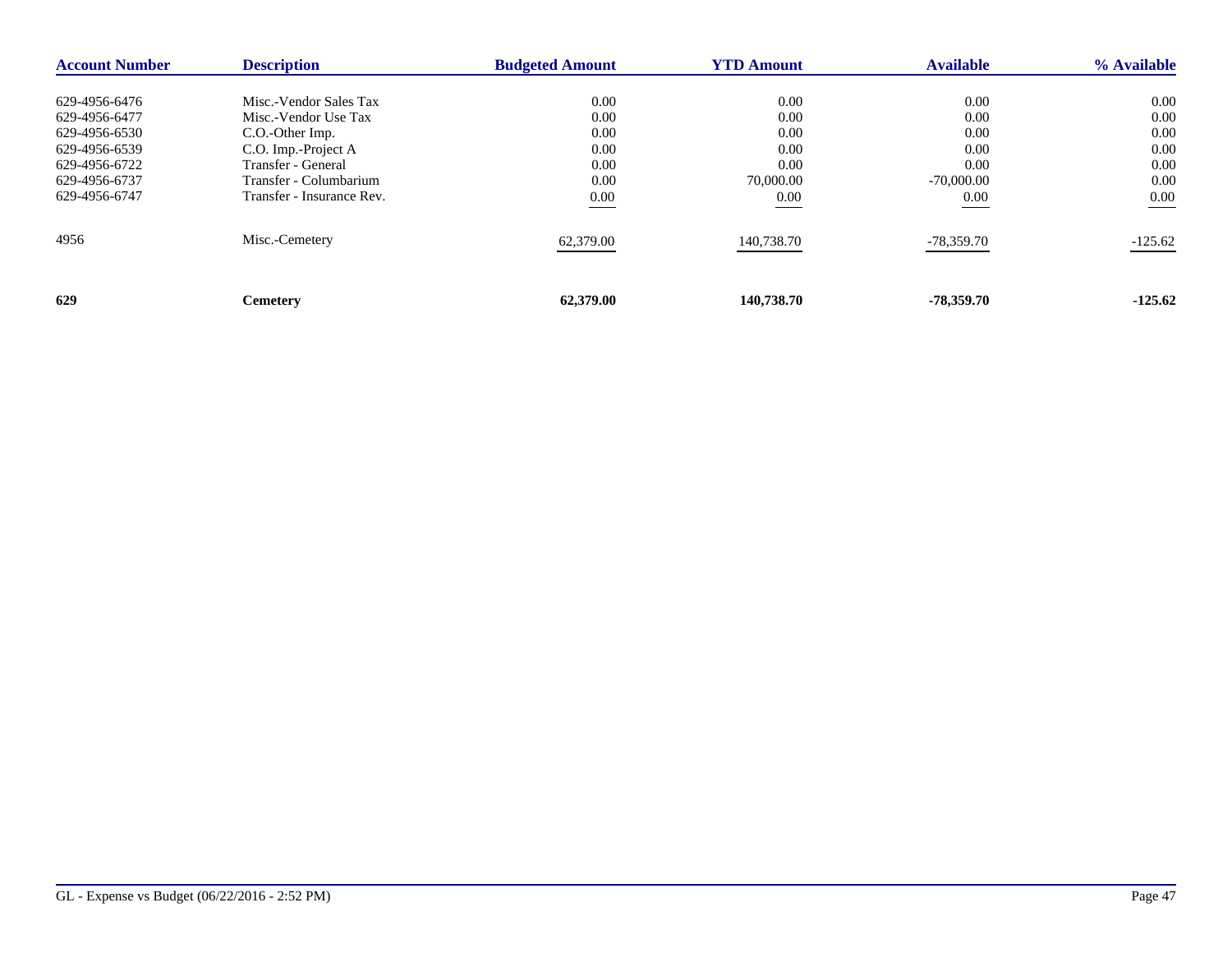| Account Number | Description | Budgeted Amount | YTD Amount | Available | % Available |
|---|---|---|---|---|---|
| 629-4956-6476 | Misc.-Vendor Sales Tax | 0.00 | 0.00 | 0.00 | 0.00 |
| 629-4956-6477 | Misc.-Vendor Use Tax | 0.00 | 0.00 | 0.00 | 0.00 |
| 629-4956-6530 | C.O.-Other Imp. | 0.00 | 0.00 | 0.00 | 0.00 |
| 629-4956-6539 | C.O. Imp.-Project A | 0.00 | 0.00 | 0.00 | 0.00 |
| 629-4956-6722 | Transfer - General | 0.00 | 0.00 | 0.00 | 0.00 |
| 629-4956-6737 | Transfer - Columbarium | 0.00 | 70,000.00 | -70,000.00 | 0.00 |
| 629-4956-6747 | Transfer - Insurance Rev. | 0.00 | 0.00 | 0.00 | 0.00 |
| 4956 | Misc.-Cemetery | 62,379.00 | 140,738.70 | -78,359.70 | -125.62 |
| **629** | **Cemetery** | **62,379.00** | **140,738.70** | **-78,359.70** | **-125.62** |

GL - Expense vs Budget (06/22/2016 - 2:52 PM)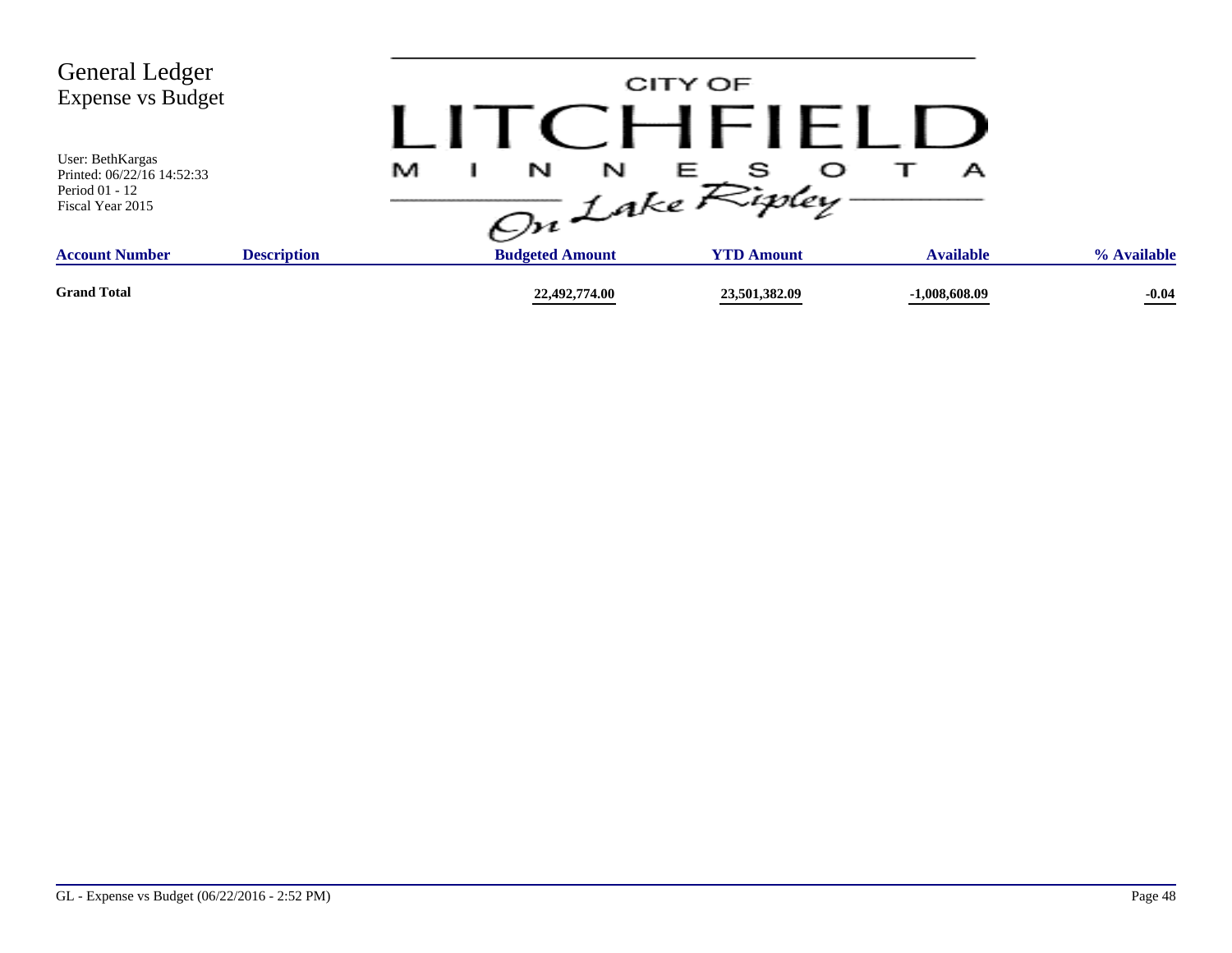# General Ledger
## Expense vs Budget

User: BethKargas
Printed: 06/22/16 14:52:33
Period 01 - 12
Fiscal Year 2015

CITY OF LITCHFIELD MINNESOTA On Lake Ripley

| Account Number | Description | Budgeted Amount | YTD Amount | Available | % Available |
|---|---|---|---|---|---|
| **Grand Total** | | **22,492,774.00** | **23,501,382.09** | **-1,008,608.09** | **-0.04** |